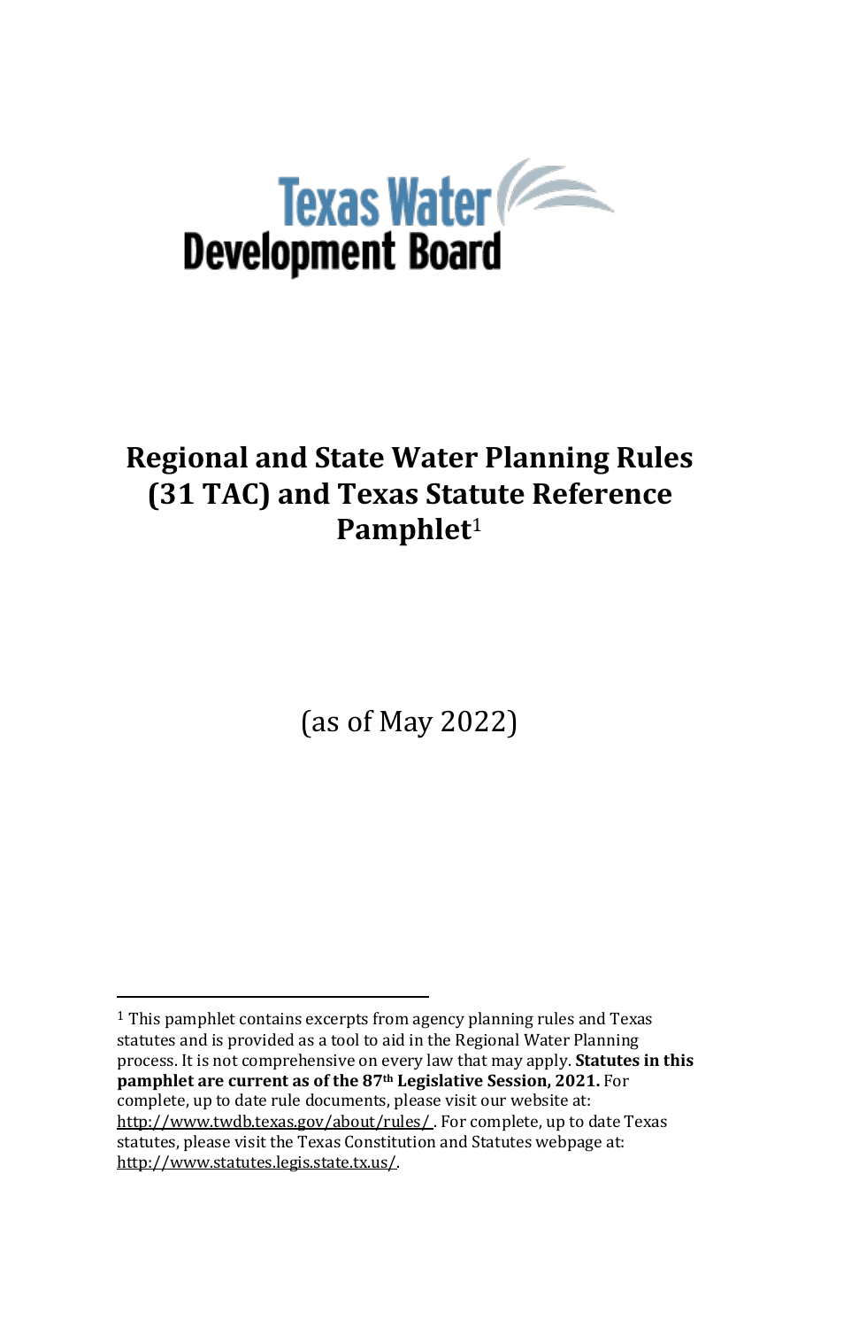Texas Water
Development Board

# Regional and State Water Planning Rules (31 TAC) and Texas Statute Reference Pamphlet[1]

(as of May 2022)

[1] This pamphlet contains excerpts from agency planning rules and Texas statutes and is provided as a tool to aid in the Regional Water Planning process. It is not comprehensive on every law that may apply. **Statutes in this pamphlet are current as of the 87th Legislative Session, 2021.** For complete, up to date rule documents, please visit our website at: http://www.twdb.texas.gov/about/rules/ . For complete, up to date Texas statutes, please visit the Texas Constitution and Statutes webpage at: http://www.statutes.legis.state.tx.us/.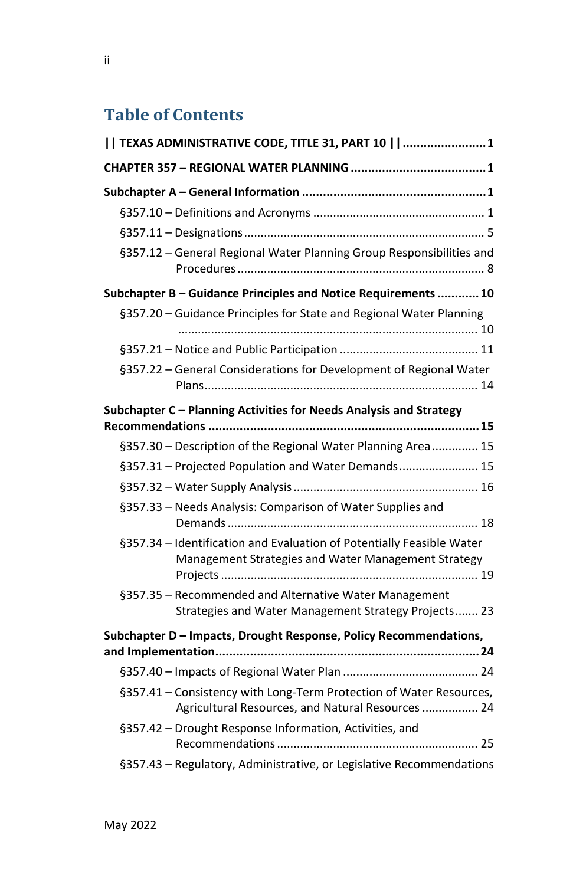# Table of Contents

**|| TEXAS ADMINISTRATIVE CODE, TITLE 31, PART 10 || ........................ 1**

**CHAPTER 357 – REGIONAL WATER PLANNING ........................ 1**

**Subchapter A – General Information ........................ 1**

- §357.10 – Definitions and Acronyms ........................ 1
- §357.11 – Designations ........................ 5
- §357.12 – General Regional Water Planning Group Responsibilities and Procedures ........................ 8

**Subchapter B – Guidance Principles and Notice Requirements ........................ 10**

- §357.20 – Guidance Principles for State and Regional Water Planning ........................ 10
- §357.21 – Notice and Public Participation ........................ 11
- §357.22 – General Considerations for Development of Regional Water Plans ........................ 14

**Subchapter C – Planning Activities for Needs Analysis and Strategy Recommendations ........................ 15**

- §357.30 – Description of the Regional Water Planning Area ........................ 15
- §357.31 – Projected Population and Water Demands ........................ 15
- §357.32 – Water Supply Analysis ........................ 16
- §357.33 – Needs Analysis: Comparison of Water Supplies and Demands ........................ 18
- §357.34 – Identification and Evaluation of Potentially Feasible Water Management Strategies and Water Management Strategy Projects ........................ 19
- §357.35 – Recommended and Alternative Water Management Strategies and Water Management Strategy Projects ........................ 23

**Subchapter D – Impacts, Drought Response, Policy Recommendations, and Implementation ........................ 24**

- §357.40 – Impacts of Regional Water Plan ........................ 24
- §357.41 – Consistency with Long-Term Protection of Water Resources, Agricultural Resources, and Natural Resources ........................ 24
- §357.42 – Drought Response Information, Activities, and Recommendations ........................ 25
- §357.43 – Regulatory, Administrative, or Legislative Recommendations

May 2022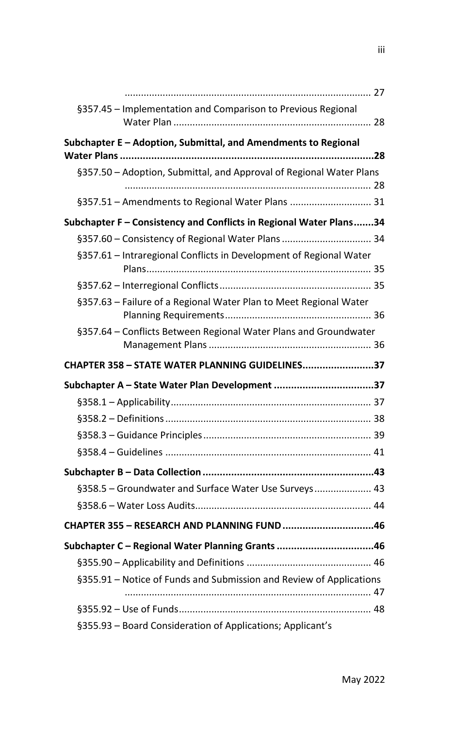............................................................................................ 27

§357.45 – Implementation and Comparison to Previous Regional Water Plan ........................................................................ 28

**Subchapter E – Adoption, Submittal, and Amendments to Regional Water Plans ..........................................................................................28**

§357.50 – Adoption, Submittal, and Approval of Regional Water Plans ............................................................................................ 28

§357.51 – Amendments to Regional Water Plans ............................. 31

**Subchapter F – Consistency and Conflicts in Regional Water Plans.......34**

§357.60 – Consistency of Regional Water Plans ................................ 34

§357.61 – Intraregional Conflicts in Development of Regional Water Plans.................................................................................. 35

§357.62 – Interregional Conflicts........................................................ 35

§357.63 – Failure of a Regional Water Plan to Meet Regional Water Planning Requirements..................................................... 36

§357.64 – Conflicts Between Regional Water Plans and Groundwater Management Plans ........................................................... 36

**CHAPTER 358 – STATE WATER PLANNING GUIDELINES.........................37**

**Subchapter A – State Water Plan Development ...................................37**

§358.1 – Applicability......................................................................... 37

§358.2 – Definitions........................................................................... 38

§358.3 – Guidance Principles............................................................. 39

§358.4 – Guidelines ........................................................................... 41

**Subchapter B – Data Collection ............................................................43**

§358.5 – Groundwater and Surface Water Use Surveys..................... 43

§358.6 – Water Loss Audits................................................................ 44

**CHAPTER 355 – RESEARCH AND PLANNING FUND ................................46**

**Subchapter C – Regional Water Planning Grants ..................................46**

§355.90 – Applicability and Definitions ............................................. 46

§355.91 – Notice of Funds and Submission and Review of Applications ............................................................................................ 47

§355.92 – Use of Funds...................................................................... 48

§355.93 – Board Consideration of Applications; Applicant's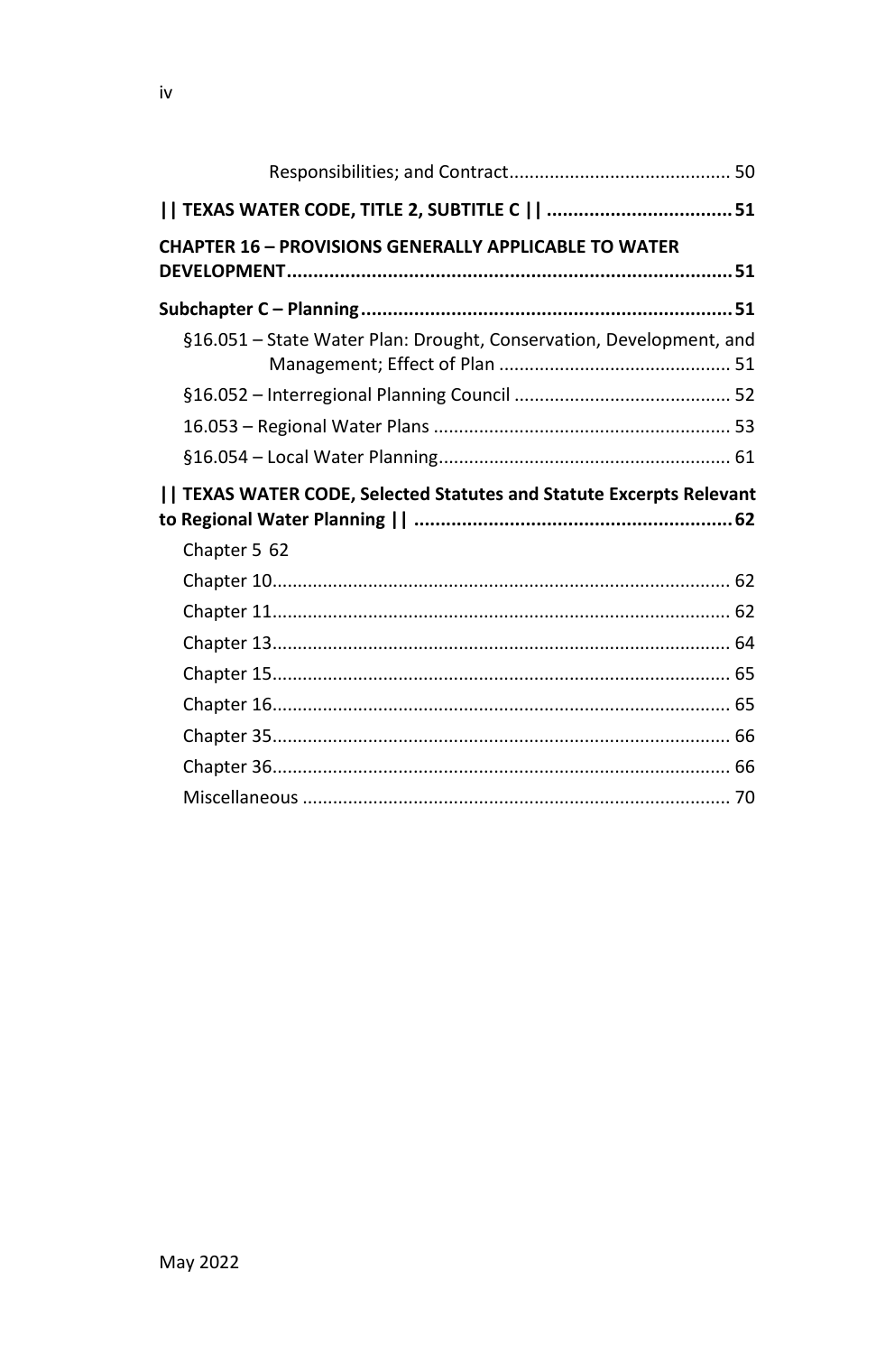Responsibilities; and Contract........................................... 50

**|| TEXAS WATER CODE, TITLE 2, SUBTITLE C || ................................... 51**

**CHAPTER 16 – PROVISIONS GENERALLY APPLICABLE TO WATER DEVELOPMENT...................................................................................... 51**

**Subchapter C – Planning...................................................................... 51**

§16.051 – State Water Plan: Drought, Conservation, Development, and Management; Effect of Plan ............................................. 51

§16.052 – Interregional Planning Council ........................................... 52

16.053 – Regional Water Plans .......................................................... 53

§16.054 – Local Water Planning.......................................................... 61

**|| TEXAS WATER CODE, Selected Statutes and Statute Excerpts Relevant to Regional Water Planning || ........................................................... 62**

Chapter 5 62

Chapter 10.......................................................................................... 62

Chapter 11.......................................................................................... 62

Chapter 13.......................................................................................... 64

Chapter 15.......................................................................................... 65

Chapter 16.......................................................................................... 65

Chapter 35.......................................................................................... 66

Chapter 36.......................................................................................... 66

Miscellaneous .................................................................................... 70

May 2022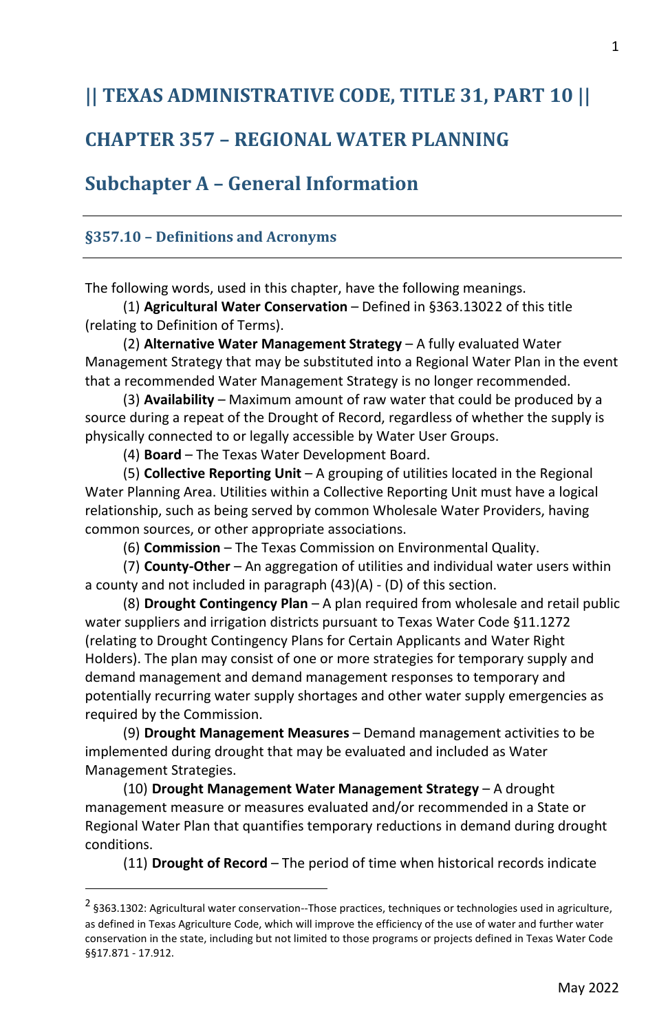# || TEXAS ADMINISTRATIVE CODE, TITLE 31, PART 10 ||

# CHAPTER 357 – REGIONAL WATER PLANNING

## Subchapter A – General Information

### §357.10 – Definitions and Acronyms

The following words, used in this chapter, have the following meanings.

(1) **Agricultural Water Conservation** – Defined in §363.13022 of this title (relating to Definition of Terms).

(2) **Alternative Water Management Strategy** – A fully evaluated Water Management Strategy that may be substituted into a Regional Water Plan in the event that a recommended Water Management Strategy is no longer recommended.

(3) **Availability** – Maximum amount of raw water that could be produced by a source during a repeat of the Drought of Record, regardless of whether the supply is physically connected to or legally accessible by Water User Groups.

(4) **Board** – The Texas Water Development Board.

(5) **Collective Reporting Unit** – A grouping of utilities located in the Regional Water Planning Area. Utilities within a Collective Reporting Unit must have a logical relationship, such as being served by common Wholesale Water Providers, having common sources, or other appropriate associations.

(6) **Commission** – The Texas Commission on Environmental Quality.

(7) **County-Other** – An aggregation of utilities and individual water users within a county and not included in paragraph (43)(A) - (D) of this section.

(8) **Drought Contingency Plan** – A plan required from wholesale and retail public water suppliers and irrigation districts pursuant to Texas Water Code §11.1272 (relating to Drought Contingency Plans for Certain Applicants and Water Right Holders). The plan may consist of one or more strategies for temporary supply and demand management and demand management responses to temporary and potentially recurring water supply shortages and other water supply emergencies as required by the Commission.

(9) **Drought Management Measures** – Demand management activities to be implemented during drought that may be evaluated and included as Water Management Strategies.

(10) **Drought Management Water Management Strategy** – A drought management measure or measures evaluated and/or recommended in a State or Regional Water Plan that quantifies temporary reductions in demand during drought conditions.

(11) **Drought of Record** – The period of time when historical records indicate

---

[2] §363.1302: Agricultural water conservation--Those practices, techniques or technologies used in agriculture, as defined in Texas Agriculture Code, which will improve the efficiency of the use of water and further water conservation in the state, including but not limited to those programs or projects defined in Texas Water Code §§17.871 - 17.912.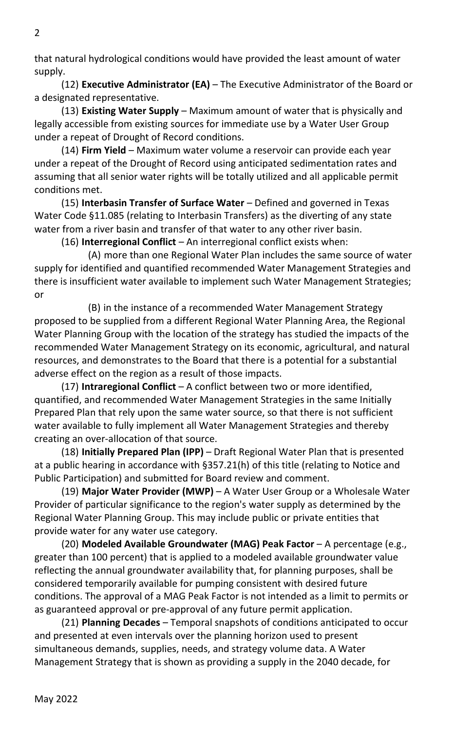that natural hydrological conditions would have provided the least amount of water supply.

(12) **Executive Administrator (EA)** – The Executive Administrator of the Board or a designated representative.

(13) **Existing Water Supply** – Maximum amount of water that is physically and legally accessible from existing sources for immediate use by a Water User Group under a repeat of Drought of Record conditions.

(14) **Firm Yield** – Maximum water volume a reservoir can provide each year under a repeat of the Drought of Record using anticipated sedimentation rates and assuming that all senior water rights will be totally utilized and all applicable permit conditions met.

(15) **Interbasin Transfer of Surface Water** – Defined and governed in Texas Water Code §11.085 (relating to Interbasin Transfers) as the diverting of any state water from a river basin and transfer of that water to any other river basin.

(16) **Interregional Conflict** – An interregional conflict exists when:

(A) more than one Regional Water Plan includes the same source of water supply for identified and quantified recommended Water Management Strategies and there is insufficient water available to implement such Water Management Strategies; or

(B) in the instance of a recommended Water Management Strategy proposed to be supplied from a different Regional Water Planning Area, the Regional Water Planning Group with the location of the strategy has studied the impacts of the recommended Water Management Strategy on its economic, agricultural, and natural resources, and demonstrates to the Board that there is a potential for a substantial adverse effect on the region as a result of those impacts.

(17) **Intraregional Conflict** – A conflict between two or more identified, quantified, and recommended Water Management Strategies in the same Initially Prepared Plan that rely upon the same water source, so that there is not sufficient water available to fully implement all Water Management Strategies and thereby creating an over-allocation of that source.

(18) **Initially Prepared Plan (IPP)** – Draft Regional Water Plan that is presented at a public hearing in accordance with §357.21(h) of this title (relating to Notice and Public Participation) and submitted for Board review and comment.

(19) **Major Water Provider (MWP)** – A Water User Group or a Wholesale Water Provider of particular significance to the region's water supply as determined by the Regional Water Planning Group. This may include public or private entities that provide water for any water use category.

(20) **Modeled Available Groundwater (MAG) Peak Factor** – A percentage (e.g., greater than 100 percent) that is applied to a modeled available groundwater value reflecting the annual groundwater availability that, for planning purposes, shall be considered temporarily available for pumping consistent with desired future conditions. The approval of a MAG Peak Factor is not intended as a limit to permits or as guaranteed approval or pre-approval of any future permit application.

(21) **Planning Decades** – Temporal snapshots of conditions anticipated to occur and presented at even intervals over the planning horizon used to present simultaneous demands, supplies, needs, and strategy volume data. A Water Management Strategy that is shown as providing a supply in the 2040 decade, for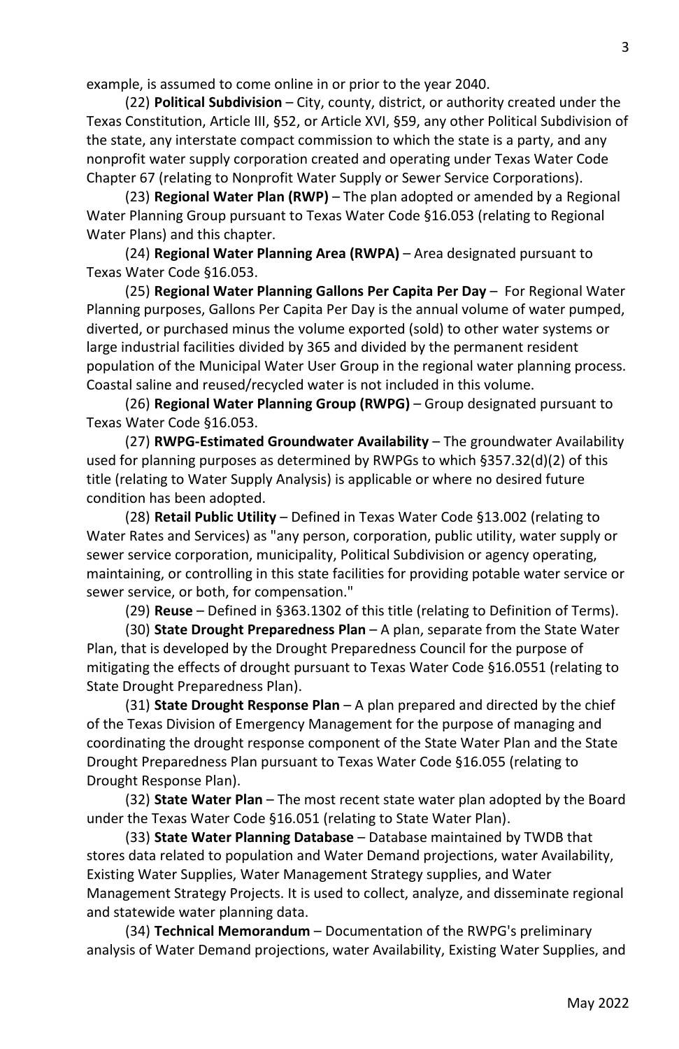example, is assumed to come online in or prior to the year 2040.

(22) **Political Subdivision** – City, county, district, or authority created under the Texas Constitution, Article III, §52, or Article XVI, §59, any other Political Subdivision of the state, any interstate compact commission to which the state is a party, and any nonprofit water supply corporation created and operating under Texas Water Code Chapter 67 (relating to Nonprofit Water Supply or Sewer Service Corporations).

(23) **Regional Water Plan (RWP)** – The plan adopted or amended by a Regional Water Planning Group pursuant to Texas Water Code §16.053 (relating to Regional Water Plans) and this chapter.

(24) **Regional Water Planning Area (RWPA)** – Area designated pursuant to Texas Water Code §16.053.

(25) **Regional Water Planning Gallons Per Capita Per Day** – For Regional Water Planning purposes, Gallons Per Capita Per Day is the annual volume of water pumped, diverted, or purchased minus the volume exported (sold) to other water systems or large industrial facilities divided by 365 and divided by the permanent resident population of the Municipal Water User Group in the regional water planning process. Coastal saline and reused/recycled water is not included in this volume.

(26) **Regional Water Planning Group (RWPG)** – Group designated pursuant to Texas Water Code §16.053.

(27) **RWPG-Estimated Groundwater Availability** – The groundwater Availability used for planning purposes as determined by RWPGs to which §357.32(d)(2) of this title (relating to Water Supply Analysis) is applicable or where no desired future condition has been adopted.

(28) **Retail Public Utility** – Defined in Texas Water Code §13.002 (relating to Water Rates and Services) as "any person, corporation, public utility, water supply or sewer service corporation, municipality, Political Subdivision or agency operating, maintaining, or controlling in this state facilities for providing potable water service or sewer service, or both, for compensation."

(29) **Reuse** – Defined in §363.1302 of this title (relating to Definition of Terms).

(30) **State Drought Preparedness Plan** – A plan, separate from the State Water Plan, that is developed by the Drought Preparedness Council for the purpose of mitigating the effects of drought pursuant to Texas Water Code §16.0551 (relating to State Drought Preparedness Plan).

(31) **State Drought Response Plan** – A plan prepared and directed by the chief of the Texas Division of Emergency Management for the purpose of managing and coordinating the drought response component of the State Water Plan and the State Drought Preparedness Plan pursuant to Texas Water Code §16.055 (relating to Drought Response Plan).

(32) **State Water Plan** – The most recent state water plan adopted by the Board under the Texas Water Code §16.051 (relating to State Water Plan).

(33) **State Water Planning Database** – Database maintained by TWDB that stores data related to population and Water Demand projections, water Availability, Existing Water Supplies, Water Management Strategy supplies, and Water Management Strategy Projects. It is used to collect, analyze, and disseminate regional and statewide water planning data.

(34) **Technical Memorandum** – Documentation of the RWPG's preliminary analysis of Water Demand projections, water Availability, Existing Water Supplies, and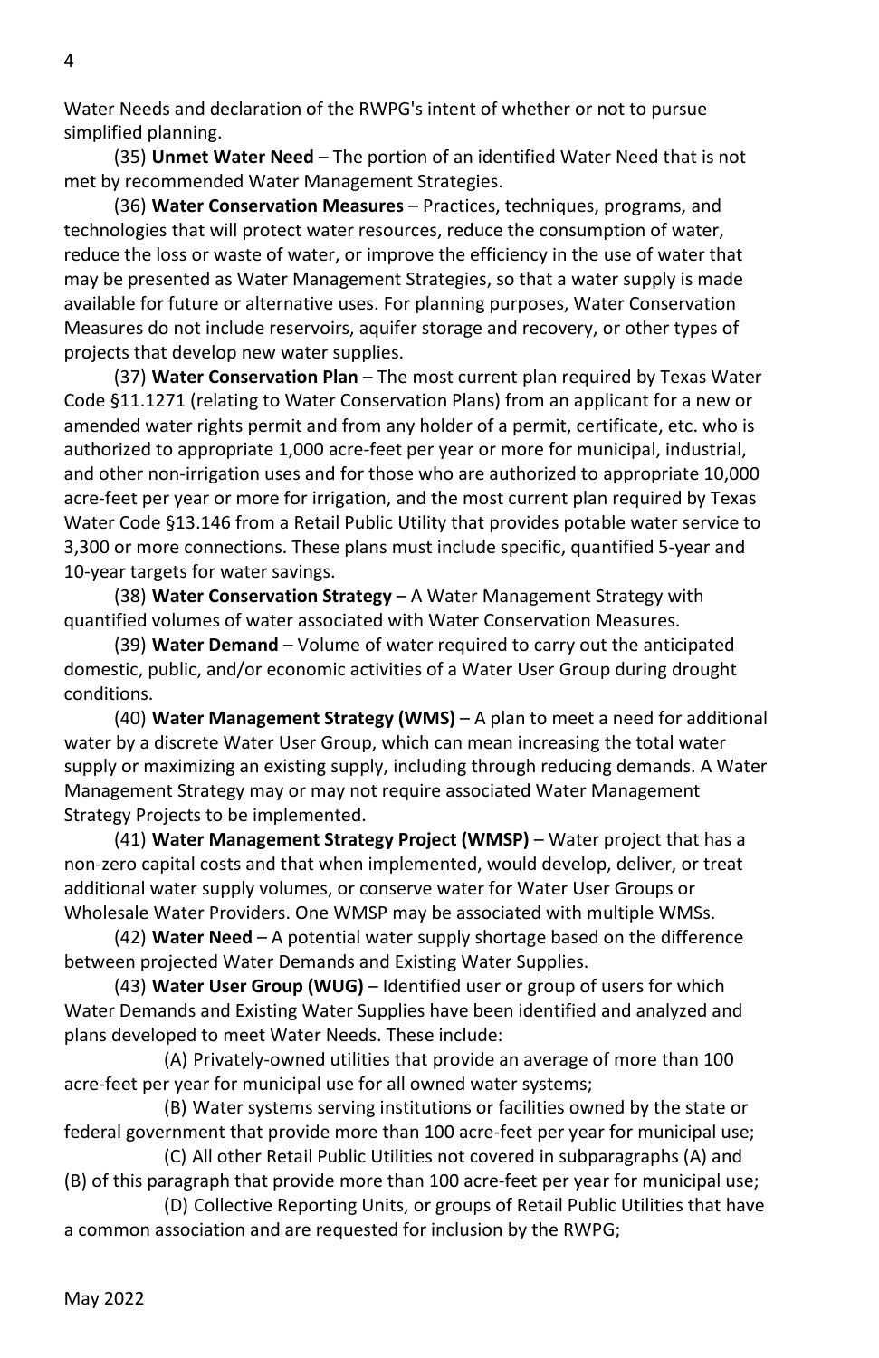Water Needs and declaration of the RWPG's intent of whether or not to pursue simplified planning.

(35) **Unmet Water Need** – The portion of an identified Water Need that is not met by recommended Water Management Strategies.

(36) **Water Conservation Measures** – Practices, techniques, programs, and technologies that will protect water resources, reduce the consumption of water, reduce the loss or waste of water, or improve the efficiency in the use of water that may be presented as Water Management Strategies, so that a water supply is made available for future or alternative uses. For planning purposes, Water Conservation Measures do not include reservoirs, aquifer storage and recovery, or other types of projects that develop new water supplies.

(37) **Water Conservation Plan** – The most current plan required by Texas Water Code §11.1271 (relating to Water Conservation Plans) from an applicant for a new or amended water rights permit and from any holder of a permit, certificate, etc. who is authorized to appropriate 1,000 acre-feet per year or more for municipal, industrial, and other non-irrigation uses and for those who are authorized to appropriate 10,000 acre-feet per year or more for irrigation, and the most current plan required by Texas Water Code §13.146 from a Retail Public Utility that provides potable water service to 3,300 or more connections. These plans must include specific, quantified 5-year and 10-year targets for water savings.

(38) **Water Conservation Strategy** – A Water Management Strategy with quantified volumes of water associated with Water Conservation Measures.

(39) **Water Demand** – Volume of water required to carry out the anticipated domestic, public, and/or economic activities of a Water User Group during drought conditions.

(40) **Water Management Strategy (WMS)** – A plan to meet a need for additional water by a discrete Water User Group, which can mean increasing the total water supply or maximizing an existing supply, including through reducing demands. A Water Management Strategy may or may not require associated Water Management Strategy Projects to be implemented.

(41) **Water Management Strategy Project (WMSP)** – Water project that has a non-zero capital costs and that when implemented, would develop, deliver, or treat additional water supply volumes, or conserve water for Water User Groups or Wholesale Water Providers. One WMSP may be associated with multiple WMSs.

(42) **Water Need** – A potential water supply shortage based on the difference between projected Water Demands and Existing Water Supplies.

(43) **Water User Group (WUG)** – Identified user or group of users for which Water Demands and Existing Water Supplies have been identified and analyzed and plans developed to meet Water Needs. These include:

(A) Privately-owned utilities that provide an average of more than 100 acre-feet per year for municipal use for all owned water systems;

(B) Water systems serving institutions or facilities owned by the state or federal government that provide more than 100 acre-feet per year for municipal use;

(C) All other Retail Public Utilities not covered in subparagraphs (A) and (B) of this paragraph that provide more than 100 acre-feet per year for municipal use;

(D) Collective Reporting Units, or groups of Retail Public Utilities that have a common association and are requested for inclusion by the RWPG;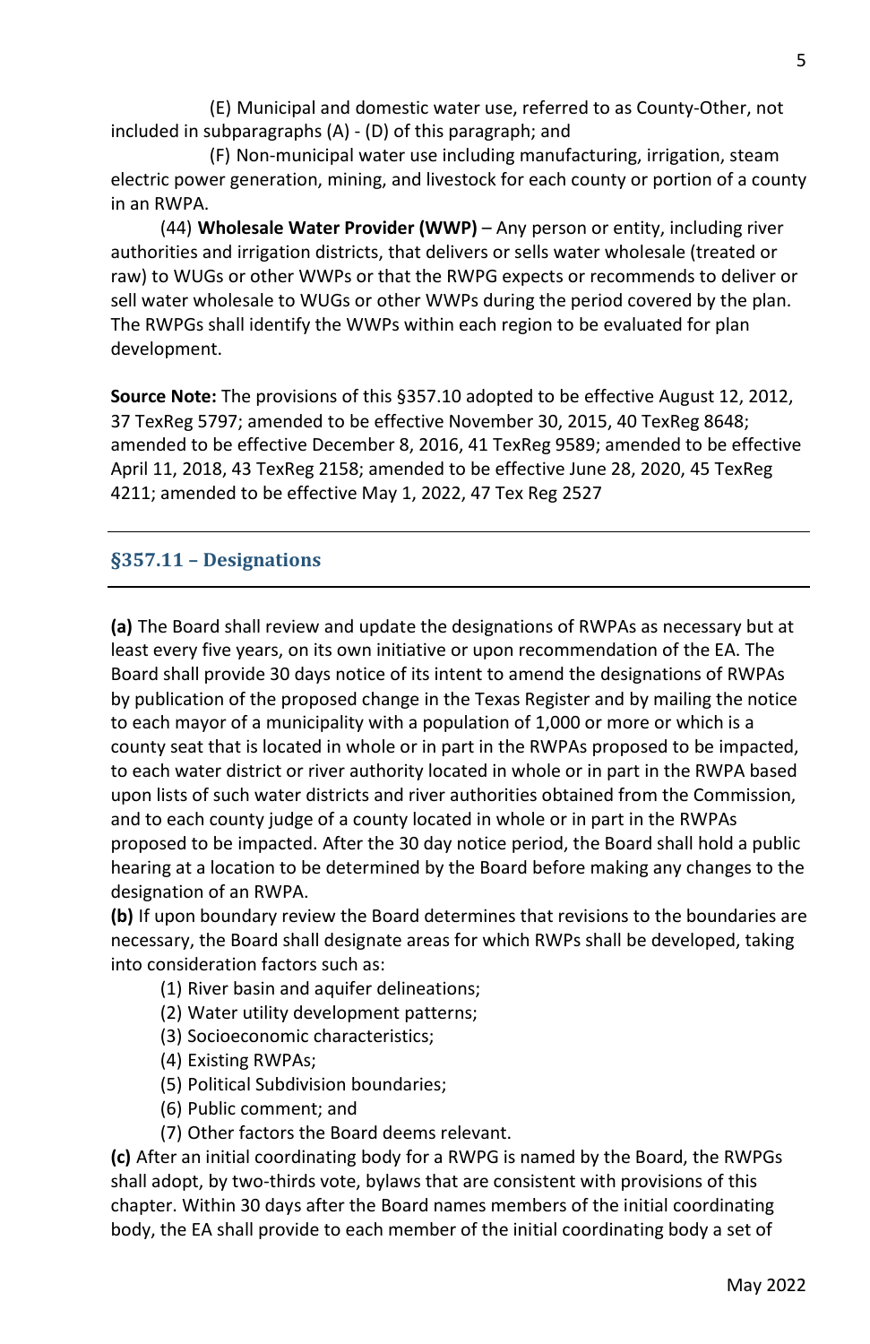(E) Municipal and domestic water use, referred to as County-Other, not included in subparagraphs (A) - (D) of this paragraph; and

(F) Non-municipal water use including manufacturing, irrigation, steam electric power generation, mining, and livestock for each county or portion of a county in an RWPA.

(44) **Wholesale Water Provider (WWP)** – Any person or entity, including river authorities and irrigation districts, that delivers or sells water wholesale (treated or raw) to WUGs or other WWPs or that the RWPG expects or recommends to deliver or sell water wholesale to WUGs or other WWPs during the period covered by the plan. The RWPGs shall identify the WWPs within each region to be evaluated for plan development.

**Source Note:** The provisions of this §357.10 adopted to be effective August 12, 2012, 37 TexReg 5797; amended to be effective November 30, 2015, 40 TexReg 8648; amended to be effective December 8, 2016, 41 TexReg 9589; amended to be effective April 11, 2018, 43 TexReg 2158; amended to be effective June 28, 2020, 45 TexReg 4211; amended to be effective May 1, 2022, 47 Tex Reg 2527

## §357.11 – Designations

**(a)** The Board shall review and update the designations of RWPAs as necessary but at least every five years, on its own initiative or upon recommendation of the EA. The Board shall provide 30 days notice of its intent to amend the designations of RWPAs by publication of the proposed change in the Texas Register and by mailing the notice to each mayor of a municipality with a population of 1,000 or more or which is a county seat that is located in whole or in part in the RWPAs proposed to be impacted, to each water district or river authority located in whole or in part in the RWPA based upon lists of such water districts and river authorities obtained from the Commission, and to each county judge of a county located in whole or in part in the RWPAs proposed to be impacted. After the 30 day notice period, the Board shall hold a public hearing at a location to be determined by the Board before making any changes to the designation of an RWPA.

**(b)** If upon boundary review the Board determines that revisions to the boundaries are necessary, the Board shall designate areas for which RWPs shall be developed, taking into consideration factors such as:

(1) River basin and aquifer delineations;

(2) Water utility development patterns;

(3) Socioeconomic characteristics;

(4) Existing RWPAs;

(5) Political Subdivision boundaries;

(6) Public comment; and

(7) Other factors the Board deems relevant.

**(c)** After an initial coordinating body for a RWPG is named by the Board, the RWPGs shall adopt, by two-thirds vote, bylaws that are consistent with provisions of this chapter. Within 30 days after the Board names members of the initial coordinating body, the EA shall provide to each member of the initial coordinating body a set of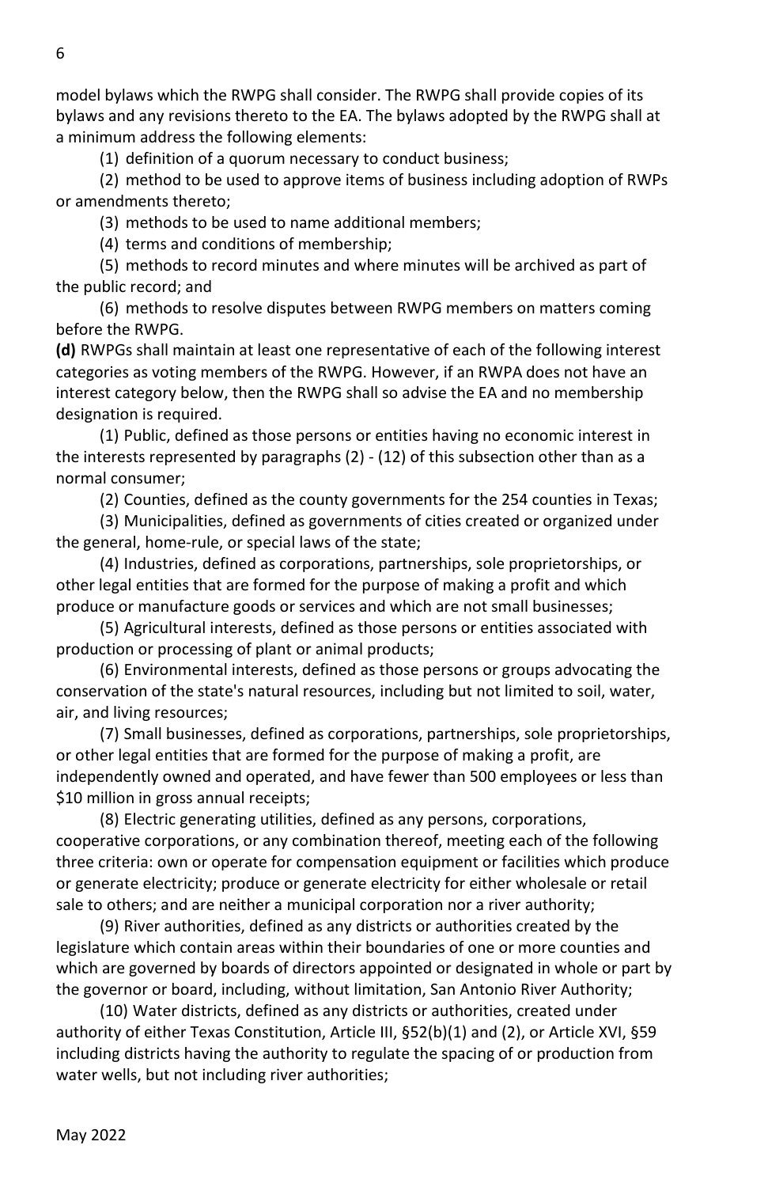model bylaws which the RWPG shall consider. The RWPG shall provide copies of its bylaws and any revisions thereto to the EA. The bylaws adopted by the RWPG shall at a minimum address the following elements:

(1) definition of a quorum necessary to conduct business;

(2) method to be used to approve items of business including adoption of RWPs or amendments thereto;

(3) methods to be used to name additional members;

(4) terms and conditions of membership;

(5) methods to record minutes and where minutes will be archived as part of the public record; and

(6) methods to resolve disputes between RWPG members on matters coming before the RWPG.

**(d)** RWPGs shall maintain at least one representative of each of the following interest categories as voting members of the RWPG. However, if an RWPA does not have an interest category below, then the RWPG shall so advise the EA and no membership designation is required.

(1) Public, defined as those persons or entities having no economic interest in the interests represented by paragraphs (2) - (12) of this subsection other than as a normal consumer;

(2) Counties, defined as the county governments for the 254 counties in Texas;

(3) Municipalities, defined as governments of cities created or organized under the general, home-rule, or special laws of the state;

(4) Industries, defined as corporations, partnerships, sole proprietorships, or other legal entities that are formed for the purpose of making a profit and which produce or manufacture goods or services and which are not small businesses;

(5) Agricultural interests, defined as those persons or entities associated with production or processing of plant or animal products;

(6) Environmental interests, defined as those persons or groups advocating the conservation of the state's natural resources, including but not limited to soil, water, air, and living resources;

(7) Small businesses, defined as corporations, partnerships, sole proprietorships, or other legal entities that are formed for the purpose of making a profit, are independently owned and operated, and have fewer than 500 employees or less than \$10 million in gross annual receipts;

(8) Electric generating utilities, defined as any persons, corporations, cooperative corporations, or any combination thereof, meeting each of the following three criteria: own or operate for compensation equipment or facilities which produce or generate electricity; produce or generate electricity for either wholesale or retail sale to others; and are neither a municipal corporation nor a river authority;

(9) River authorities, defined as any districts or authorities created by the legislature which contain areas within their boundaries of one or more counties and which are governed by boards of directors appointed or designated in whole or part by the governor or board, including, without limitation, San Antonio River Authority;

(10) Water districts, defined as any districts or authorities, created under authority of either Texas Constitution, Article III, §52(b)(1) and (2), or Article XVI, §59 including districts having the authority to regulate the spacing of or production from water wells, but not including river authorities;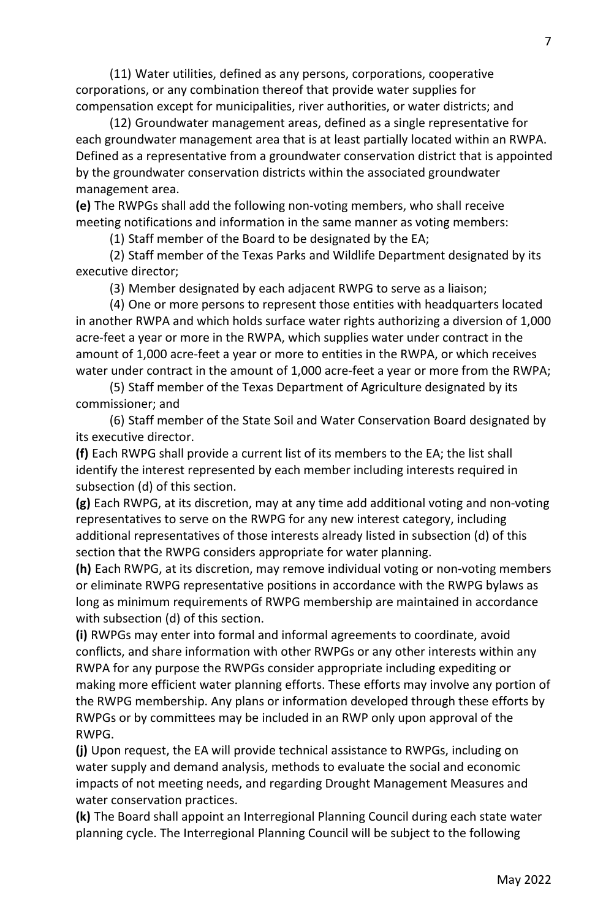(11) Water utilities, defined as any persons, corporations, cooperative corporations, or any combination thereof that provide water supplies for compensation except for municipalities, river authorities, or water districts; and

(12) Groundwater management areas, defined as a single representative for each groundwater management area that is at least partially located within an RWPA. Defined as a representative from a groundwater conservation district that is appointed by the groundwater conservation districts within the associated groundwater management area.

**(e)** The RWPGs shall add the following non-voting members, who shall receive meeting notifications and information in the same manner as voting members:

(1) Staff member of the Board to be designated by the EA;

(2) Staff member of the Texas Parks and Wildlife Department designated by its executive director;

(3) Member designated by each adjacent RWPG to serve as a liaison;

(4) One or more persons to represent those entities with headquarters located in another RWPA and which holds surface water rights authorizing a diversion of 1,000 acre-feet a year or more in the RWPA, which supplies water under contract in the amount of 1,000 acre-feet a year or more to entities in the RWPA, or which receives water under contract in the amount of 1,000 acre-feet a year or more from the RWPA;

(5) Staff member of the Texas Department of Agriculture designated by its commissioner; and

(6) Staff member of the State Soil and Water Conservation Board designated by its executive director.

**(f)** Each RWPG shall provide a current list of its members to the EA; the list shall identify the interest represented by each member including interests required in subsection (d) of this section.

**(g)** Each RWPG, at its discretion, may at any time add additional voting and non-voting representatives to serve on the RWPG for any new interest category, including additional representatives of those interests already listed in subsection (d) of this section that the RWPG considers appropriate for water planning.

**(h)** Each RWPG, at its discretion, may remove individual voting or non-voting members or eliminate RWPG representative positions in accordance with the RWPG bylaws as long as minimum requirements of RWPG membership are maintained in accordance with subsection (d) of this section.

**(i)** RWPGs may enter into formal and informal agreements to coordinate, avoid conflicts, and share information with other RWPGs or any other interests within any RWPA for any purpose the RWPGs consider appropriate including expediting or making more efficient water planning efforts. These efforts may involve any portion of the RWPG membership. Any plans or information developed through these efforts by RWPGs or by committees may be included in an RWP only upon approval of the RWPG.

**(j)** Upon request, the EA will provide technical assistance to RWPGs, including on water supply and demand analysis, methods to evaluate the social and economic impacts of not meeting needs, and regarding Drought Management Measures and water conservation practices.

**(k)** The Board shall appoint an Interregional Planning Council during each state water planning cycle. The Interregional Planning Council will be subject to the following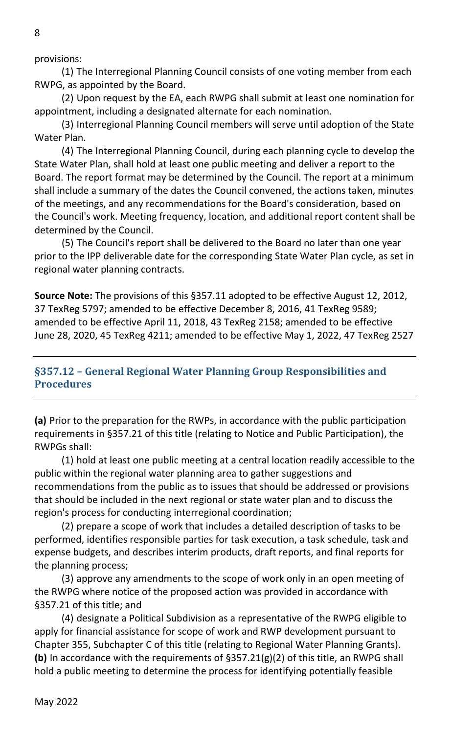provisions:

(1) The Interregional Planning Council consists of one voting member from each RWPG, as appointed by the Board.

(2) Upon request by the EA, each RWPG shall submit at least one nomination for appointment, including a designated alternate for each nomination.

(3) Interregional Planning Council members will serve until adoption of the State Water Plan.

(4) The Interregional Planning Council, during each planning cycle to develop the State Water Plan, shall hold at least one public meeting and deliver a report to the Board. The report format may be determined by the Council. The report at a minimum shall include a summary of the dates the Council convened, the actions taken, minutes of the meetings, and any recommendations for the Board's consideration, based on the Council's work. Meeting frequency, location, and additional report content shall be determined by the Council.

(5) The Council's report shall be delivered to the Board no later than one year prior to the IPP deliverable date for the corresponding State Water Plan cycle, as set in regional water planning contracts.

**Source Note:** The provisions of this §357.11 adopted to be effective August 12, 2012, 37 TexReg 5797; amended to be effective December 8, 2016, 41 TexReg 9589; amended to be effective April 11, 2018, 43 TexReg 2158; amended to be effective June 28, 2020, 45 TexReg 4211; amended to be effective May 1, 2022, 47 TexReg 2527

---

## §357.12 – General Regional Water Planning Group Responsibilities and Procedures

---

**(a)** Prior to the preparation for the RWPs, in accordance with the public participation requirements in §357.21 of this title (relating to Notice and Public Participation), the RWPGs shall:

(1) hold at least one public meeting at a central location readily accessible to the public within the regional water planning area to gather suggestions and recommendations from the public as to issues that should be addressed or provisions that should be included in the next regional or state water plan and to discuss the region's process for conducting interregional coordination;

(2) prepare a scope of work that includes a detailed description of tasks to be performed, identifies responsible parties for task execution, a task schedule, task and expense budgets, and describes interim products, draft reports, and final reports for the planning process;

(3) approve any amendments to the scope of work only in an open meeting of the RWPG where notice of the proposed action was provided in accordance with §357.21 of this title; and

(4) designate a Political Subdivision as a representative of the RWPG eligible to apply for financial assistance for scope of work and RWP development pursuant to Chapter 355, Subchapter C of this title (relating to Regional Water Planning Grants).

**(b)** In accordance with the requirements of §357.21(g)(2) of this title, an RWPG shall hold a public meeting to determine the process for identifying potentially feasible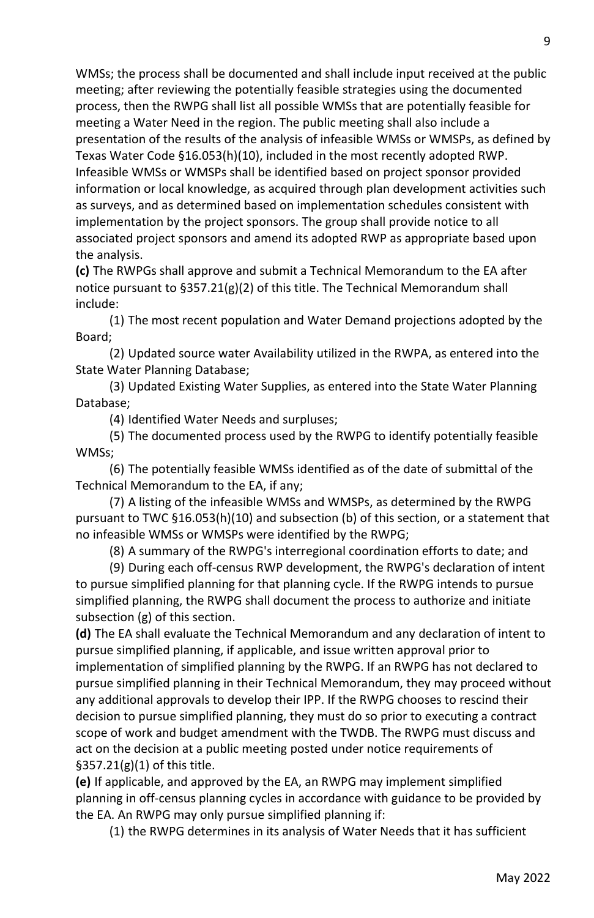WMSs; the process shall be documented and shall include input received at the public meeting; after reviewing the potentially feasible strategies using the documented process, then the RWPG shall list all possible WMSs that are potentially feasible for meeting a Water Need in the region. The public meeting shall also include a presentation of the results of the analysis of infeasible WMSs or WMSPs, as defined by Texas Water Code §16.053(h)(10), included in the most recently adopted RWP. Infeasible WMSs or WMSPs shall be identified based on project sponsor provided information or local knowledge, as acquired through plan development activities such as surveys, and as determined based on implementation schedules consistent with implementation by the project sponsors. The group shall provide notice to all associated project sponsors and amend its adopted RWP as appropriate based upon the analysis.

**(c)** The RWPGs shall approve and submit a Technical Memorandum to the EA after notice pursuant to §357.21(g)(2) of this title. The Technical Memorandum shall include:

(1) The most recent population and Water Demand projections adopted by the Board;

(2) Updated source water Availability utilized in the RWPA, as entered into the State Water Planning Database;

(3) Updated Existing Water Supplies, as entered into the State Water Planning Database;

(4) Identified Water Needs and surpluses;

(5) The documented process used by the RWPG to identify potentially feasible WMSs;

(6) The potentially feasible WMSs identified as of the date of submittal of the Technical Memorandum to the EA, if any;

(7) A listing of the infeasible WMSs and WMSPs, as determined by the RWPG pursuant to TWC §16.053(h)(10) and subsection (b) of this section, or a statement that no infeasible WMSs or WMSPs were identified by the RWPG;

(8) A summary of the RWPG's interregional coordination efforts to date; and

(9) During each off-census RWP development, the RWPG's declaration of intent to pursue simplified planning for that planning cycle. If the RWPG intends to pursue simplified planning, the RWPG shall document the process to authorize and initiate subsection (g) of this section.

**(d)** The EA shall evaluate the Technical Memorandum and any declaration of intent to pursue simplified planning, if applicable, and issue written approval prior to implementation of simplified planning by the RWPG. If an RWPG has not declared to pursue simplified planning in their Technical Memorandum, they may proceed without any additional approvals to develop their IPP. If the RWPG chooses to rescind their decision to pursue simplified planning, they must do so prior to executing a contract scope of work and budget amendment with the TWDB. The RWPG must discuss and act on the decision at a public meeting posted under notice requirements of §357.21(g)(1) of this title.

**(e)** If applicable, and approved by the EA, an RWPG may implement simplified planning in off-census planning cycles in accordance with guidance to be provided by the EA. An RWPG may only pursue simplified planning if:

(1) the RWPG determines in its analysis of Water Needs that it has sufficient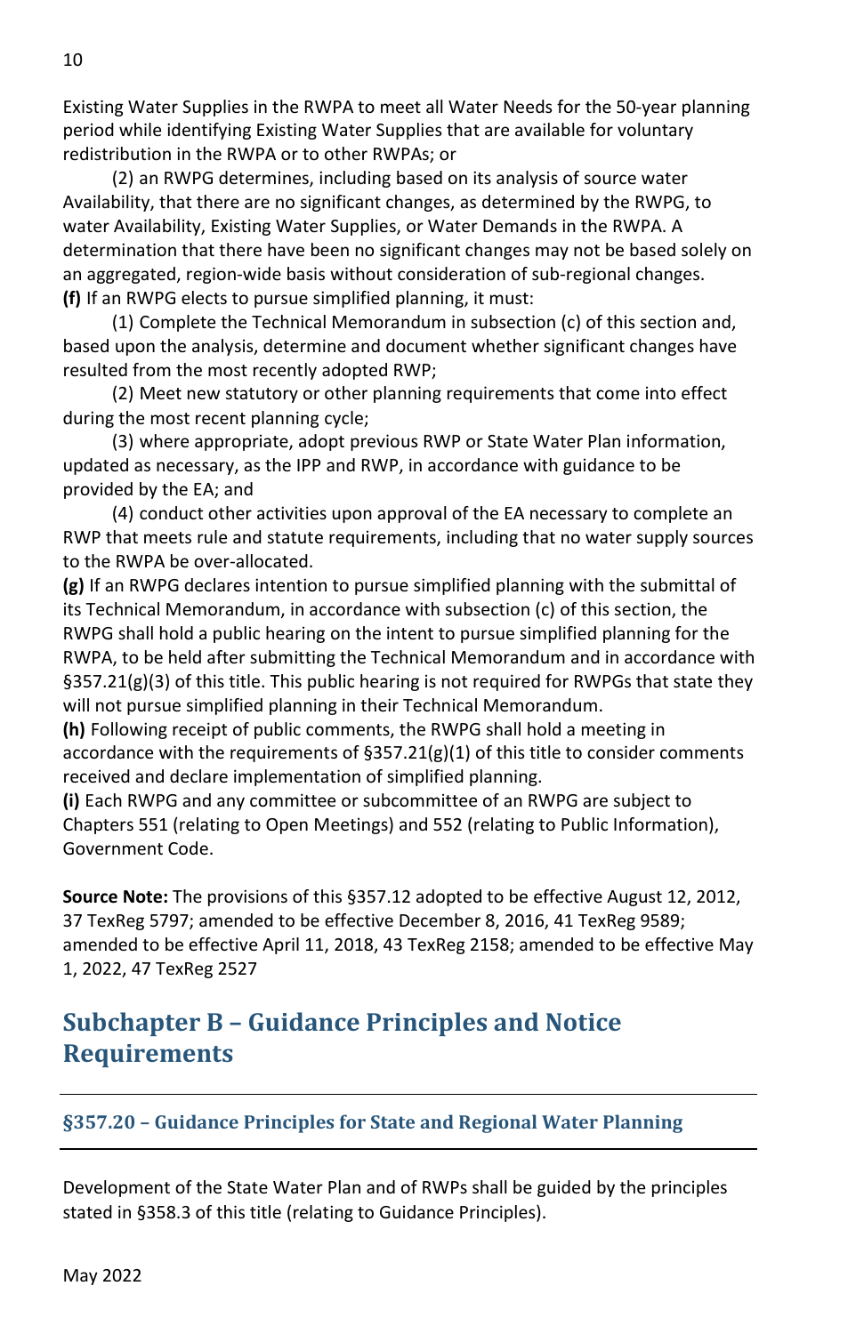Existing Water Supplies in the RWPA to meet all Water Needs for the 50-year planning period while identifying Existing Water Supplies that are available for voluntary redistribution in the RWPA or to other RWPAs; or

(2) an RWPG determines, including based on its analysis of source water Availability, that there are no significant changes, as determined by the RWPG, to water Availability, Existing Water Supplies, or Water Demands in the RWPA. A determination that there have been no significant changes may not be based solely on an aggregated, region-wide basis without consideration of sub-regional changes.

**(f)** If an RWPG elects to pursue simplified planning, it must:

(1) Complete the Technical Memorandum in subsection (c) of this section and, based upon the analysis, determine and document whether significant changes have resulted from the most recently adopted RWP;

(2) Meet new statutory or other planning requirements that come into effect during the most recent planning cycle;

(3) where appropriate, adopt previous RWP or State Water Plan information, updated as necessary, as the IPP and RWP, in accordance with guidance to be provided by the EA; and

(4) conduct other activities upon approval of the EA necessary to complete an RWP that meets rule and statute requirements, including that no water supply sources to the RWPA be over-allocated.

**(g)** If an RWPG declares intention to pursue simplified planning with the submittal of its Technical Memorandum, in accordance with subsection (c) of this section, the RWPG shall hold a public hearing on the intent to pursue simplified planning for the RWPA, to be held after submitting the Technical Memorandum and in accordance with §357.21(g)(3) of this title. This public hearing is not required for RWPGs that state they will not pursue simplified planning in their Technical Memorandum.

**(h)** Following receipt of public comments, the RWPG shall hold a meeting in accordance with the requirements of §357.21(g)(1) of this title to consider comments received and declare implementation of simplified planning.

**(i)** Each RWPG and any committee or subcommittee of an RWPG are subject to Chapters 551 (relating to Open Meetings) and 552 (relating to Public Information), Government Code.

**Source Note:** The provisions of this §357.12 adopted to be effective August 12, 2012, 37 TexReg 5797; amended to be effective December 8, 2016, 41 TexReg 9589; amended to be effective April 11, 2018, 43 TexReg 2158; amended to be effective May 1, 2022, 47 TexReg 2527

## Subchapter B – Guidance Principles and Notice Requirements

### §357.20 – Guidance Principles for State and Regional Water Planning

Development of the State Water Plan and of RWPs shall be guided by the principles stated in §358.3 of this title (relating to Guidance Principles).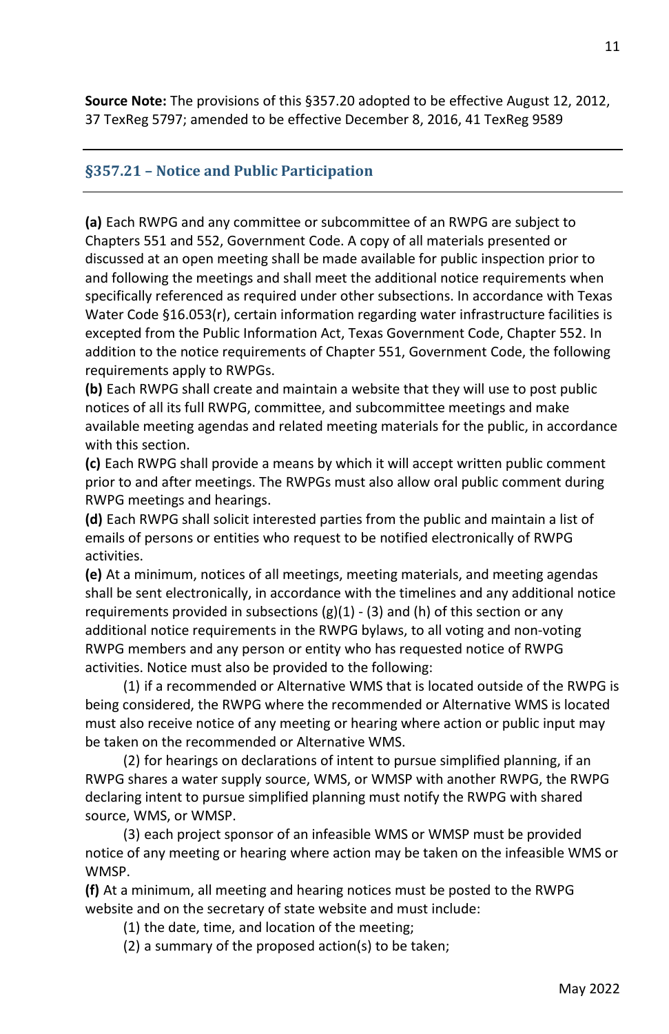**Source Note:** The provisions of this §357.20 adopted to be effective August 12, 2012, 37 TexReg 5797; amended to be effective December 8, 2016, 41 TexReg 9589

---

## §357.21 – Notice and Public Participation

---

**(a)** Each RWPG and any committee or subcommittee of an RWPG are subject to Chapters 551 and 552, Government Code. A copy of all materials presented or discussed at an open meeting shall be made available for public inspection prior to and following the meetings and shall meet the additional notice requirements when specifically referenced as required under other subsections. In accordance with Texas Water Code §16.053(r), certain information regarding water infrastructure facilities is excepted from the Public Information Act, Texas Government Code, Chapter 552. In addition to the notice requirements of Chapter 551, Government Code, the following requirements apply to RWPGs.

**(b)** Each RWPG shall create and maintain a website that they will use to post public notices of all its full RWPG, committee, and subcommittee meetings and make available meeting agendas and related meeting materials for the public, in accordance with this section.

**(c)** Each RWPG shall provide a means by which it will accept written public comment prior to and after meetings. The RWPGs must also allow oral public comment during RWPG meetings and hearings.

**(d)** Each RWPG shall solicit interested parties from the public and maintain a list of emails of persons or entities who request to be notified electronically of RWPG activities.

**(e)** At a minimum, notices of all meetings, meeting materials, and meeting agendas shall be sent electronically, in accordance with the timelines and any additional notice requirements provided in subsections (g)(1) - (3) and (h) of this section or any additional notice requirements in the RWPG bylaws, to all voting and non-voting RWPG members and any person or entity who has requested notice of RWPG activities. Notice must also be provided to the following:

(1) if a recommended or Alternative WMS that is located outside of the RWPG is being considered, the RWPG where the recommended or Alternative WMS is located must also receive notice of any meeting or hearing where action or public input may be taken on the recommended or Alternative WMS.

(2) for hearings on declarations of intent to pursue simplified planning, if an RWPG shares a water supply source, WMS, or WMSP with another RWPG, the RWPG declaring intent to pursue simplified planning must notify the RWPG with shared source, WMS, or WMSP.

(3) each project sponsor of an infeasible WMS or WMSP must be provided notice of any meeting or hearing where action may be taken on the infeasible WMS or WMSP.

**(f)** At a minimum, all meeting and hearing notices must be posted to the RWPG website and on the secretary of state website and must include:

(1) the date, time, and location of the meeting;

(2) a summary of the proposed action(s) to be taken;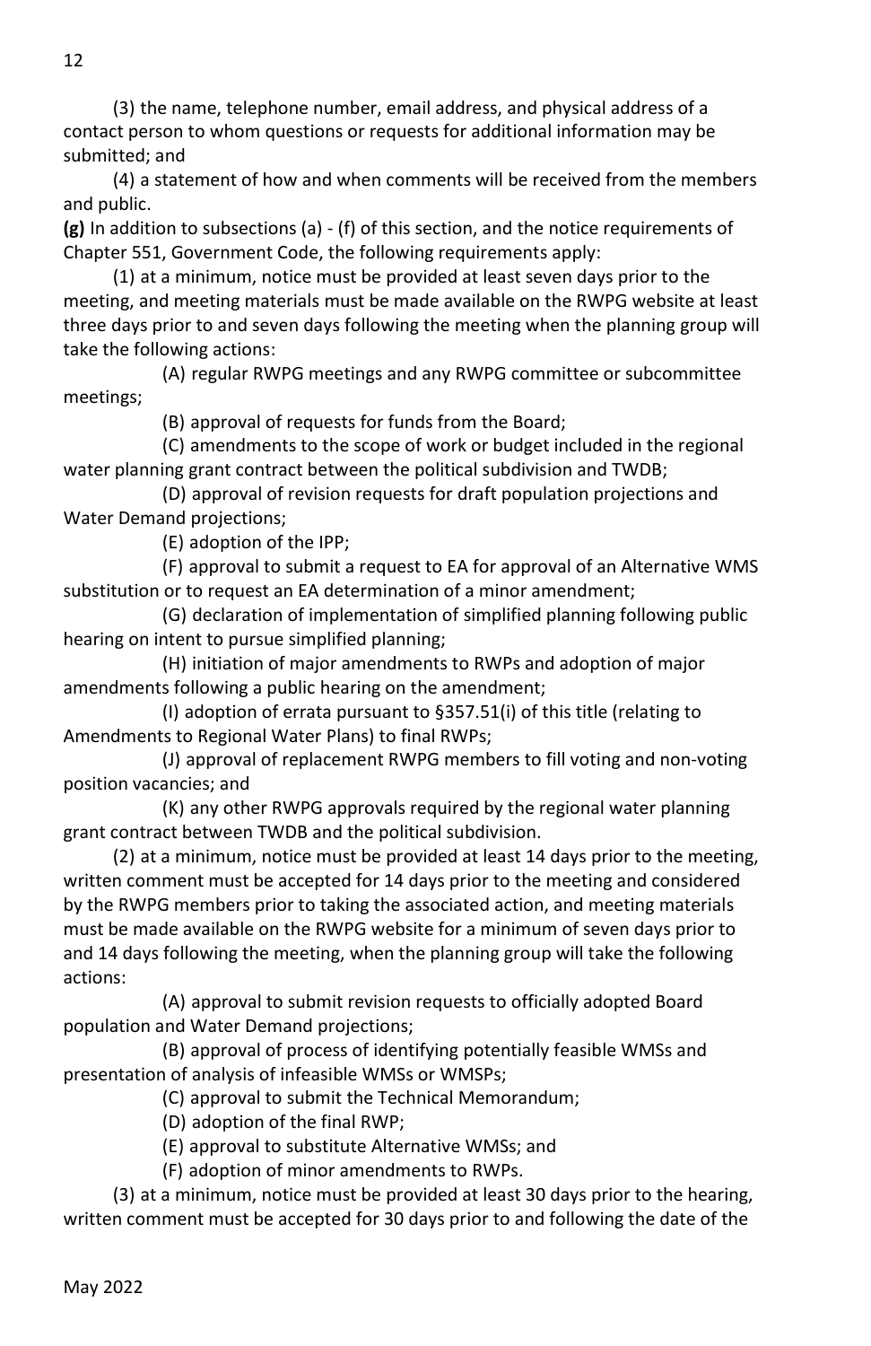(3) the name, telephone number, email address, and physical address of a contact person to whom questions or requests for additional information may be submitted; and

(4) a statement of how and when comments will be received from the members and public.

**(g)** In addition to subsections (a) - (f) of this section, and the notice requirements of Chapter 551, Government Code, the following requirements apply:

(1) at a minimum, notice must be provided at least seven days prior to the meeting, and meeting materials must be made available on the RWPG website at least three days prior to and seven days following the meeting when the planning group will take the following actions:

(A) regular RWPG meetings and any RWPG committee or subcommittee meetings;

(B) approval of requests for funds from the Board;

(C) amendments to the scope of work or budget included in the regional water planning grant contract between the political subdivision and TWDB;

(D) approval of revision requests for draft population projections and Water Demand projections;

(E) adoption of the IPP;

(F) approval to submit a request to EA for approval of an Alternative WMS substitution or to request an EA determination of a minor amendment;

(G) declaration of implementation of simplified planning following public hearing on intent to pursue simplified planning;

(H) initiation of major amendments to RWPs and adoption of major amendments following a public hearing on the amendment;

(I) adoption of errata pursuant to §357.51(i) of this title (relating to Amendments to Regional Water Plans) to final RWPs;

(J) approval of replacement RWPG members to fill voting and non-voting position vacancies; and

(K) any other RWPG approvals required by the regional water planning grant contract between TWDB and the political subdivision.

(2) at a minimum, notice must be provided at least 14 days prior to the meeting, written comment must be accepted for 14 days prior to the meeting and considered by the RWPG members prior to taking the associated action, and meeting materials must be made available on the RWPG website for a minimum of seven days prior to and 14 days following the meeting, when the planning group will take the following actions:

(A) approval to submit revision requests to officially adopted Board population and Water Demand projections;

(B) approval of process of identifying potentially feasible WMSs and presentation of analysis of infeasible WMSs or WMSPs;

(C) approval to submit the Technical Memorandum;

(D) adoption of the final RWP;

(E) approval to substitute Alternative WMSs; and

(F) adoption of minor amendments to RWPs.

(3) at a minimum, notice must be provided at least 30 days prior to the hearing, written comment must be accepted for 30 days prior to and following the date of the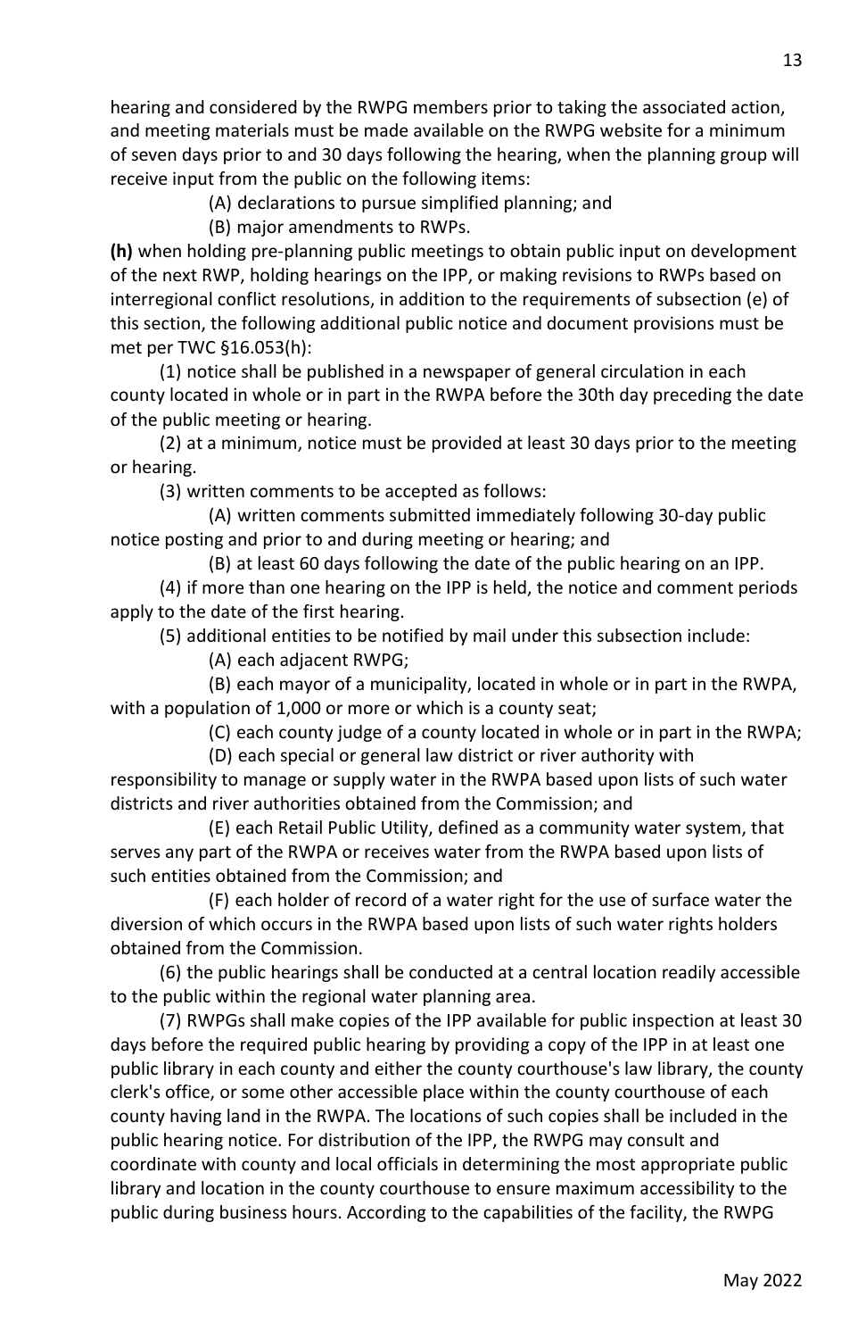hearing and considered by the RWPG members prior to taking the associated action, and meeting materials must be made available on the RWPG website for a minimum of seven days prior to and 30 days following the hearing, when the planning group will receive input from the public on the following items:

(A) declarations to pursue simplified planning; and

(B) major amendments to RWPs.

**(h)** when holding pre-planning public meetings to obtain public input on development of the next RWP, holding hearings on the IPP, or making revisions to RWPs based on interregional conflict resolutions, in addition to the requirements of subsection (e) of this section, the following additional public notice and document provisions must be met per TWC §16.053(h):

(1) notice shall be published in a newspaper of general circulation in each county located in whole or in part in the RWPA before the 30th day preceding the date of the public meeting or hearing.

(2) at a minimum, notice must be provided at least 30 days prior to the meeting or hearing.

(3) written comments to be accepted as follows:

(A) written comments submitted immediately following 30-day public notice posting and prior to and during meeting or hearing; and

(B) at least 60 days following the date of the public hearing on an IPP.

(4) if more than one hearing on the IPP is held, the notice and comment periods apply to the date of the first hearing.

(5) additional entities to be notified by mail under this subsection include:

(A) each adjacent RWPG;

(B) each mayor of a municipality, located in whole or in part in the RWPA, with a population of 1,000 or more or which is a county seat;

(C) each county judge of a county located in whole or in part in the RWPA;

(D) each special or general law district or river authority with responsibility to manage or supply water in the RWPA based upon lists of such water districts and river authorities obtained from the Commission; and

(E) each Retail Public Utility, defined as a community water system, that serves any part of the RWPA or receives water from the RWPA based upon lists of such entities obtained from the Commission; and

(F) each holder of record of a water right for the use of surface water the diversion of which occurs in the RWPA based upon lists of such water rights holders obtained from the Commission.

(6) the public hearings shall be conducted at a central location readily accessible to the public within the regional water planning area.

(7) RWPGs shall make copies of the IPP available for public inspection at least 30 days before the required public hearing by providing a copy of the IPP in at least one public library in each county and either the county courthouse's law library, the county clerk's office, or some other accessible place within the county courthouse of each county having land in the RWPA. The locations of such copies shall be included in the public hearing notice. For distribution of the IPP, the RWPG may consult and coordinate with county and local officials in determining the most appropriate public library and location in the county courthouse to ensure maximum accessibility to the public during business hours. According to the capabilities of the facility, the RWPG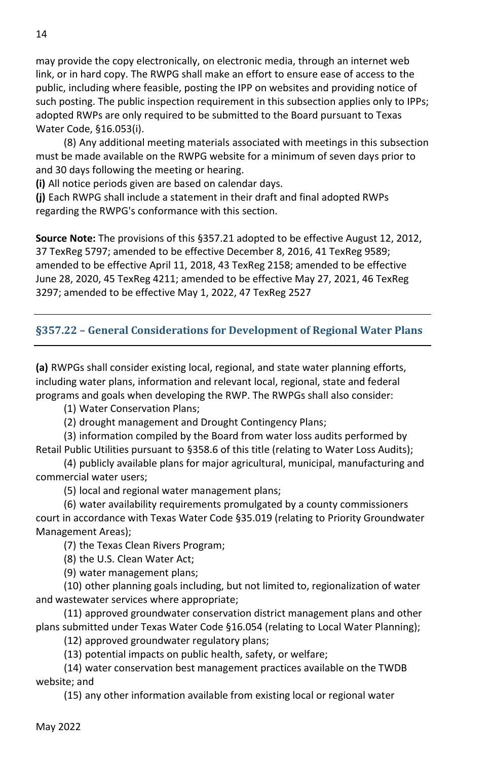may provide the copy electronically, on electronic media, through an internet web link, or in hard copy. The RWPG shall make an effort to ensure ease of access to the public, including where feasible, posting the IPP on websites and providing notice of such posting. The public inspection requirement in this subsection applies only to IPPs; adopted RWPs are only required to be submitted to the Board pursuant to Texas Water Code, §16.053(i).

(8) Any additional meeting materials associated with meetings in this subsection must be made available on the RWPG website for a minimum of seven days prior to and 30 days following the meeting or hearing.

**(i)** All notice periods given are based on calendar days.

**(j)** Each RWPG shall include a statement in their draft and final adopted RWPs regarding the RWPG's conformance with this section.

**Source Note:** The provisions of this §357.21 adopted to be effective August 12, 2012, 37 TexReg 5797; amended to be effective December 8, 2016, 41 TexReg 9589; amended to be effective April 11, 2018, 43 TexReg 2158; amended to be effective June 28, 2020, 45 TexReg 4211; amended to be effective May 27, 2021, 46 TexReg 3297; amended to be effective May 1, 2022, 47 TexReg 2527

## §357.22 – General Considerations for Development of Regional Water Plans

**(a)** RWPGs shall consider existing local, regional, and state water planning efforts, including water plans, information and relevant local, regional, state and federal programs and goals when developing the RWP. The RWPGs shall also consider:

(1) Water Conservation Plans;

(2) drought management and Drought Contingency Plans;

(3) information compiled by the Board from water loss audits performed by Retail Public Utilities pursuant to §358.6 of this title (relating to Water Loss Audits);

(4) publicly available plans for major agricultural, municipal, manufacturing and commercial water users;

(5) local and regional water management plans;

(6) water availability requirements promulgated by a county commissioners court in accordance with Texas Water Code §35.019 (relating to Priority Groundwater Management Areas);

(7) the Texas Clean Rivers Program;

(8) the U.S. Clean Water Act;

(9) water management plans;

(10) other planning goals including, but not limited to, regionalization of water and wastewater services where appropriate;

(11) approved groundwater conservation district management plans and other plans submitted under Texas Water Code §16.054 (relating to Local Water Planning);

(12) approved groundwater regulatory plans;

(13) potential impacts on public health, safety, or welfare;

(14) water conservation best management practices available on the TWDB website; and

(15) any other information available from existing local or regional water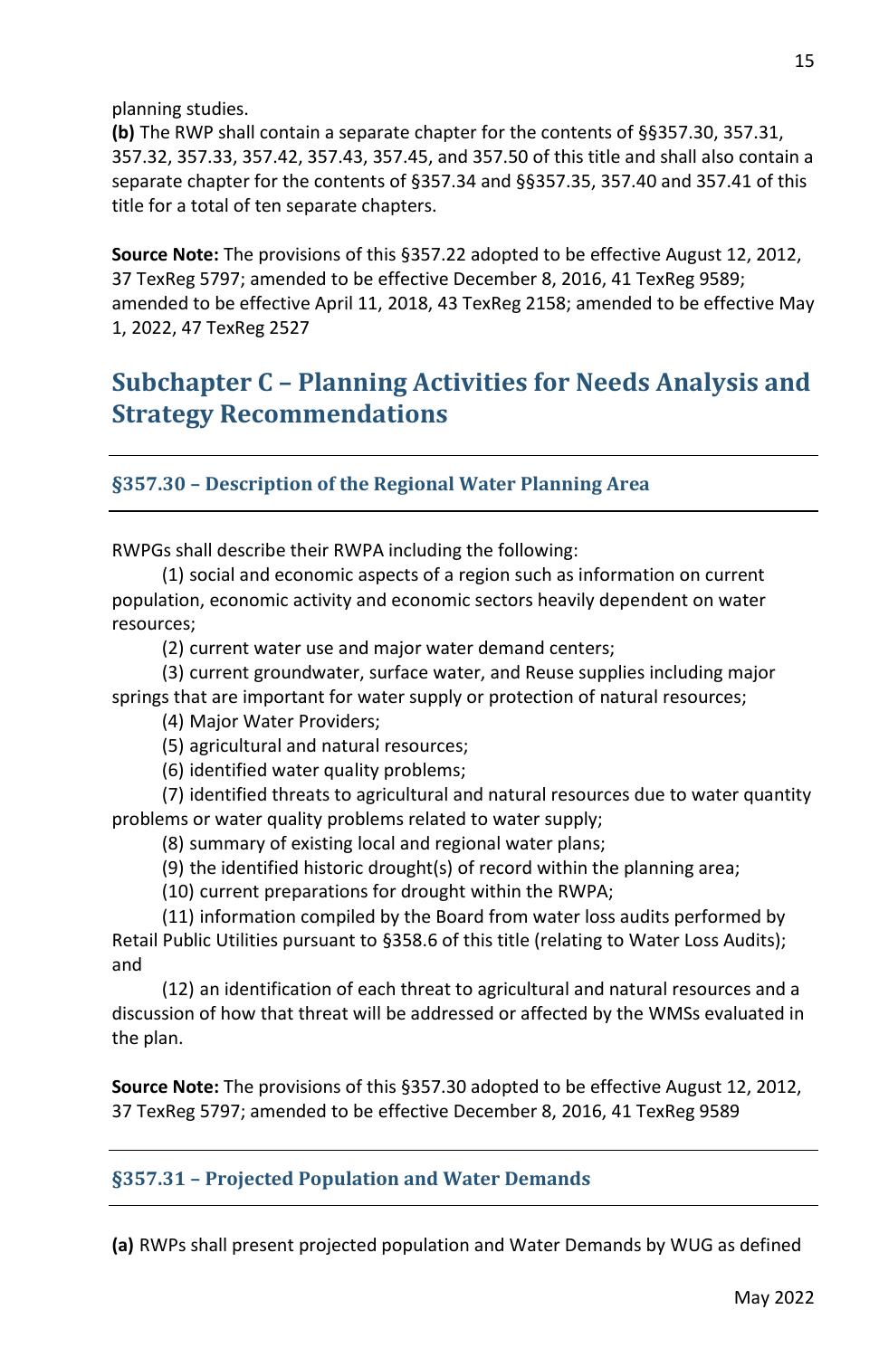planning studies.

**(b)** The RWP shall contain a separate chapter for the contents of §§357.30, 357.31, 357.32, 357.33, 357.42, 357.43, 357.45, and 357.50 of this title and shall also contain a separate chapter for the contents of §357.34 and §§357.35, 357.40 and 357.41 of this title for a total of ten separate chapters.

**Source Note:** The provisions of this §357.22 adopted to be effective August 12, 2012, 37 TexReg 5797; amended to be effective December 8, 2016, 41 TexReg 9589; amended to be effective April 11, 2018, 43 TexReg 2158; amended to be effective May 1, 2022, 47 TexReg 2527

## Subchapter C – Planning Activities for Needs Analysis and Strategy Recommendations

### §357.30 – Description of the Regional Water Planning Area

RWPGs shall describe their RWPA including the following:

(1) social and economic aspects of a region such as information on current population, economic activity and economic sectors heavily dependent on water resources;

(2) current water use and major water demand centers;

(3) current groundwater, surface water, and Reuse supplies including major springs that are important for water supply or protection of natural resources;

(4) Major Water Providers;

(5) agricultural and natural resources;

(6) identified water quality problems;

(7) identified threats to agricultural and natural resources due to water quantity problems or water quality problems related to water supply;

(8) summary of existing local and regional water plans;

(9) the identified historic drought(s) of record within the planning area;

(10) current preparations for drought within the RWPA;

(11) information compiled by the Board from water loss audits performed by Retail Public Utilities pursuant to §358.6 of this title (relating to Water Loss Audits); and

(12) an identification of each threat to agricultural and natural resources and a discussion of how that threat will be addressed or affected by the WMSs evaluated in the plan.

**Source Note:** The provisions of this §357.30 adopted to be effective August 12, 2012, 37 TexReg 5797; amended to be effective December 8, 2016, 41 TexReg 9589

### §357.31 – Projected Population and Water Demands

**(a)** RWPs shall present projected population and Water Demands by WUG as defined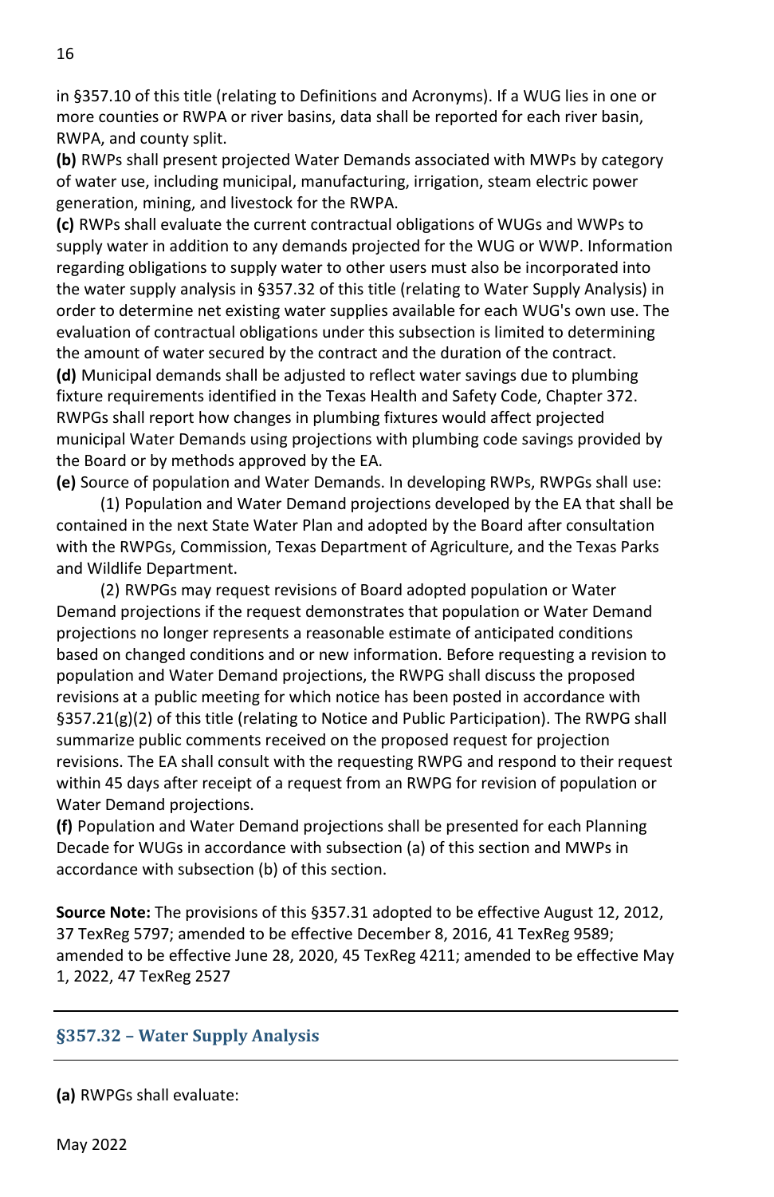in §357.10 of this title (relating to Definitions and Acronyms). If a WUG lies in one or more counties or RWPA or river basins, data shall be reported for each river basin, RWPA, and county split.

**(b)** RWPs shall present projected Water Demands associated with MWPs by category of water use, including municipal, manufacturing, irrigation, steam electric power generation, mining, and livestock for the RWPA.

**(c)** RWPs shall evaluate the current contractual obligations of WUGs and WWPs to supply water in addition to any demands projected for the WUG or WWP. Information regarding obligations to supply water to other users must also be incorporated into the water supply analysis in §357.32 of this title (relating to Water Supply Analysis) in order to determine net existing water supplies available for each WUG's own use. The evaluation of contractual obligations under this subsection is limited to determining the amount of water secured by the contract and the duration of the contract.

**(d)** Municipal demands shall be adjusted to reflect water savings due to plumbing fixture requirements identified in the Texas Health and Safety Code, Chapter 372. RWPGs shall report how changes in plumbing fixtures would affect projected municipal Water Demands using projections with plumbing code savings provided by the Board or by methods approved by the EA.

**(e)** Source of population and Water Demands. In developing RWPs, RWPGs shall use:

(1) Population and Water Demand projections developed by the EA that shall be contained in the next State Water Plan and adopted by the Board after consultation with the RWPGs, Commission, Texas Department of Agriculture, and the Texas Parks and Wildlife Department.

(2) RWPGs may request revisions of Board adopted population or Water Demand projections if the request demonstrates that population or Water Demand projections no longer represents a reasonable estimate of anticipated conditions based on changed conditions and or new information. Before requesting a revision to population and Water Demand projections, the RWPG shall discuss the proposed revisions at a public meeting for which notice has been posted in accordance with §357.21(g)(2) of this title (relating to Notice and Public Participation). The RWPG shall summarize public comments received on the proposed request for projection revisions. The EA shall consult with the requesting RWPG and respond to their request within 45 days after receipt of a request from an RWPG for revision of population or Water Demand projections.

**(f)** Population and Water Demand projections shall be presented for each Planning Decade for WUGs in accordance with subsection (a) of this section and MWPs in accordance with subsection (b) of this section.

**Source Note:** The provisions of this §357.31 adopted to be effective August 12, 2012, 37 TexReg 5797; amended to be effective December 8, 2016, 41 TexReg 9589; amended to be effective June 28, 2020, 45 TexReg 4211; amended to be effective May 1, 2022, 47 TexReg 2527

## §357.32 – Water Supply Analysis

**(a)** RWPGs shall evaluate: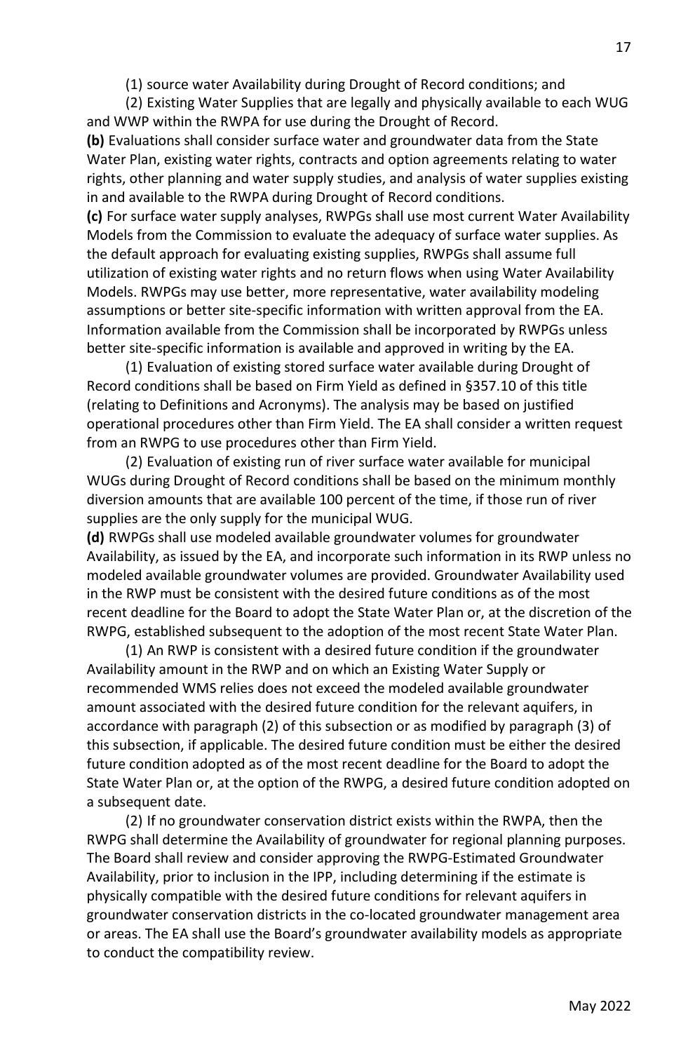(1) source water Availability during Drought of Record conditions; and

(2) Existing Water Supplies that are legally and physically available to each WUG and WWP within the RWPA for use during the Drought of Record.

**(b)** Evaluations shall consider surface water and groundwater data from the State Water Plan, existing water rights, contracts and option agreements relating to water rights, other planning and water supply studies, and analysis of water supplies existing in and available to the RWPA during Drought of Record conditions.

**(c)** For surface water supply analyses, RWPGs shall use most current Water Availability Models from the Commission to evaluate the adequacy of surface water supplies. As the default approach for evaluating existing supplies, RWPGs shall assume full utilization of existing water rights and no return flows when using Water Availability Models. RWPGs may use better, more representative, water availability modeling assumptions or better site-specific information with written approval from the EA. Information available from the Commission shall be incorporated by RWPGs unless better site-specific information is available and approved in writing by the EA.

(1) Evaluation of existing stored surface water available during Drought of Record conditions shall be based on Firm Yield as defined in §357.10 of this title (relating to Definitions and Acronyms). The analysis may be based on justified operational procedures other than Firm Yield. The EA shall consider a written request from an RWPG to use procedures other than Firm Yield.

(2) Evaluation of existing run of river surface water available for municipal WUGs during Drought of Record conditions shall be based on the minimum monthly diversion amounts that are available 100 percent of the time, if those run of river supplies are the only supply for the municipal WUG.

**(d)** RWPGs shall use modeled available groundwater volumes for groundwater Availability, as issued by the EA, and incorporate such information in its RWP unless no modeled available groundwater volumes are provided. Groundwater Availability used in the RWP must be consistent with the desired future conditions as of the most recent deadline for the Board to adopt the State Water Plan or, at the discretion of the RWPG, established subsequent to the adoption of the most recent State Water Plan.

(1) An RWP is consistent with a desired future condition if the groundwater Availability amount in the RWP and on which an Existing Water Supply or recommended WMS relies does not exceed the modeled available groundwater amount associated with the desired future condition for the relevant aquifers, in accordance with paragraph (2) of this subsection or as modified by paragraph (3) of this subsection, if applicable. The desired future condition must be either the desired future condition adopted as of the most recent deadline for the Board to adopt the State Water Plan or, at the option of the RWPG, a desired future condition adopted on a subsequent date.

(2) If no groundwater conservation district exists within the RWPA, then the RWPG shall determine the Availability of groundwater for regional planning purposes. The Board shall review and consider approving the RWPG-Estimated Groundwater Availability, prior to inclusion in the IPP, including determining if the estimate is physically compatible with the desired future conditions for relevant aquifers in groundwater conservation districts in the co-located groundwater management area or areas. The EA shall use the Board's groundwater availability models as appropriate to conduct the compatibility review.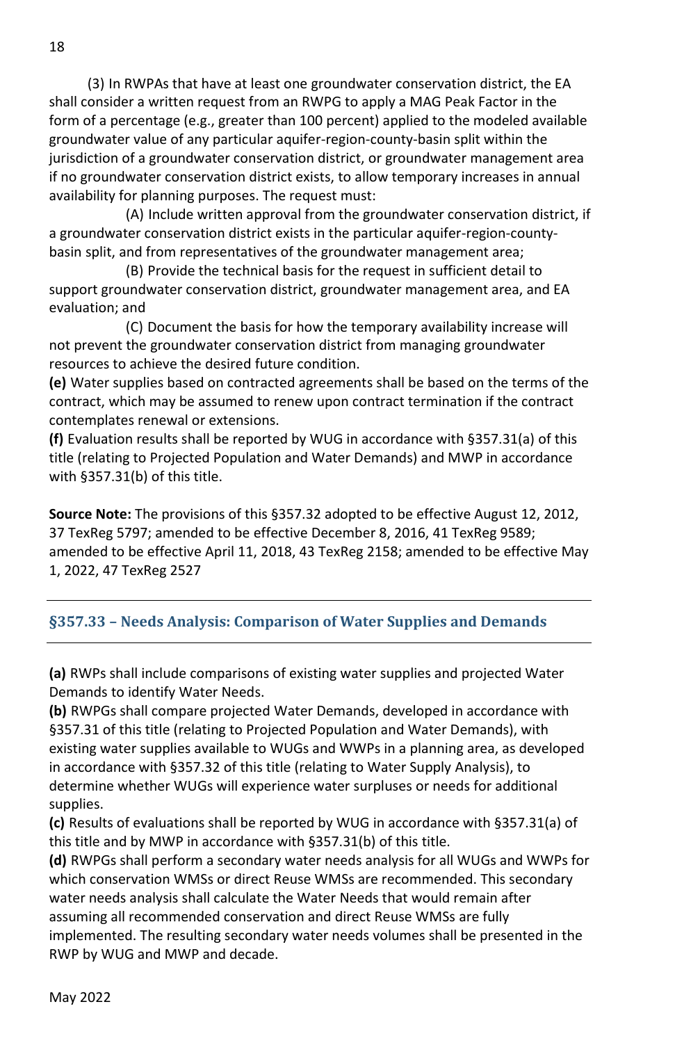(3) In RWPAs that have at least one groundwater conservation district, the EA shall consider a written request from an RWPG to apply a MAG Peak Factor in the form of a percentage (e.g., greater than 100 percent) applied to the modeled available groundwater value of any particular aquifer-region-county-basin split within the jurisdiction of a groundwater conservation district, or groundwater management area if no groundwater conservation district exists, to allow temporary increases in annual availability for planning purposes. The request must:

(A) Include written approval from the groundwater conservation district, if a groundwater conservation district exists in the particular aquifer-region-county-basin split, and from representatives of the groundwater management area;

(B) Provide the technical basis for the request in sufficient detail to support groundwater conservation district, groundwater management area, and EA evaluation; and

(C) Document the basis for how the temporary availability increase will not prevent the groundwater conservation district from managing groundwater resources to achieve the desired future condition.

**(e)** Water supplies based on contracted agreements shall be based on the terms of the contract, which may be assumed to renew upon contract termination if the contract contemplates renewal or extensions.

**(f)** Evaluation results shall be reported by WUG in accordance with §357.31(a) of this title (relating to Projected Population and Water Demands) and MWP in accordance with §357.31(b) of this title.

**Source Note:** The provisions of this §357.32 adopted to be effective August 12, 2012, 37 TexReg 5797; amended to be effective December 8, 2016, 41 TexReg 9589; amended to be effective April 11, 2018, 43 TexReg 2158; amended to be effective May 1, 2022, 47 TexReg 2527

## §357.33 – Needs Analysis: Comparison of Water Supplies and Demands

**(a)** RWPs shall include comparisons of existing water supplies and projected Water Demands to identify Water Needs.

**(b)** RWPGs shall compare projected Water Demands, developed in accordance with §357.31 of this title (relating to Projected Population and Water Demands), with existing water supplies available to WUGs and WWPs in a planning area, as developed in accordance with §357.32 of this title (relating to Water Supply Analysis), to determine whether WUGs will experience water surpluses or needs for additional supplies.

**(c)** Results of evaluations shall be reported by WUG in accordance with §357.31(a) of this title and by MWP in accordance with §357.31(b) of this title.

**(d)** RWPGs shall perform a secondary water needs analysis for all WUGs and WWPs for which conservation WMSs or direct Reuse WMSs are recommended. This secondary water needs analysis shall calculate the Water Needs that would remain after assuming all recommended conservation and direct Reuse WMSs are fully implemented. The resulting secondary water needs volumes shall be presented in the RWP by WUG and MWP and decade.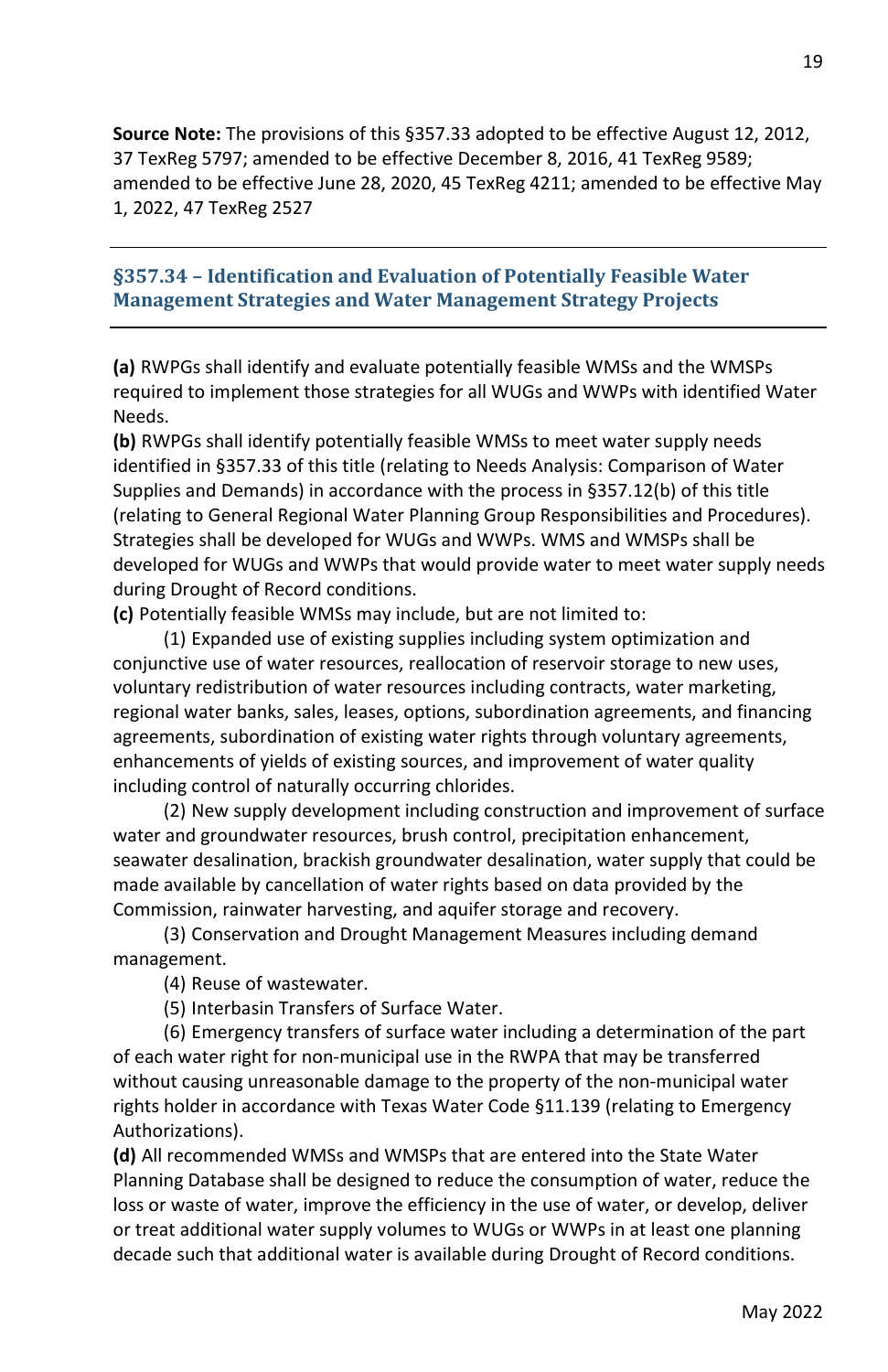**Source Note:** The provisions of this §357.33 adopted to be effective August 12, 2012, 37 TexReg 5797; amended to be effective December 8, 2016, 41 TexReg 9589; amended to be effective June 28, 2020, 45 TexReg 4211; amended to be effective May 1, 2022, 47 TexReg 2527

---

## §357.34 – Identification and Evaluation of Potentially Feasible Water Management Strategies and Water Management Strategy Projects

---

**(a)** RWPGs shall identify and evaluate potentially feasible WMSs and the WMSPs required to implement those strategies for all WUGs and WWPs with identified Water Needs.

**(b)** RWPGs shall identify potentially feasible WMSs to meet water supply needs identified in §357.33 of this title (relating to Needs Analysis: Comparison of Water Supplies and Demands) in accordance with the process in §357.12(b) of this title (relating to General Regional Water Planning Group Responsibilities and Procedures). Strategies shall be developed for WUGs and WWPs. WMS and WMSPs shall be developed for WUGs and WWPs that would provide water to meet water supply needs during Drought of Record conditions.

**(c)** Potentially feasible WMSs may include, but are not limited to:

(1) Expanded use of existing supplies including system optimization and conjunctive use of water resources, reallocation of reservoir storage to new uses, voluntary redistribution of water resources including contracts, water marketing, regional water banks, sales, leases, options, subordination agreements, and financing agreements, subordination of existing water rights through voluntary agreements, enhancements of yields of existing sources, and improvement of water quality including control of naturally occurring chlorides.

(2) New supply development including construction and improvement of surface water and groundwater resources, brush control, precipitation enhancement, seawater desalination, brackish groundwater desalination, water supply that could be made available by cancellation of water rights based on data provided by the Commission, rainwater harvesting, and aquifer storage and recovery.

(3) Conservation and Drought Management Measures including demand management.

(4) Reuse of wastewater.

(5) Interbasin Transfers of Surface Water.

(6) Emergency transfers of surface water including a determination of the part of each water right for non-municipal use in the RWPA that may be transferred without causing unreasonable damage to the property of the non-municipal water rights holder in accordance with Texas Water Code §11.139 (relating to Emergency Authorizations).

**(d)** All recommended WMSs and WMSPs that are entered into the State Water Planning Database shall be designed to reduce the consumption of water, reduce the loss or waste of water, improve the efficiency in the use of water, or develop, deliver or treat additional water supply volumes to WUGs or WWPs in at least one planning decade such that additional water is available during Drought of Record conditions.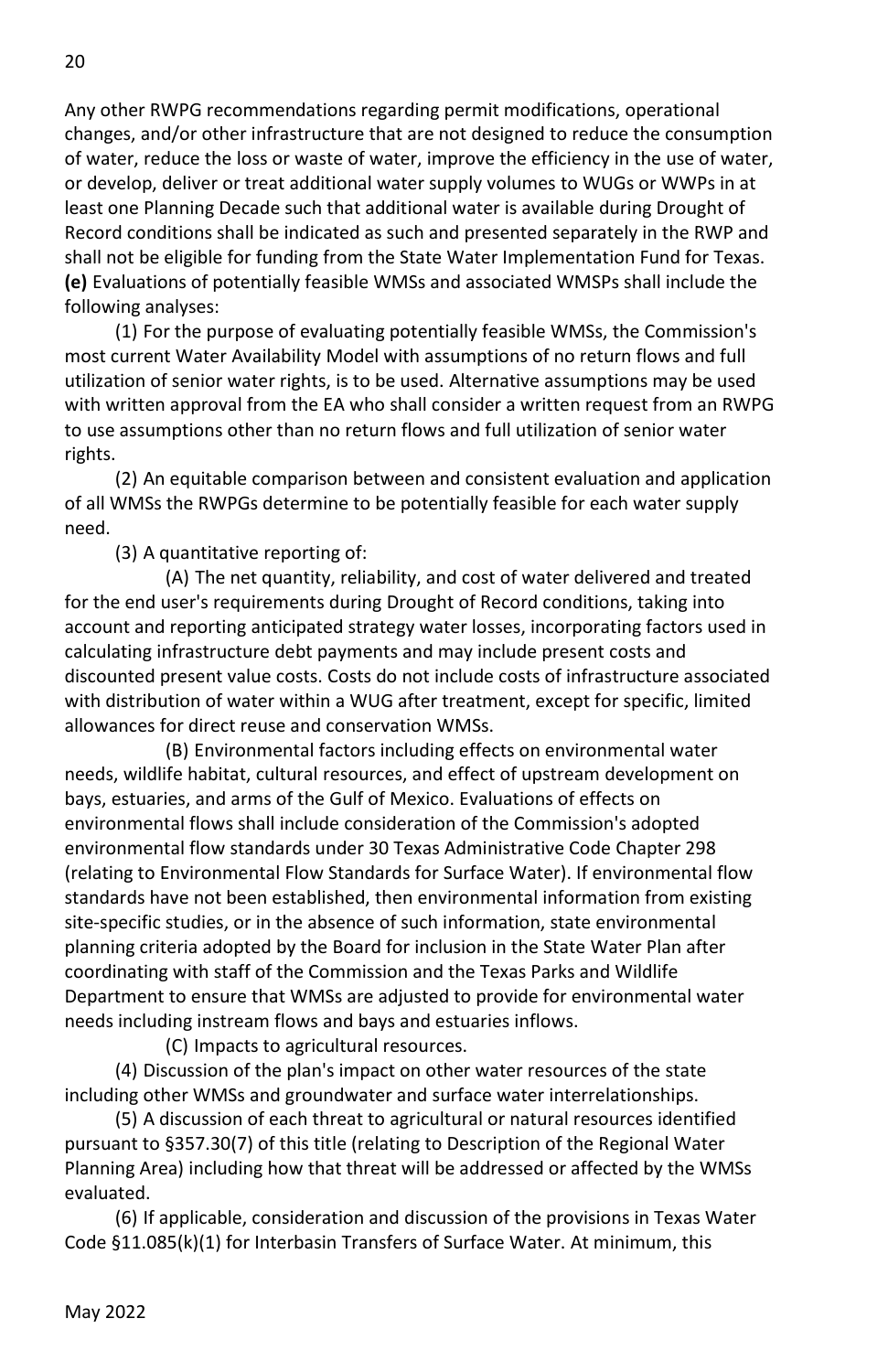Any other RWPG recommendations regarding permit modifications, operational changes, and/or other infrastructure that are not designed to reduce the consumption of water, reduce the loss or waste of water, improve the efficiency in the use of water, or develop, deliver or treat additional water supply volumes to WUGs or WWPs in at least one Planning Decade such that additional water is available during Drought of Record conditions shall be indicated as such and presented separately in the RWP and shall not be eligible for funding from the State Water Implementation Fund for Texas.

**(e)** Evaluations of potentially feasible WMSs and associated WMSPs shall include the following analyses:

(1) For the purpose of evaluating potentially feasible WMSs, the Commission's most current Water Availability Model with assumptions of no return flows and full utilization of senior water rights, is to be used. Alternative assumptions may be used with written approval from the EA who shall consider a written request from an RWPG to use assumptions other than no return flows and full utilization of senior water rights.

(2) An equitable comparison between and consistent evaluation and application of all WMSs the RWPGs determine to be potentially feasible for each water supply need.

(3) A quantitative reporting of:

(A) The net quantity, reliability, and cost of water delivered and treated for the end user's requirements during Drought of Record conditions, taking into account and reporting anticipated strategy water losses, incorporating factors used in calculating infrastructure debt payments and may include present costs and discounted present value costs. Costs do not include costs of infrastructure associated with distribution of water within a WUG after treatment, except for specific, limited allowances for direct reuse and conservation WMSs.

(B) Environmental factors including effects on environmental water needs, wildlife habitat, cultural resources, and effect of upstream development on bays, estuaries, and arms of the Gulf of Mexico. Evaluations of effects on environmental flows shall include consideration of the Commission's adopted environmental flow standards under 30 Texas Administrative Code Chapter 298 (relating to Environmental Flow Standards for Surface Water). If environmental flow standards have not been established, then environmental information from existing site-specific studies, or in the absence of such information, state environmental planning criteria adopted by the Board for inclusion in the State Water Plan after coordinating with staff of the Commission and the Texas Parks and Wildlife Department to ensure that WMSs are adjusted to provide for environmental water needs including instream flows and bays and estuaries inflows.

(C) Impacts to agricultural resources.

(4) Discussion of the plan's impact on other water resources of the state including other WMSs and groundwater and surface water interrelationships.

(5) A discussion of each threat to agricultural or natural resources identified pursuant to §357.30(7) of this title (relating to Description of the Regional Water Planning Area) including how that threat will be addressed or affected by the WMSs evaluated.

(6) If applicable, consideration and discussion of the provisions in Texas Water Code §11.085(k)(1) for Interbasin Transfers of Surface Water. At minimum, this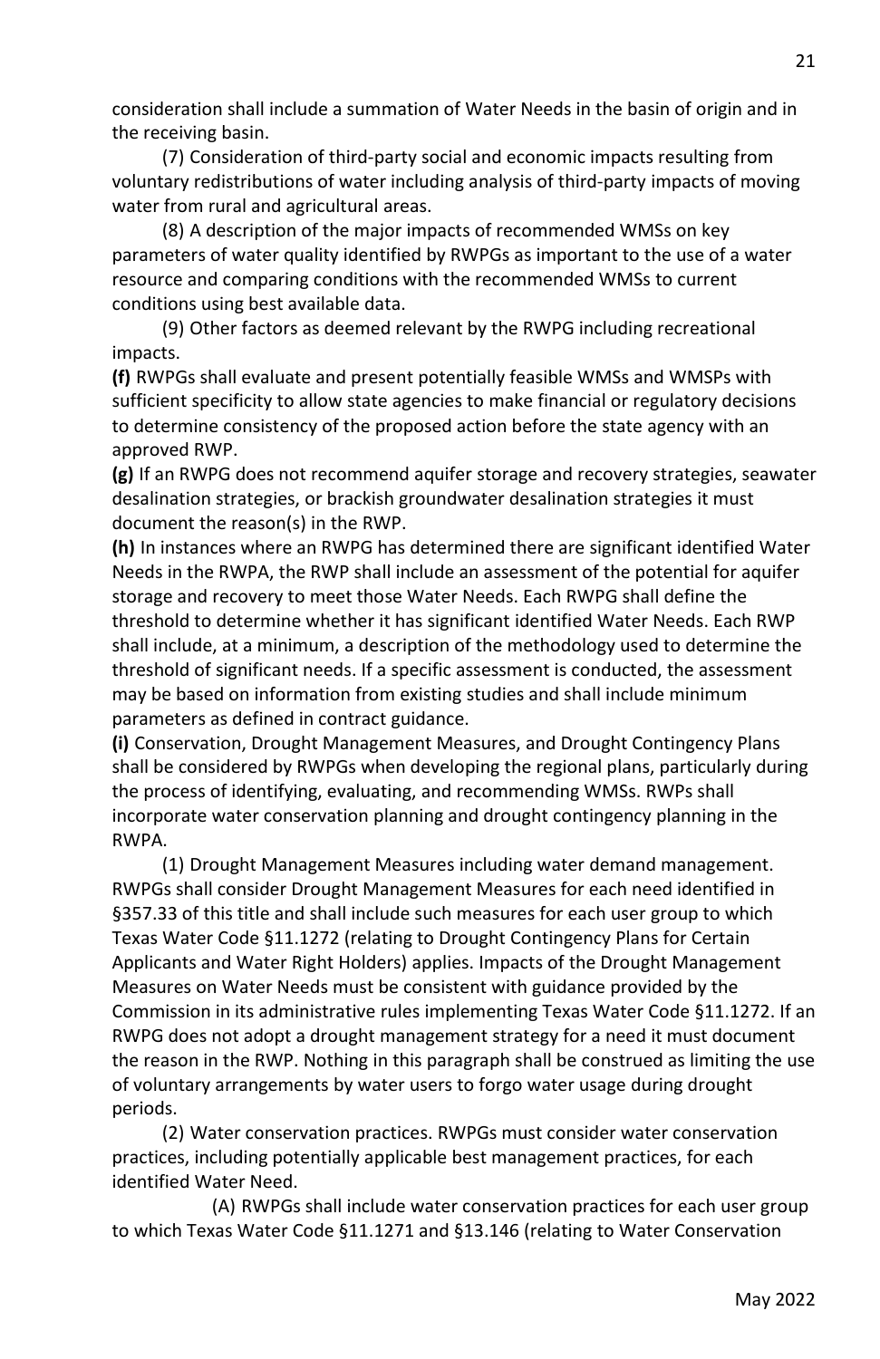consideration shall include a summation of Water Needs in the basin of origin and in the receiving basin.

(7) Consideration of third-party social and economic impacts resulting from voluntary redistributions of water including analysis of third-party impacts of moving water from rural and agricultural areas.

(8) A description of the major impacts of recommended WMSs on key parameters of water quality identified by RWPGs as important to the use of a water resource and comparing conditions with the recommended WMSs to current conditions using best available data.

(9) Other factors as deemed relevant by the RWPG including recreational impacts.

**(f)** RWPGs shall evaluate and present potentially feasible WMSs and WMSPs with sufficient specificity to allow state agencies to make financial or regulatory decisions to determine consistency of the proposed action before the state agency with an approved RWP.

**(g)** If an RWPG does not recommend aquifer storage and recovery strategies, seawater desalination strategies, or brackish groundwater desalination strategies it must document the reason(s) in the RWP.

**(h)** In instances where an RWPG has determined there are significant identified Water Needs in the RWPA, the RWP shall include an assessment of the potential for aquifer storage and recovery to meet those Water Needs. Each RWPG shall define the threshold to determine whether it has significant identified Water Needs. Each RWP shall include, at a minimum, a description of the methodology used to determine the threshold of significant needs. If a specific assessment is conducted, the assessment may be based on information from existing studies and shall include minimum parameters as defined in contract guidance.

**(i)** Conservation, Drought Management Measures, and Drought Contingency Plans shall be considered by RWPGs when developing the regional plans, particularly during the process of identifying, evaluating, and recommending WMSs. RWPs shall incorporate water conservation planning and drought contingency planning in the RWPA.

(1) Drought Management Measures including water demand management. RWPGs shall consider Drought Management Measures for each need identified in §357.33 of this title and shall include such measures for each user group to which Texas Water Code §11.1272 (relating to Drought Contingency Plans for Certain Applicants and Water Right Holders) applies. Impacts of the Drought Management Measures on Water Needs must be consistent with guidance provided by the Commission in its administrative rules implementing Texas Water Code §11.1272. If an RWPG does not adopt a drought management strategy for a need it must document the reason in the RWP. Nothing in this paragraph shall be construed as limiting the use of voluntary arrangements by water users to forgo water usage during drought periods.

(2) Water conservation practices. RWPGs must consider water conservation practices, including potentially applicable best management practices, for each identified Water Need.

(A) RWPGs shall include water conservation practices for each user group to which Texas Water Code §11.1271 and §13.146 (relating to Water Conservation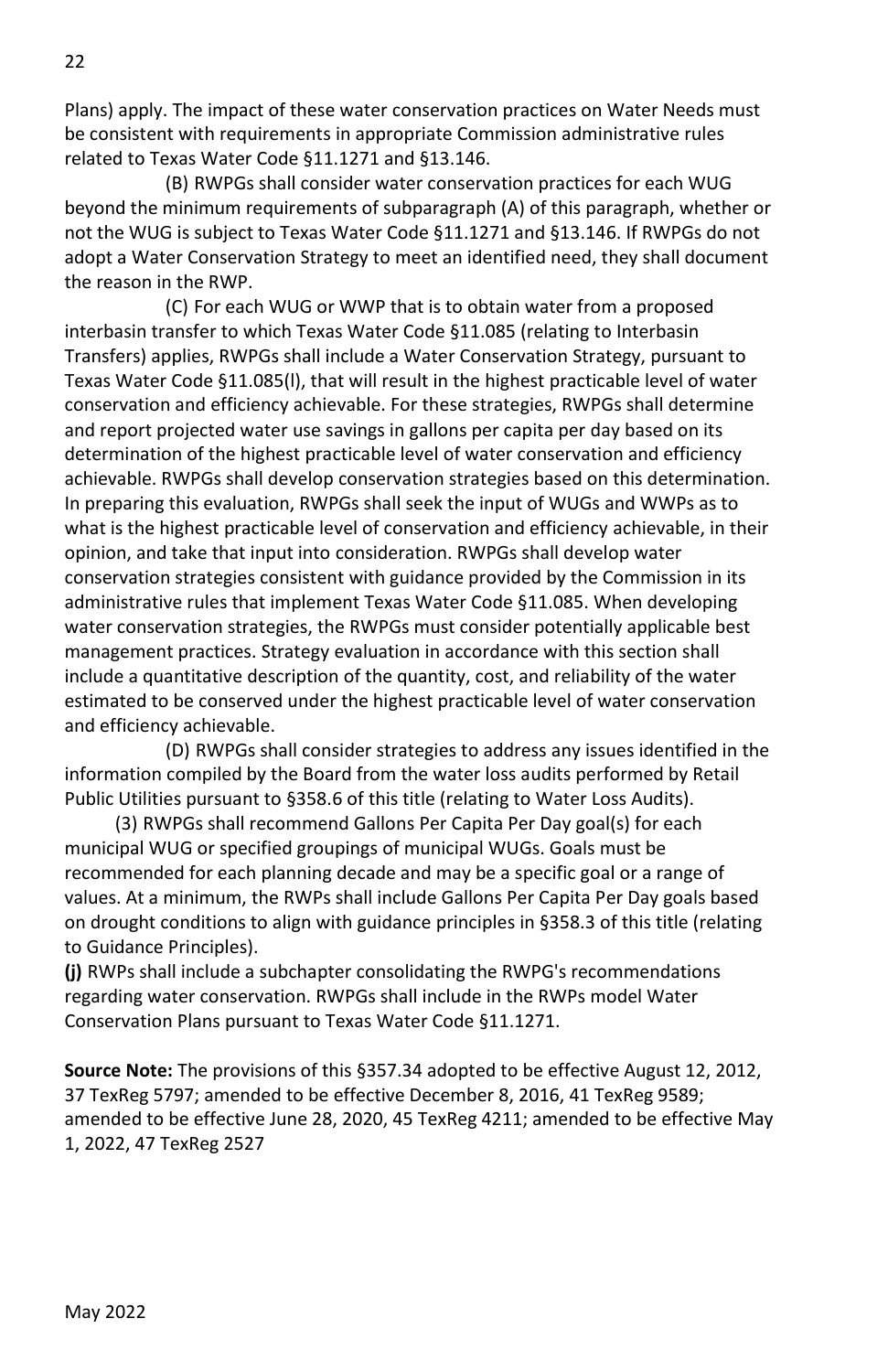Plans) apply. The impact of these water conservation practices on Water Needs must be consistent with requirements in appropriate Commission administrative rules related to Texas Water Code §11.1271 and §13.146.

(B) RWPGs shall consider water conservation practices for each WUG beyond the minimum requirements of subparagraph (A) of this paragraph, whether or not the WUG is subject to Texas Water Code §11.1271 and §13.146. If RWPGs do not adopt a Water Conservation Strategy to meet an identified need, they shall document the reason in the RWP.

(C) For each WUG or WWP that is to obtain water from a proposed interbasin transfer to which Texas Water Code §11.085 (relating to Interbasin Transfers) applies, RWPGs shall include a Water Conservation Strategy, pursuant to Texas Water Code §11.085(l), that will result in the highest practicable level of water conservation and efficiency achievable. For these strategies, RWPGs shall determine and report projected water use savings in gallons per capita per day based on its determination of the highest practicable level of water conservation and efficiency achievable. RWPGs shall develop conservation strategies based on this determination. In preparing this evaluation, RWPGs shall seek the input of WUGs and WWPs as to what is the highest practicable level of conservation and efficiency achievable, in their opinion, and take that input into consideration. RWPGs shall develop water conservation strategies consistent with guidance provided by the Commission in its administrative rules that implement Texas Water Code §11.085. When developing water conservation strategies, the RWPGs must consider potentially applicable best management practices. Strategy evaluation in accordance with this section shall include a quantitative description of the quantity, cost, and reliability of the water estimated to be conserved under the highest practicable level of water conservation and efficiency achievable.

(D) RWPGs shall consider strategies to address any issues identified in the information compiled by the Board from the water loss audits performed by Retail Public Utilities pursuant to §358.6 of this title (relating to Water Loss Audits).

(3) RWPGs shall recommend Gallons Per Capita Per Day goal(s) for each municipal WUG or specified groupings of municipal WUGs. Goals must be recommended for each planning decade and may be a specific goal or a range of values. At a minimum, the RWPs shall include Gallons Per Capita Per Day goals based on drought conditions to align with guidance principles in §358.3 of this title (relating to Guidance Principles).

**(j)** RWPs shall include a subchapter consolidating the RWPG's recommendations regarding water conservation. RWPGs shall include in the RWPs model Water Conservation Plans pursuant to Texas Water Code §11.1271.

**Source Note:** The provisions of this §357.34 adopted to be effective August 12, 2012, 37 TexReg 5797; amended to be effective December 8, 2016, 41 TexReg 9589; amended to be effective June 28, 2020, 45 TexReg 4211; amended to be effective May 1, 2022, 47 TexReg 2527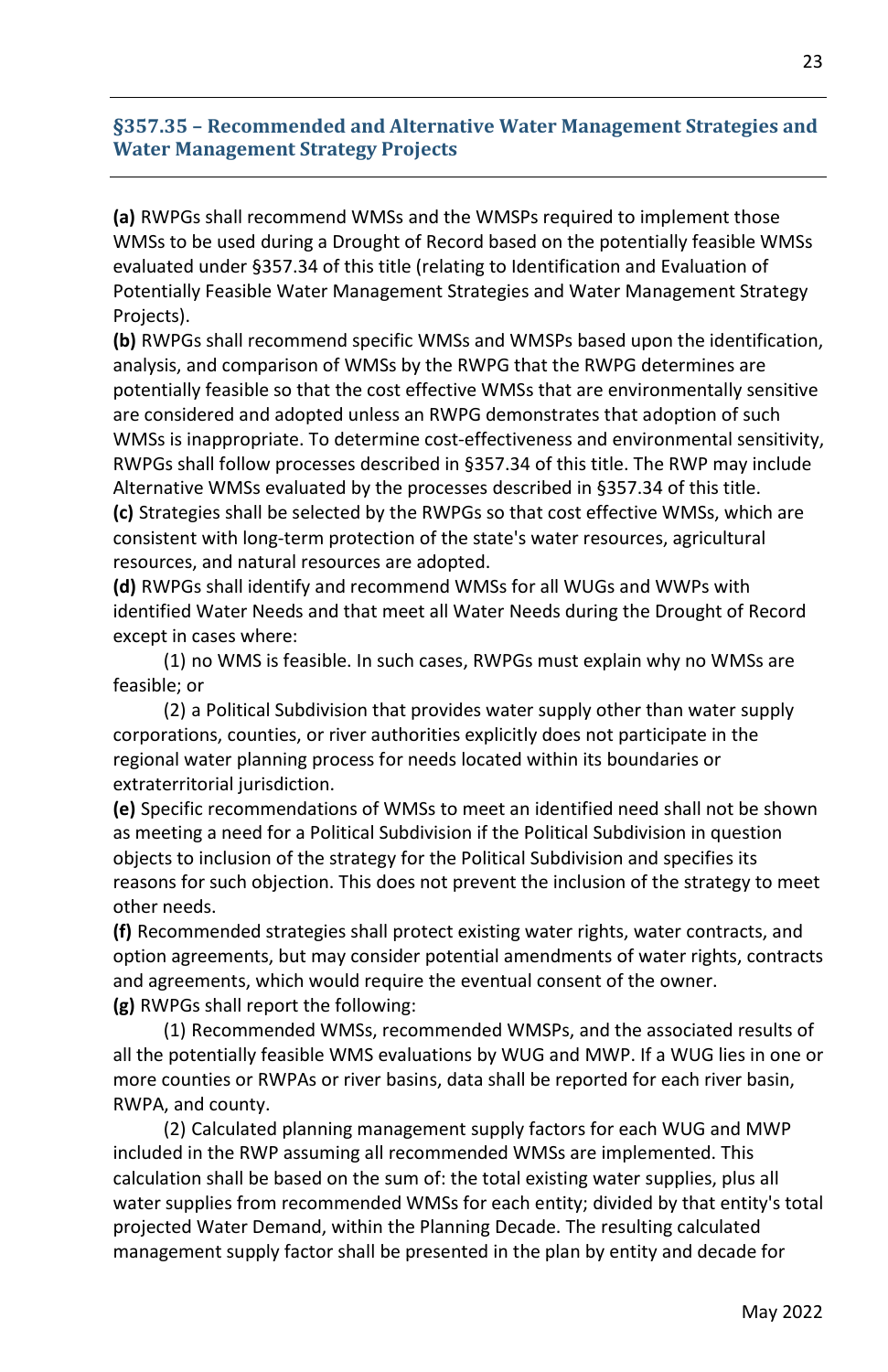## §357.35 – Recommended and Alternative Water Management Strategies and Water Management Strategy Projects

**(a)** RWPGs shall recommend WMSs and the WMSPs required to implement those WMSs to be used during a Drought of Record based on the potentially feasible WMSs evaluated under §357.34 of this title (relating to Identification and Evaluation of Potentially Feasible Water Management Strategies and Water Management Strategy Projects).

**(b)** RWPGs shall recommend specific WMSs and WMSPs based upon the identification, analysis, and comparison of WMSs by the RWPG that the RWPG determines are potentially feasible so that the cost effective WMSs that are environmentally sensitive are considered and adopted unless an RWPG demonstrates that adoption of such WMSs is inappropriate. To determine cost-effectiveness and environmental sensitivity, RWPGs shall follow processes described in §357.34 of this title. The RWP may include Alternative WMSs evaluated by the processes described in §357.34 of this title.

**(c)** Strategies shall be selected by the RWPGs so that cost effective WMSs, which are consistent with long-term protection of the state's water resources, agricultural resources, and natural resources are adopted.

**(d)** RWPGs shall identify and recommend WMSs for all WUGs and WWPs with identified Water Needs and that meet all Water Needs during the Drought of Record except in cases where:

(1) no WMS is feasible. In such cases, RWPGs must explain why no WMSs are feasible; or

(2) a Political Subdivision that provides water supply other than water supply corporations, counties, or river authorities explicitly does not participate in the regional water planning process for needs located within its boundaries or extraterritorial jurisdiction.

**(e)** Specific recommendations of WMSs to meet an identified need shall not be shown as meeting a need for a Political Subdivision if the Political Subdivision in question objects to inclusion of the strategy for the Political Subdivision and specifies its reasons for such objection. This does not prevent the inclusion of the strategy to meet other needs.

**(f)** Recommended strategies shall protect existing water rights, water contracts, and option agreements, but may consider potential amendments of water rights, contracts and agreements, which would require the eventual consent of the owner.

**(g)** RWPGs shall report the following:

(1) Recommended WMSs, recommended WMSPs, and the associated results of all the potentially feasible WMS evaluations by WUG and MWP. If a WUG lies in one or more counties or RWPAs or river basins, data shall be reported for each river basin, RWPA, and county.

(2) Calculated planning management supply factors for each WUG and MWP included in the RWP assuming all recommended WMSs are implemented. This calculation shall be based on the sum of: the total existing water supplies, plus all water supplies from recommended WMSs for each entity; divided by that entity's total projected Water Demand, within the Planning Decade. The resulting calculated management supply factor shall be presented in the plan by entity and decade for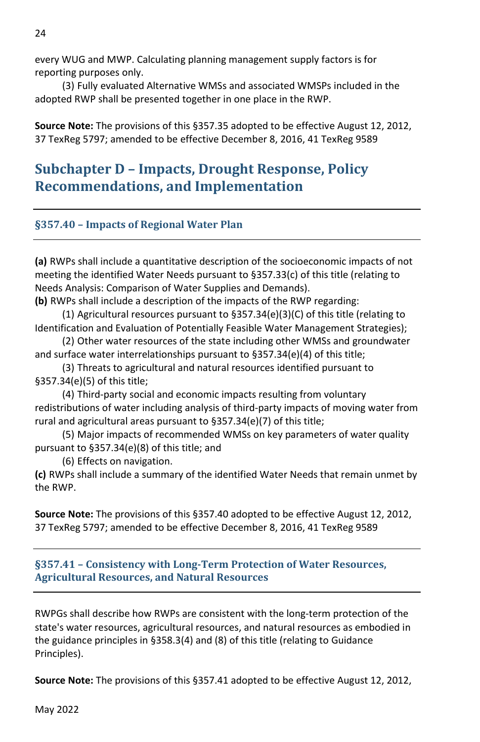every WUG and MWP. Calculating planning management supply factors is for reporting purposes only.

(3) Fully evaluated Alternative WMSs and associated WMSPs included in the adopted RWP shall be presented together in one place in the RWP.

**Source Note:** The provisions of this §357.35 adopted to be effective August 12, 2012, 37 TexReg 5797; amended to be effective December 8, 2016, 41 TexReg 9589

## Subchapter D – Impacts, Drought Response, Policy Recommendations, and Implementation

### §357.40 – Impacts of Regional Water Plan

**(a)** RWPs shall include a quantitative description of the socioeconomic impacts of not meeting the identified Water Needs pursuant to §357.33(c) of this title (relating to Needs Analysis: Comparison of Water Supplies and Demands).

**(b)** RWPs shall include a description of the impacts of the RWP regarding:

(1) Agricultural resources pursuant to §357.34(e)(3)(C) of this title (relating to Identification and Evaluation of Potentially Feasible Water Management Strategies);

(2) Other water resources of the state including other WMSs and groundwater and surface water interrelationships pursuant to §357.34(e)(4) of this title;

(3) Threats to agricultural and natural resources identified pursuant to §357.34(e)(5) of this title;

(4) Third-party social and economic impacts resulting from voluntary redistributions of water including analysis of third-party impacts of moving water from rural and agricultural areas pursuant to §357.34(e)(7) of this title;

(5) Major impacts of recommended WMSs on key parameters of water quality pursuant to §357.34(e)(8) of this title; and

(6) Effects on navigation.

**(c)** RWPs shall include a summary of the identified Water Needs that remain unmet by the RWP.

**Source Note:** The provisions of this §357.40 adopted to be effective August 12, 2012, 37 TexReg 5797; amended to be effective December 8, 2016, 41 TexReg 9589

### §357.41 – Consistency with Long-Term Protection of Water Resources, Agricultural Resources, and Natural Resources

RWPGs shall describe how RWPs are consistent with the long-term protection of the state's water resources, agricultural resources, and natural resources as embodied in the guidance principles in §358.3(4) and (8) of this title (relating to Guidance Principles).

**Source Note:** The provisions of this §357.41 adopted to be effective August 12, 2012,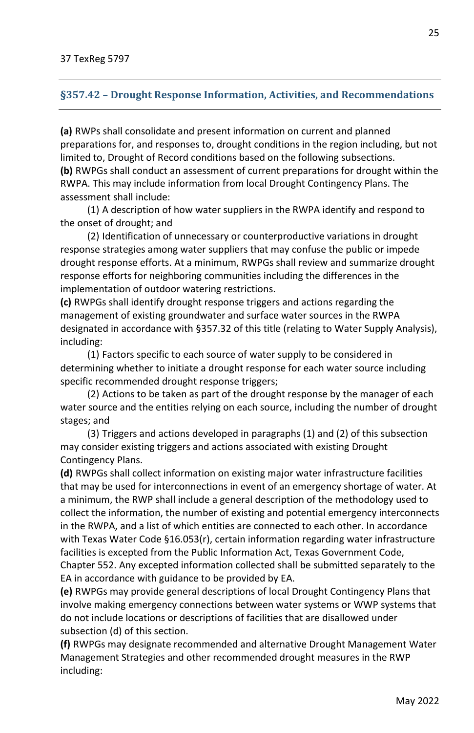37 TexReg 5797

## §357.42 – Drought Response Information, Activities, and Recommendations

**(a)** RWPs shall consolidate and present information on current and planned preparations for, and responses to, drought conditions in the region including, but not limited to, Drought of Record conditions based on the following subsections.

**(b)** RWPGs shall conduct an assessment of current preparations for drought within the RWPA. This may include information from local Drought Contingency Plans. The assessment shall include:

(1) A description of how water suppliers in the RWPA identify and respond to the onset of drought; and

(2) Identification of unnecessary or counterproductive variations in drought response strategies among water suppliers that may confuse the public or impede drought response efforts. At a minimum, RWPGs shall review and summarize drought response efforts for neighboring communities including the differences in the implementation of outdoor watering restrictions.

**(c)** RWPGs shall identify drought response triggers and actions regarding the management of existing groundwater and surface water sources in the RWPA designated in accordance with §357.32 of this title (relating to Water Supply Analysis), including:

(1) Factors specific to each source of water supply to be considered in determining whether to initiate a drought response for each water source including specific recommended drought response triggers;

(2) Actions to be taken as part of the drought response by the manager of each water source and the entities relying on each source, including the number of drought stages; and

(3) Triggers and actions developed in paragraphs (1) and (2) of this subsection may consider existing triggers and actions associated with existing Drought Contingency Plans.

**(d)** RWPGs shall collect information on existing major water infrastructure facilities that may be used for interconnections in event of an emergency shortage of water. At a minimum, the RWP shall include a general description of the methodology used to collect the information, the number of existing and potential emergency interconnects in the RWPA, and a list of which entities are connected to each other. In accordance with Texas Water Code §16.053(r), certain information regarding water infrastructure facilities is excepted from the Public Information Act, Texas Government Code, Chapter 552. Any excepted information collected shall be submitted separately to the EA in accordance with guidance to be provided by EA.

**(e)** RWPGs may provide general descriptions of local Drought Contingency Plans that involve making emergency connections between water systems or WWP systems that do not include locations or descriptions of facilities that are disallowed under subsection (d) of this section.

**(f)** RWPGs may designate recommended and alternative Drought Management Water Management Strategies and other recommended drought measures in the RWP including: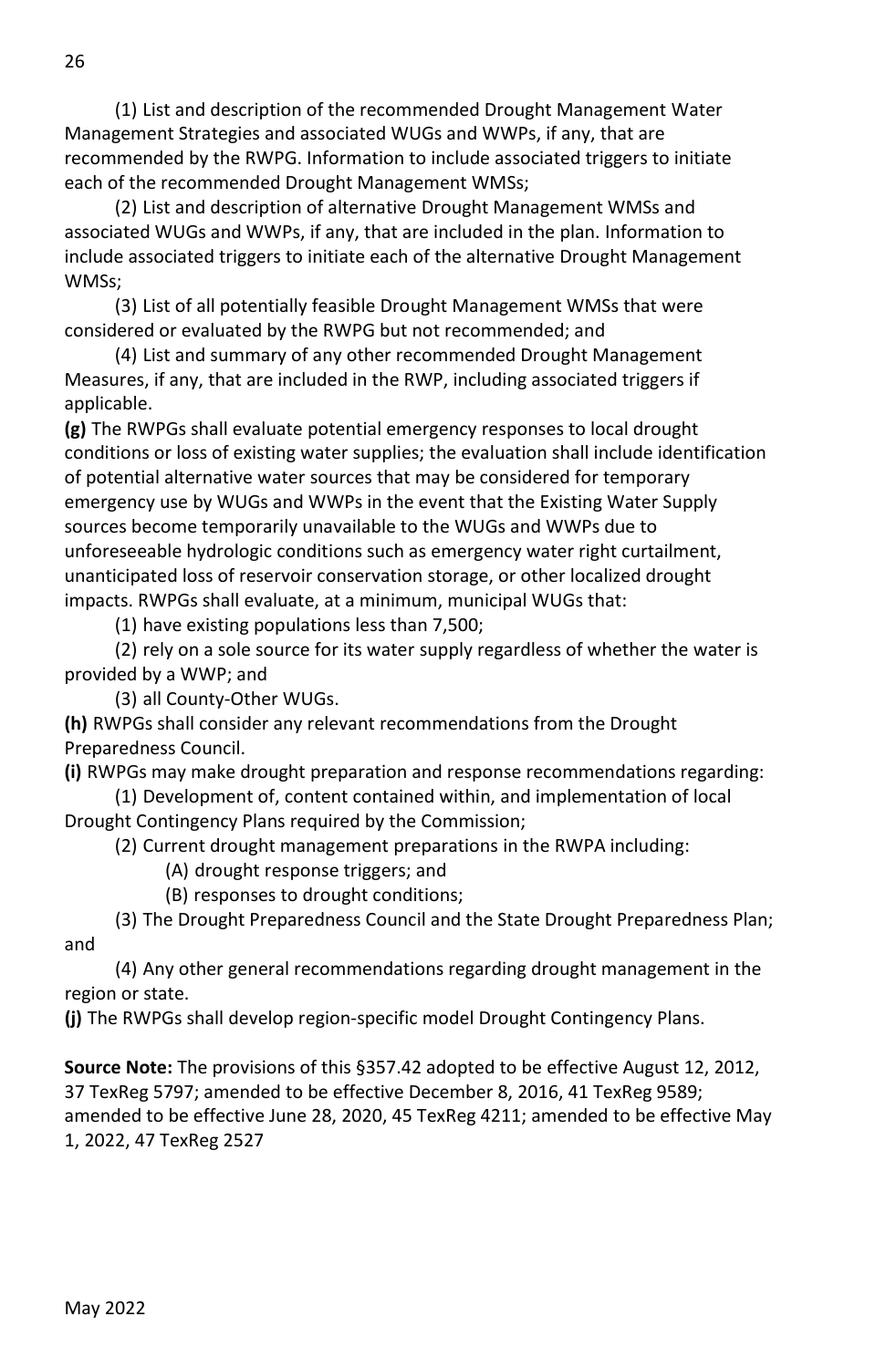(1) List and description of the recommended Drought Management Water Management Strategies and associated WUGs and WWPs, if any, that are recommended by the RWPG. Information to include associated triggers to initiate each of the recommended Drought Management WMSs;

(2) List and description of alternative Drought Management WMSs and associated WUGs and WWPs, if any, that are included in the plan. Information to include associated triggers to initiate each of the alternative Drought Management WMSs;

(3) List of all potentially feasible Drought Management WMSs that were considered or evaluated by the RWPG but not recommended; and

(4) List and summary of any other recommended Drought Management Measures, if any, that are included in the RWP, including associated triggers if applicable.

**(g)** The RWPGs shall evaluate potential emergency responses to local drought conditions or loss of existing water supplies; the evaluation shall include identification of potential alternative water sources that may be considered for temporary emergency use by WUGs and WWPs in the event that the Existing Water Supply sources become temporarily unavailable to the WUGs and WWPs due to unforeseeable hydrologic conditions such as emergency water right curtailment, unanticipated loss of reservoir conservation storage, or other localized drought impacts. RWPGs shall evaluate, at a minimum, municipal WUGs that:

(1) have existing populations less than 7,500;

(2) rely on a sole source for its water supply regardless of whether the water is provided by a WWP; and

(3) all County-Other WUGs.

**(h)** RWPGs shall consider any relevant recommendations from the Drought Preparedness Council.

**(i)** RWPGs may make drought preparation and response recommendations regarding:

(1) Development of, content contained within, and implementation of local Drought Contingency Plans required by the Commission;

(2) Current drought management preparations in the RWPA including:

(A) drought response triggers; and

(B) responses to drought conditions;

(3) The Drought Preparedness Council and the State Drought Preparedness Plan; and

(4) Any other general recommendations regarding drought management in the region or state.

**(j)** The RWPGs shall develop region-specific model Drought Contingency Plans.

**Source Note:** The provisions of this §357.42 adopted to be effective August 12, 2012, 37 TexReg 5797; amended to be effective December 8, 2016, 41 TexReg 9589; amended to be effective June 28, 2020, 45 TexReg 4211; amended to be effective May 1, 2022, 47 TexReg 2527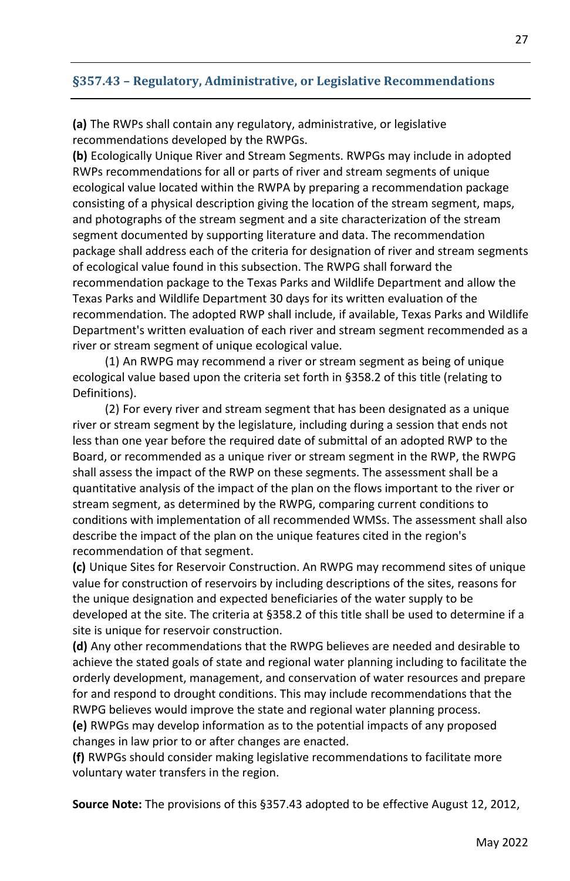## §357.43 – Regulatory, Administrative, or Legislative Recommendations

**(a)** The RWPs shall contain any regulatory, administrative, or legislative recommendations developed by the RWPGs.

**(b)** Ecologically Unique River and Stream Segments. RWPGs may include in adopted RWPs recommendations for all or parts of river and stream segments of unique ecological value located within the RWPA by preparing a recommendation package consisting of a physical description giving the location of the stream segment, maps, and photographs of the stream segment and a site characterization of the stream segment documented by supporting literature and data. The recommendation package shall address each of the criteria for designation of river and stream segments of ecological value found in this subsection. The RWPG shall forward the recommendation package to the Texas Parks and Wildlife Department and allow the Texas Parks and Wildlife Department 30 days for its written evaluation of the recommendation. The adopted RWP shall include, if available, Texas Parks and Wildlife Department's written evaluation of each river and stream segment recommended as a river or stream segment of unique ecological value.

(1) An RWPG may recommend a river or stream segment as being of unique ecological value based upon the criteria set forth in §358.2 of this title (relating to Definitions).

(2) For every river and stream segment that has been designated as a unique river or stream segment by the legislature, including during a session that ends not less than one year before the required date of submittal of an adopted RWP to the Board, or recommended as a unique river or stream segment in the RWP, the RWPG shall assess the impact of the RWP on these segments. The assessment shall be a quantitative analysis of the impact of the plan on the flows important to the river or stream segment, as determined by the RWPG, comparing current conditions to conditions with implementation of all recommended WMSs. The assessment shall also describe the impact of the plan on the unique features cited in the region's recommendation of that segment.

**(c)** Unique Sites for Reservoir Construction. An RWPG may recommend sites of unique value for construction of reservoirs by including descriptions of the sites, reasons for the unique designation and expected beneficiaries of the water supply to be developed at the site. The criteria at §358.2 of this title shall be used to determine if a site is unique for reservoir construction.

**(d)** Any other recommendations that the RWPG believes are needed and desirable to achieve the stated goals of state and regional water planning including to facilitate the orderly development, management, and conservation of water resources and prepare for and respond to drought conditions. This may include recommendations that the RWPG believes would improve the state and regional water planning process.

**(e)** RWPGs may develop information as to the potential impacts of any proposed changes in law prior to or after changes are enacted.

**(f)** RWPGs should consider making legislative recommendations to facilitate more voluntary water transfers in the region.

**Source Note:** The provisions of this §357.43 adopted to be effective August 12, 2012,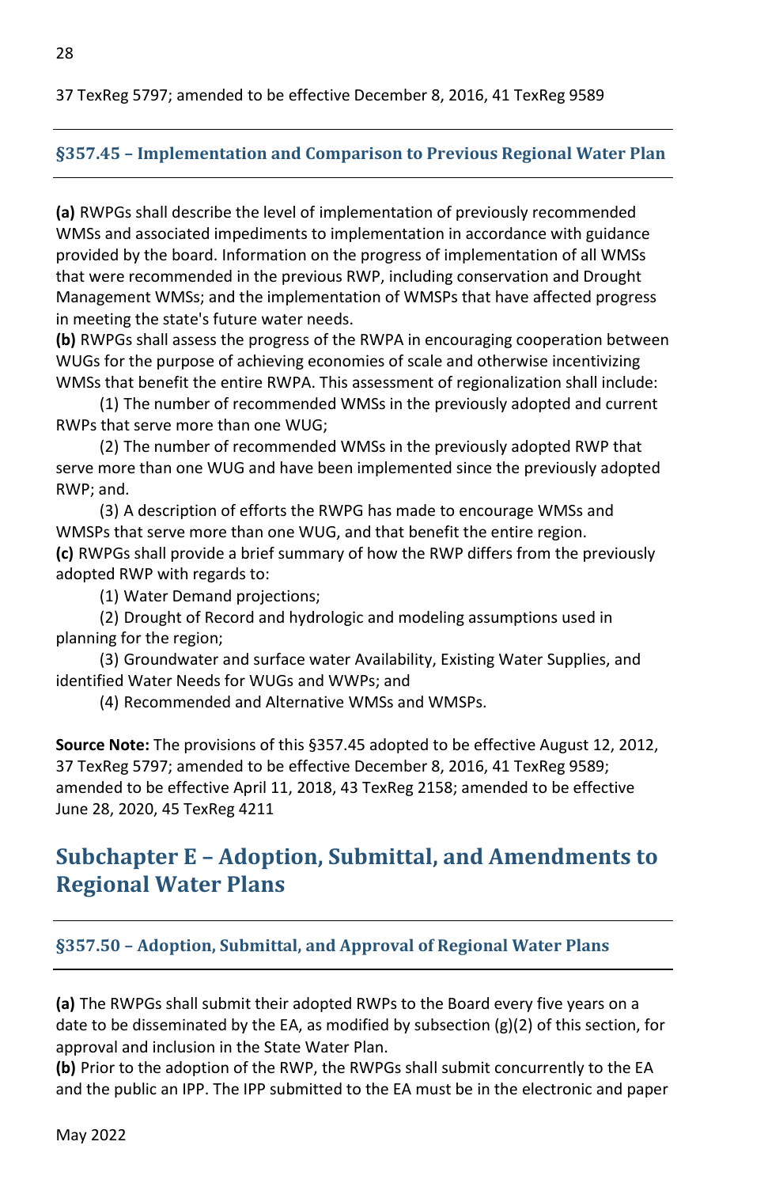37 TexReg 5797; amended to be effective December 8, 2016, 41 TexReg 9589

### §357.45 – Implementation and Comparison to Previous Regional Water Plan

**(a)** RWPGs shall describe the level of implementation of previously recommended WMSs and associated impediments to implementation in accordance with guidance provided by the board. Information on the progress of implementation of all WMSs that were recommended in the previous RWP, including conservation and Drought Management WMSs; and the implementation of WMSPs that have affected progress in meeting the state's future water needs.

**(b)** RWPGs shall assess the progress of the RWPA in encouraging cooperation between WUGs for the purpose of achieving economies of scale and otherwise incentivizing WMSs that benefit the entire RWPA. This assessment of regionalization shall include:

(1) The number of recommended WMSs in the previously adopted and current RWPs that serve more than one WUG;

(2) The number of recommended WMSs in the previously adopted RWP that serve more than one WUG and have been implemented since the previously adopted RWP; and.

(3) A description of efforts the RWPG has made to encourage WMSs and WMSPs that serve more than one WUG, and that benefit the entire region.

**(c)** RWPGs shall provide a brief summary of how the RWP differs from the previously adopted RWP with regards to:

(1) Water Demand projections;

(2) Drought of Record and hydrologic and modeling assumptions used in planning for the region;

(3) Groundwater and surface water Availability, Existing Water Supplies, and identified Water Needs for WUGs and WWPs; and

(4) Recommended and Alternative WMSs and WMSPs.

**Source Note:** The provisions of this §357.45 adopted to be effective August 12, 2012, 37 TexReg 5797; amended to be effective December 8, 2016, 41 TexReg 9589; amended to be effective April 11, 2018, 43 TexReg 2158; amended to be effective June 28, 2020, 45 TexReg 4211

## Subchapter E – Adoption, Submittal, and Amendments to Regional Water Plans

### §357.50 – Adoption, Submittal, and Approval of Regional Water Plans

**(a)** The RWPGs shall submit their adopted RWPs to the Board every five years on a date to be disseminated by the EA, as modified by subsection (g)(2) of this section, for approval and inclusion in the State Water Plan.

**(b)** Prior to the adoption of the RWP, the RWPGs shall submit concurrently to the EA and the public an IPP. The IPP submitted to the EA must be in the electronic and paper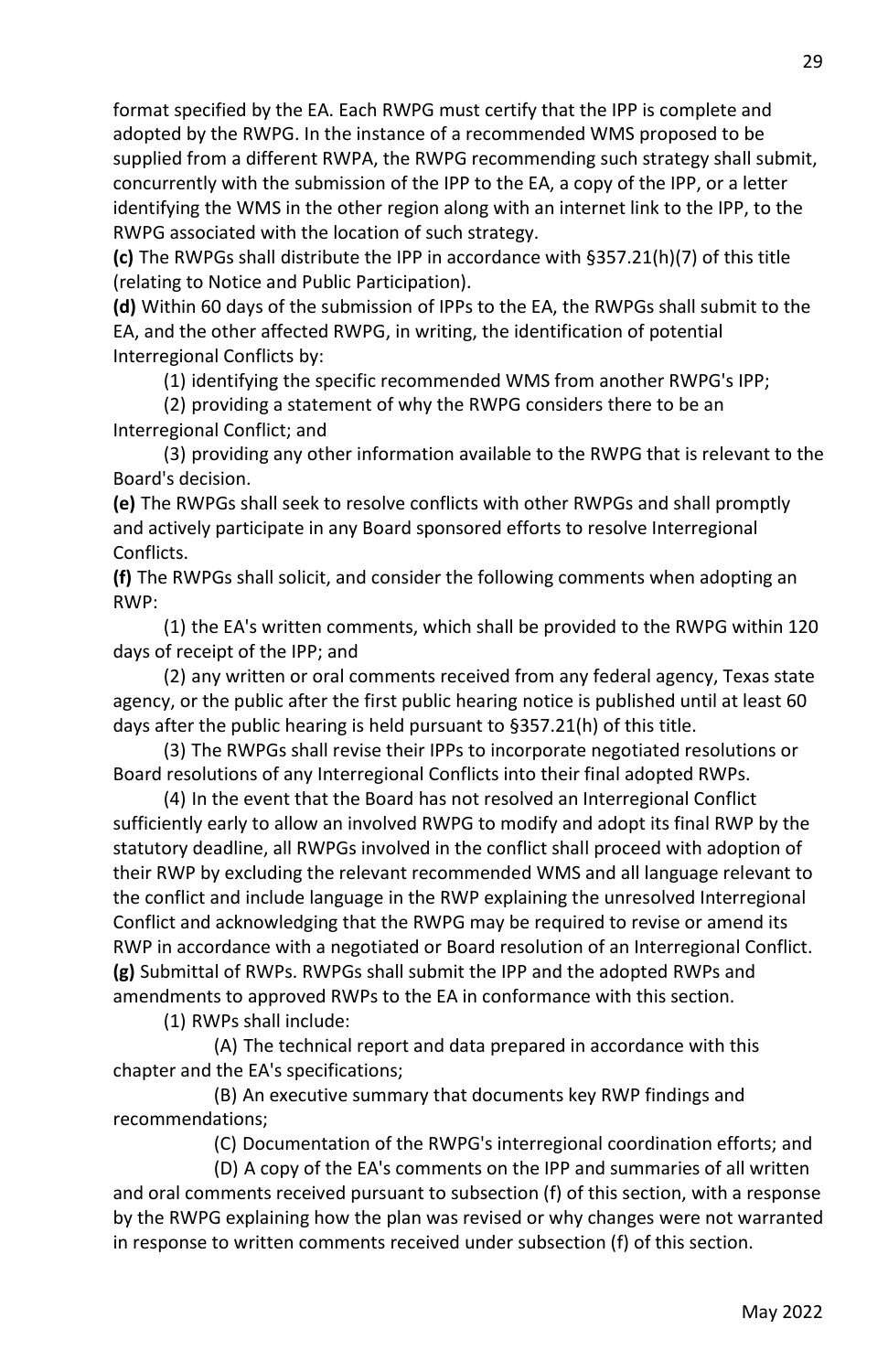format specified by the EA. Each RWPG must certify that the IPP is complete and adopted by the RWPG. In the instance of a recommended WMS proposed to be supplied from a different RWPA, the RWPG recommending such strategy shall submit, concurrently with the submission of the IPP to the EA, a copy of the IPP, or a letter identifying the WMS in the other region along with an internet link to the IPP, to the RWPG associated with the location of such strategy.

**(c)** The RWPGs shall distribute the IPP in accordance with §357.21(h)(7) of this title (relating to Notice and Public Participation).

**(d)** Within 60 days of the submission of IPPs to the EA, the RWPGs shall submit to the EA, and the other affected RWPG, in writing, the identification of potential Interregional Conflicts by:

(1) identifying the specific recommended WMS from another RWPG's IPP;

(2) providing a statement of why the RWPG considers there to be an Interregional Conflict; and

(3) providing any other information available to the RWPG that is relevant to the Board's decision.

**(e)** The RWPGs shall seek to resolve conflicts with other RWPGs and shall promptly and actively participate in any Board sponsored efforts to resolve Interregional Conflicts.

**(f)** The RWPGs shall solicit, and consider the following comments when adopting an RWP:

(1) the EA's written comments, which shall be provided to the RWPG within 120 days of receipt of the IPP; and

(2) any written or oral comments received from any federal agency, Texas state agency, or the public after the first public hearing notice is published until at least 60 days after the public hearing is held pursuant to §357.21(h) of this title.

(3) The RWPGs shall revise their IPPs to incorporate negotiated resolutions or Board resolutions of any Interregional Conflicts into their final adopted RWPs.

(4) In the event that the Board has not resolved an Interregional Conflict sufficiently early to allow an involved RWPG to modify and adopt its final RWP by the statutory deadline, all RWPGs involved in the conflict shall proceed with adoption of their RWP by excluding the relevant recommended WMS and all language relevant to the conflict and include language in the RWP explaining the unresolved Interregional Conflict and acknowledging that the RWPG may be required to revise or amend its RWP in accordance with a negotiated or Board resolution of an Interregional Conflict.

**(g)** Submittal of RWPs. RWPGs shall submit the IPP and the adopted RWPs and amendments to approved RWPs to the EA in conformance with this section.

(1) RWPs shall include:

(A) The technical report and data prepared in accordance with this chapter and the EA's specifications;

(B) An executive summary that documents key RWP findings and recommendations;

(C) Documentation of the RWPG's interregional coordination efforts; and

(D) A copy of the EA's comments on the IPP and summaries of all written and oral comments received pursuant to subsection (f) of this section, with a response by the RWPG explaining how the plan was revised or why changes were not warranted in response to written comments received under subsection (f) of this section.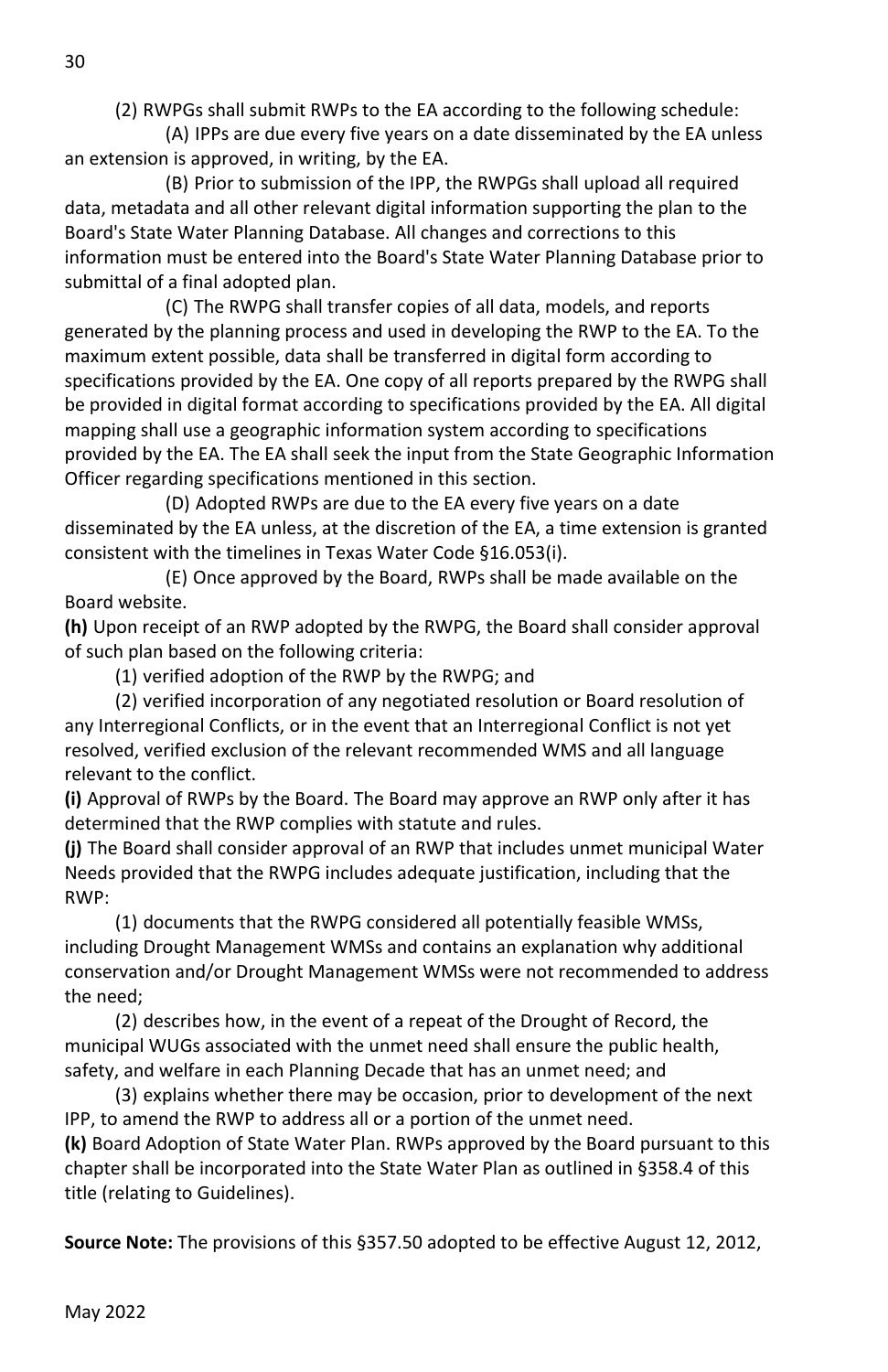(2) RWPGs shall submit RWPs to the EA according to the following schedule:

(A) IPPs are due every five years on a date disseminated by the EA unless an extension is approved, in writing, by the EA.

(B) Prior to submission of the IPP, the RWPGs shall upload all required data, metadata and all other relevant digital information supporting the plan to the Board's State Water Planning Database. All changes and corrections to this information must be entered into the Board's State Water Planning Database prior to submittal of a final adopted plan.

(C) The RWPG shall transfer copies of all data, models, and reports generated by the planning process and used in developing the RWP to the EA. To the maximum extent possible, data shall be transferred in digital form according to specifications provided by the EA. One copy of all reports prepared by the RWPG shall be provided in digital format according to specifications provided by the EA. All digital mapping shall use a geographic information system according to specifications provided by the EA. The EA shall seek the input from the State Geographic Information Officer regarding specifications mentioned in this section.

(D) Adopted RWPs are due to the EA every five years on a date disseminated by the EA unless, at the discretion of the EA, a time extension is granted consistent with the timelines in Texas Water Code §16.053(i).

(E) Once approved by the Board, RWPs shall be made available on the Board website.

**(h)** Upon receipt of an RWP adopted by the RWPG, the Board shall consider approval of such plan based on the following criteria:

(1) verified adoption of the RWP by the RWPG; and

(2) verified incorporation of any negotiated resolution or Board resolution of any Interregional Conflicts, or in the event that an Interregional Conflict is not yet resolved, verified exclusion of the relevant recommended WMS and all language relevant to the conflict.

**(i)** Approval of RWPs by the Board. The Board may approve an RWP only after it has determined that the RWP complies with statute and rules.

**(j)** The Board shall consider approval of an RWP that includes unmet municipal Water Needs provided that the RWPG includes adequate justification, including that the RWP:

(1) documents that the RWPG considered all potentially feasible WMSs, including Drought Management WMSs and contains an explanation why additional conservation and/or Drought Management WMSs were not recommended to address the need;

(2) describes how, in the event of a repeat of the Drought of Record, the municipal WUGs associated with the unmet need shall ensure the public health, safety, and welfare in each Planning Decade that has an unmet need; and

(3) explains whether there may be occasion, prior to development of the next IPP, to amend the RWP to address all or a portion of the unmet need.

**(k)** Board Adoption of State Water Plan. RWPs approved by the Board pursuant to this chapter shall be incorporated into the State Water Plan as outlined in §358.4 of this title (relating to Guidelines).

**Source Note:** The provisions of this §357.50 adopted to be effective August 12, 2012,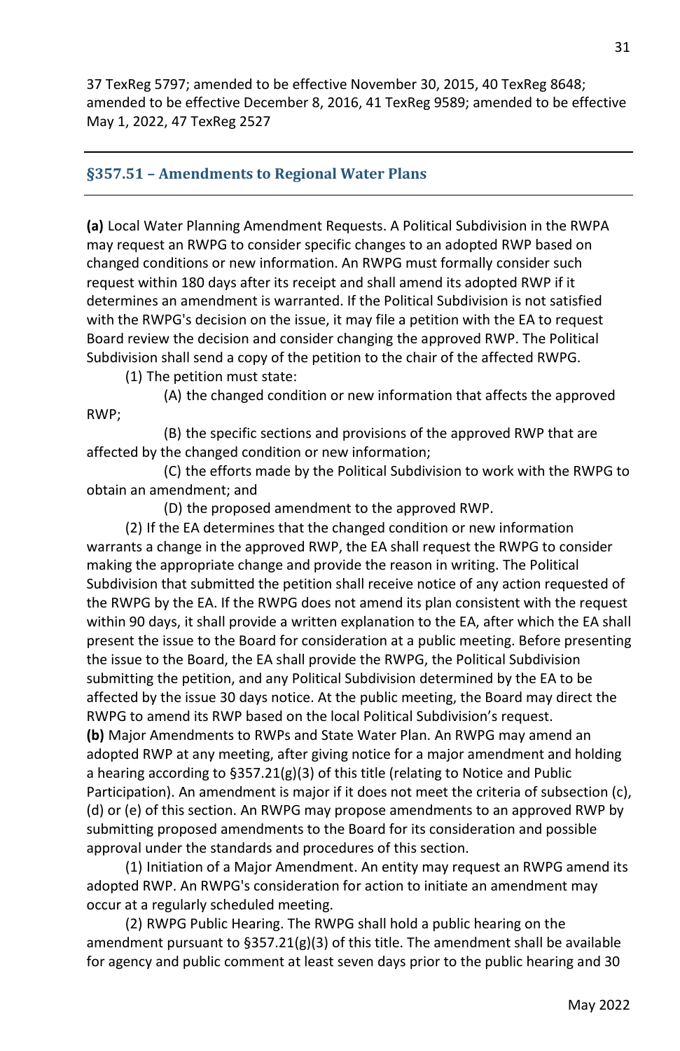37 TexReg 5797; amended to be effective November 30, 2015, 40 TexReg 8648; amended to be effective December 8, 2016, 41 TexReg 9589; amended to be effective May 1, 2022, 47 TexReg 2527

---

### §357.51 – Amendments to Regional Water Plans

---

**(a)** Local Water Planning Amendment Requests. A Political Subdivision in the RWPA may request an RWPG to consider specific changes to an adopted RWP based on changed conditions or new information. An RWPG must formally consider such request within 180 days after its receipt and shall amend its adopted RWP if it determines an amendment is warranted. If the Political Subdivision is not satisfied with the RWPG's decision on the issue, it may file a petition with the EA to request Board review the decision and consider changing the approved RWP. The Political Subdivision shall send a copy of the petition to the chair of the affected RWPG.

(1) The petition must state:

(A) the changed condition or new information that affects the approved RWP;

(B) the specific sections and provisions of the approved RWP that are affected by the changed condition or new information;

(C) the efforts made by the Political Subdivision to work with the RWPG to obtain an amendment; and

(D) the proposed amendment to the approved RWP.

(2) If the EA determines that the changed condition or new information warrants a change in the approved RWP, the EA shall request the RWPG to consider making the appropriate change and provide the reason in writing. The Political Subdivision that submitted the petition shall receive notice of any action requested of the RWPG by the EA. If the RWPG does not amend its plan consistent with the request within 90 days, it shall provide a written explanation to the EA, after which the EA shall present the issue to the Board for consideration at a public meeting. Before presenting the issue to the Board, the EA shall provide the RWPG, the Political Subdivision submitting the petition, and any Political Subdivision determined by the EA to be affected by the issue 30 days notice. At the public meeting, the Board may direct the RWPG to amend its RWP based on the local Political Subdivision's request.

**(b)** Major Amendments to RWPs and State Water Plan. An RWPG may amend an adopted RWP at any meeting, after giving notice for a major amendment and holding a hearing according to §357.21(g)(3) of this title (relating to Notice and Public Participation). An amendment is major if it does not meet the criteria of subsection (c), (d) or (e) of this section. An RWPG may propose amendments to an approved RWP by submitting proposed amendments to the Board for its consideration and possible approval under the standards and procedures of this section.

(1) Initiation of a Major Amendment. An entity may request an RWPG amend its adopted RWP. An RWPG's consideration for action to initiate an amendment may occur at a regularly scheduled meeting.

(2) RWPG Public Hearing. The RWPG shall hold a public hearing on the amendment pursuant to §357.21(g)(3) of this title. The amendment shall be available for agency and public comment at least seven days prior to the public hearing and 30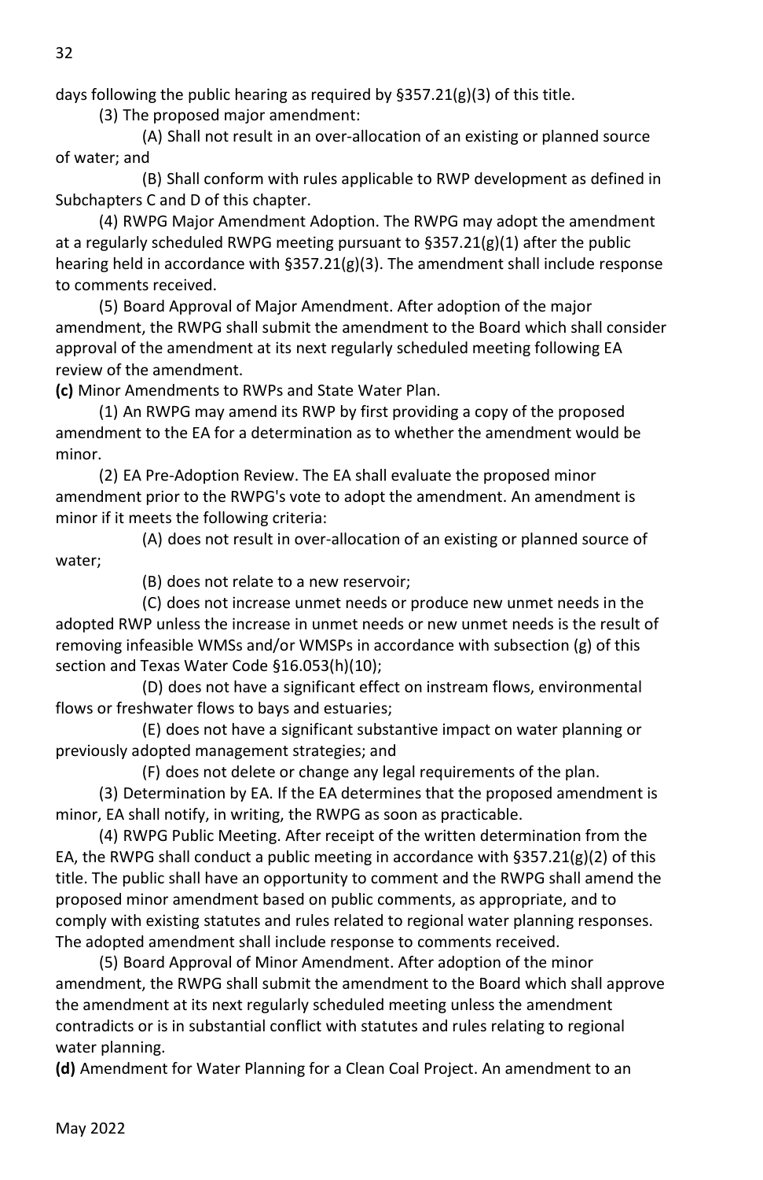days following the public hearing as required by §357.21(g)(3) of this title.

(3) The proposed major amendment:

(A) Shall not result in an over-allocation of an existing or planned source of water; and

(B) Shall conform with rules applicable to RWP development as defined in Subchapters C and D of this chapter.

(4) RWPG Major Amendment Adoption. The RWPG may adopt the amendment at a regularly scheduled RWPG meeting pursuant to §357.21(g)(1) after the public hearing held in accordance with §357.21(g)(3). The amendment shall include response to comments received.

(5) Board Approval of Major Amendment. After adoption of the major amendment, the RWPG shall submit the amendment to the Board which shall consider approval of the amendment at its next regularly scheduled meeting following EA review of the amendment.

**(c)** Minor Amendments to RWPs and State Water Plan.

(1) An RWPG may amend its RWP by first providing a copy of the proposed amendment to the EA for a determination as to whether the amendment would be minor.

(2) EA Pre-Adoption Review. The EA shall evaluate the proposed minor amendment prior to the RWPG's vote to adopt the amendment. An amendment is minor if it meets the following criteria:

(A) does not result in over-allocation of an existing or planned source of water;

(B) does not relate to a new reservoir;

(C) does not increase unmet needs or produce new unmet needs in the adopted RWP unless the increase in unmet needs or new unmet needs is the result of removing infeasible WMSs and/or WMSPs in accordance with subsection (g) of this section and Texas Water Code §16.053(h)(10);

(D) does not have a significant effect on instream flows, environmental flows or freshwater flows to bays and estuaries;

(E) does not have a significant substantive impact on water planning or previously adopted management strategies; and

(F) does not delete or change any legal requirements of the plan.

(3) Determination by EA. If the EA determines that the proposed amendment is minor, EA shall notify, in writing, the RWPG as soon as practicable.

(4) RWPG Public Meeting. After receipt of the written determination from the EA, the RWPG shall conduct a public meeting in accordance with §357.21(g)(2) of this title. The public shall have an opportunity to comment and the RWPG shall amend the proposed minor amendment based on public comments, as appropriate, and to comply with existing statutes and rules related to regional water planning responses. The adopted amendment shall include response to comments received.

(5) Board Approval of Minor Amendment. After adoption of the minor amendment, the RWPG shall submit the amendment to the Board which shall approve the amendment at its next regularly scheduled meeting unless the amendment contradicts or is in substantial conflict with statutes and rules relating to regional water planning.

**(d)** Amendment for Water Planning for a Clean Coal Project. An amendment to an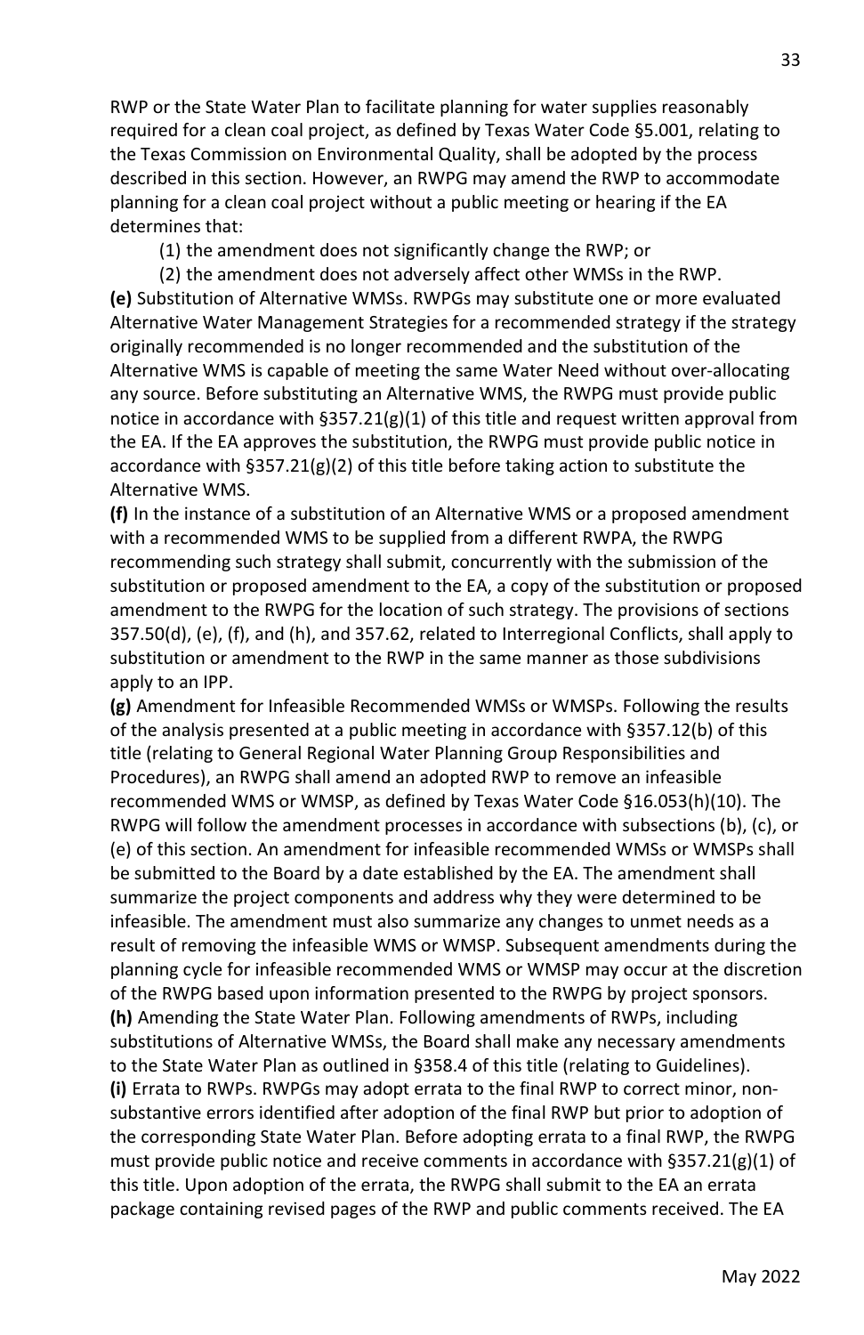RWP or the State Water Plan to facilitate planning for water supplies reasonably required for a clean coal project, as defined by Texas Water Code §5.001, relating to the Texas Commission on Environmental Quality, shall be adopted by the process described in this section. However, an RWPG may amend the RWP to accommodate planning for a clean coal project without a public meeting or hearing if the EA determines that:

(1) the amendment does not significantly change the RWP; or

(2) the amendment does not adversely affect other WMSs in the RWP.

**(e)** Substitution of Alternative WMSs. RWPGs may substitute one or more evaluated Alternative Water Management Strategies for a recommended strategy if the strategy originally recommended is no longer recommended and the substitution of the Alternative WMS is capable of meeting the same Water Need without over-allocating any source. Before substituting an Alternative WMS, the RWPG must provide public notice in accordance with §357.21(g)(1) of this title and request written approval from the EA. If the EA approves the substitution, the RWPG must provide public notice in accordance with §357.21(g)(2) of this title before taking action to substitute the Alternative WMS.

**(f)** In the instance of a substitution of an Alternative WMS or a proposed amendment with a recommended WMS to be supplied from a different RWPA, the RWPG recommending such strategy shall submit, concurrently with the submission of the substitution or proposed amendment to the EA, a copy of the substitution or proposed amendment to the RWPG for the location of such strategy. The provisions of sections 357.50(d), (e), (f), and (h), and 357.62, related to Interregional Conflicts, shall apply to substitution or amendment to the RWP in the same manner as those subdivisions apply to an IPP.

**(g)** Amendment for Infeasible Recommended WMSs or WMSPs. Following the results of the analysis presented at a public meeting in accordance with §357.12(b) of this title (relating to General Regional Water Planning Group Responsibilities and Procedures), an RWPG shall amend an adopted RWP to remove an infeasible recommended WMS or WMSP, as defined by Texas Water Code §16.053(h)(10). The RWPG will follow the amendment processes in accordance with subsections (b), (c), or (e) of this section. An amendment for infeasible recommended WMSs or WMSPs shall be submitted to the Board by a date established by the EA. The amendment shall summarize the project components and address why they were determined to be infeasible. The amendment must also summarize any changes to unmet needs as a result of removing the infeasible WMS or WMSP. Subsequent amendments during the planning cycle for infeasible recommended WMS or WMSP may occur at the discretion of the RWPG based upon information presented to the RWPG by project sponsors.

**(h)** Amending the State Water Plan. Following amendments of RWPs, including substitutions of Alternative WMSs, the Board shall make any necessary amendments to the State Water Plan as outlined in §358.4 of this title (relating to Guidelines).

**(i)** Errata to RWPs. RWPGs may adopt errata to the final RWP to correct minor, non-substantive errors identified after adoption of the final RWP but prior to adoption of the corresponding State Water Plan. Before adopting errata to a final RWP, the RWPG must provide public notice and receive comments in accordance with §357.21(g)(1) of this title. Upon adoption of the errata, the RWPG shall submit to the EA an errata package containing revised pages of the RWP and public comments received. The EA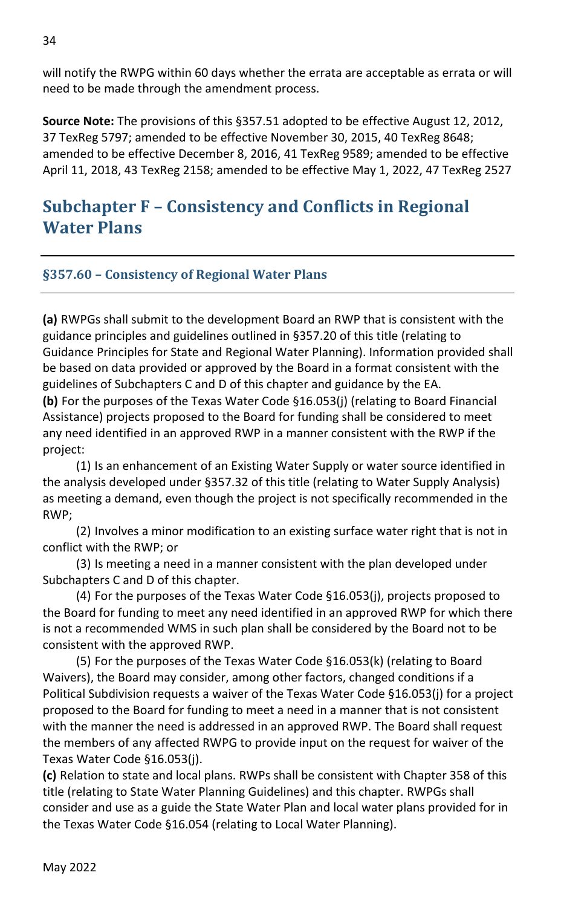will notify the RWPG within 60 days whether the errata are acceptable as errata or will need to be made through the amendment process.

**Source Note:** The provisions of this §357.51 adopted to be effective August 12, 2012, 37 TexReg 5797; amended to be effective November 30, 2015, 40 TexReg 8648; amended to be effective December 8, 2016, 41 TexReg 9589; amended to be effective April 11, 2018, 43 TexReg 2158; amended to be effective May 1, 2022, 47 TexReg 2527

## Subchapter F – Consistency and Conflicts in Regional Water Plans

### §357.60 – Consistency of Regional Water Plans

**(a)** RWPGs shall submit to the development Board an RWP that is consistent with the guidance principles and guidelines outlined in §357.20 of this title (relating to Guidance Principles for State and Regional Water Planning). Information provided shall be based on data provided or approved by the Board in a format consistent with the guidelines of Subchapters C and D of this chapter and guidance by the EA.

**(b)** For the purposes of the Texas Water Code §16.053(j) (relating to Board Financial Assistance) projects proposed to the Board for funding shall be considered to meet any need identified in an approved RWP in a manner consistent with the RWP if the project:

(1) Is an enhancement of an Existing Water Supply or water source identified in the analysis developed under §357.32 of this title (relating to Water Supply Analysis) as meeting a demand, even though the project is not specifically recommended in the RWP;

(2) Involves a minor modification to an existing surface water right that is not in conflict with the RWP; or

(3) Is meeting a need in a manner consistent with the plan developed under Subchapters C and D of this chapter.

(4) For the purposes of the Texas Water Code §16.053(j), projects proposed to the Board for funding to meet any need identified in an approved RWP for which there is not a recommended WMS in such plan shall be considered by the Board not to be consistent with the approved RWP.

(5) For the purposes of the Texas Water Code §16.053(k) (relating to Board Waivers), the Board may consider, among other factors, changed conditions if a Political Subdivision requests a waiver of the Texas Water Code §16.053(j) for a project proposed to the Board for funding to meet a need in a manner that is not consistent with the manner the need is addressed in an approved RWP. The Board shall request the members of any affected RWPG to provide input on the request for waiver of the Texas Water Code §16.053(j).

**(c)** Relation to state and local plans. RWPs shall be consistent with Chapter 358 of this title (relating to State Water Planning Guidelines) and this chapter. RWPGs shall consider and use as a guide the State Water Plan and local water plans provided for in the Texas Water Code §16.054 (relating to Local Water Planning).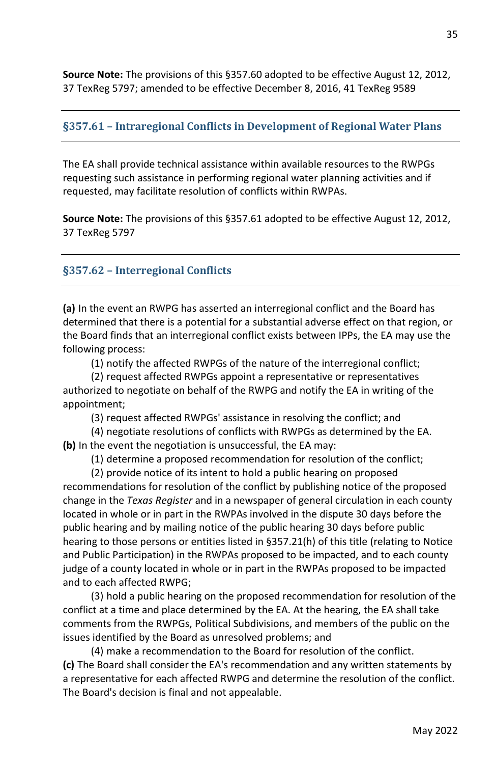**Source Note:** The provisions of this §357.60 adopted to be effective August 12, 2012, 37 TexReg 5797; amended to be effective December 8, 2016, 41 TexReg 9589

## §357.61 – Intraregional Conflicts in Development of Regional Water Plans

The EA shall provide technical assistance within available resources to the RWPGs requesting such assistance in performing regional water planning activities and if requested, may facilitate resolution of conflicts within RWPAs.

**Source Note:** The provisions of this §357.61 adopted to be effective August 12, 2012, 37 TexReg 5797

## §357.62 – Interregional Conflicts

**(a)** In the event an RWPG has asserted an interregional conflict and the Board has determined that there is a potential for a substantial adverse effect on that region, or the Board finds that an interregional conflict exists between IPPs, the EA may use the following process:

(1) notify the affected RWPGs of the nature of the interregional conflict;

(2) request affected RWPGs appoint a representative or representatives authorized to negotiate on behalf of the RWPG and notify the EA in writing of the appointment;

(3) request affected RWPGs' assistance in resolving the conflict; and

(4) negotiate resolutions of conflicts with RWPGs as determined by the EA.

**(b)** In the event the negotiation is unsuccessful, the EA may:

(1) determine a proposed recommendation for resolution of the conflict;

(2) provide notice of its intent to hold a public hearing on proposed recommendations for resolution of the conflict by publishing notice of the proposed change in the *Texas Register* and in a newspaper of general circulation in each county located in whole or in part in the RWPAs involved in the dispute 30 days before the public hearing and by mailing notice of the public hearing 30 days before public hearing to those persons or entities listed in §357.21(h) of this title (relating to Notice and Public Participation) in the RWPAs proposed to be impacted, and to each county judge of a county located in whole or in part in the RWPAs proposed to be impacted and to each affected RWPG;

(3) hold a public hearing on the proposed recommendation for resolution of the conflict at a time and place determined by the EA. At the hearing, the EA shall take comments from the RWPGs, Political Subdivisions, and members of the public on the issues identified by the Board as unresolved problems; and

(4) make a recommendation to the Board for resolution of the conflict.

**(c)** The Board shall consider the EA's recommendation and any written statements by a representative for each affected RWPG and determine the resolution of the conflict. The Board's decision is final and not appealable.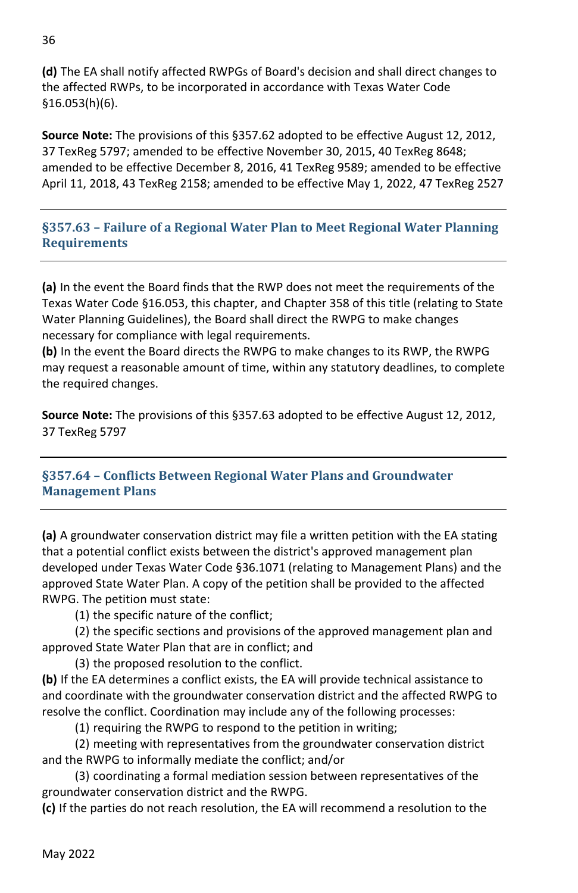**(d)** The EA shall notify affected RWPGs of Board's decision and shall direct changes to the affected RWPs, to be incorporated in accordance with Texas Water Code §16.053(h)(6).

**Source Note:** The provisions of this §357.62 adopted to be effective August 12, 2012, 37 TexReg 5797; amended to be effective November 30, 2015, 40 TexReg 8648; amended to be effective December 8, 2016, 41 TexReg 9589; amended to be effective April 11, 2018, 43 TexReg 2158; amended to be effective May 1, 2022, 47 TexReg 2527

### §357.63 – Failure of a Regional Water Plan to Meet Regional Water Planning Requirements

**(a)** In the event the Board finds that the RWP does not meet the requirements of the Texas Water Code §16.053, this chapter, and Chapter 358 of this title (relating to State Water Planning Guidelines), the Board shall direct the RWPG to make changes necessary for compliance with legal requirements.
**(b)** In the event the Board directs the RWPG to make changes to its RWP, the RWPG may request a reasonable amount of time, within any statutory deadlines, to complete the required changes.

**Source Note:** The provisions of this §357.63 adopted to be effective August 12, 2012, 37 TexReg 5797

### §357.64 – Conflicts Between Regional Water Plans and Groundwater Management Plans

**(a)** A groundwater conservation district may file a written petition with the EA stating that a potential conflict exists between the district's approved management plan developed under Texas Water Code §36.1071 (relating to Management Plans) and the approved State Water Plan. A copy of the petition shall be provided to the affected RWPG. The petition must state:

(1) the specific nature of the conflict;

(2) the specific sections and provisions of the approved management plan and approved State Water Plan that are in conflict; and

(3) the proposed resolution to the conflict.

**(b)** If the EA determines a conflict exists, the EA will provide technical assistance to and coordinate with the groundwater conservation district and the affected RWPG to resolve the conflict. Coordination may include any of the following processes:

(1) requiring the RWPG to respond to the petition in writing;

(2) meeting with representatives from the groundwater conservation district and the RWPG to informally mediate the conflict; and/or

(3) coordinating a formal mediation session between representatives of the groundwater conservation district and the RWPG.

**(c)** If the parties do not reach resolution, the EA will recommend a resolution to the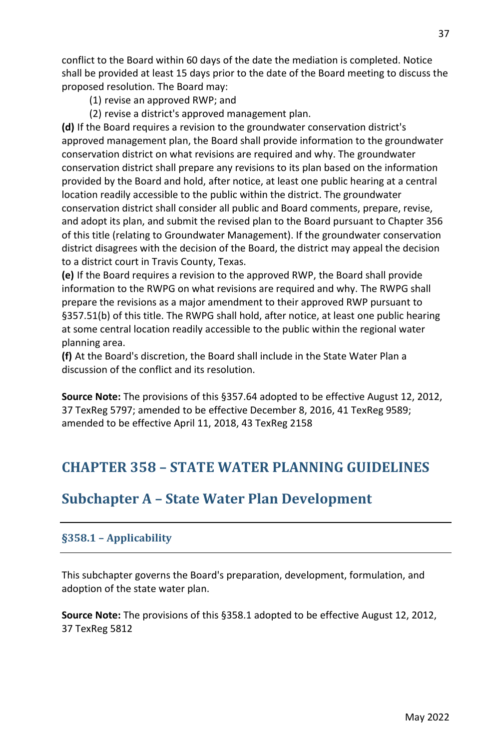conflict to the Board within 60 days of the date the mediation is completed. Notice shall be provided at least 15 days prior to the date of the Board meeting to discuss the proposed resolution. The Board may:

(1) revise an approved RWP; and

(2) revise a district's approved management plan.

**(d)** If the Board requires a revision to the groundwater conservation district's approved management plan, the Board shall provide information to the groundwater conservation district on what revisions are required and why. The groundwater conservation district shall prepare any revisions to its plan based on the information provided by the Board and hold, after notice, at least one public hearing at a central location readily accessible to the public within the district. The groundwater conservation district shall consider all public and Board comments, prepare, revise, and adopt its plan, and submit the revised plan to the Board pursuant to Chapter 356 of this title (relating to Groundwater Management). If the groundwater conservation district disagrees with the decision of the Board, the district may appeal the decision to a district court in Travis County, Texas.

**(e)** If the Board requires a revision to the approved RWP, the Board shall provide information to the RWPG on what revisions are required and why. The RWPG shall prepare the revisions as a major amendment to their approved RWP pursuant to §357.51(b) of this title. The RWPG shall hold, after notice, at least one public hearing at some central location readily accessible to the public within the regional water planning area.

**(f)** At the Board's discretion, the Board shall include in the State Water Plan a discussion of the conflict and its resolution.

**Source Note:** The provisions of this §357.64 adopted to be effective August 12, 2012, 37 TexReg 5797; amended to be effective December 8, 2016, 41 TexReg 9589; amended to be effective April 11, 2018, 43 TexReg 2158

# CHAPTER 358 – STATE WATER PLANNING GUIDELINES

## Subchapter A – State Water Plan Development

### §358.1 – Applicability

This subchapter governs the Board's preparation, development, formulation, and adoption of the state water plan.

**Source Note:** The provisions of this §358.1 adopted to be effective August 12, 2012, 37 TexReg 5812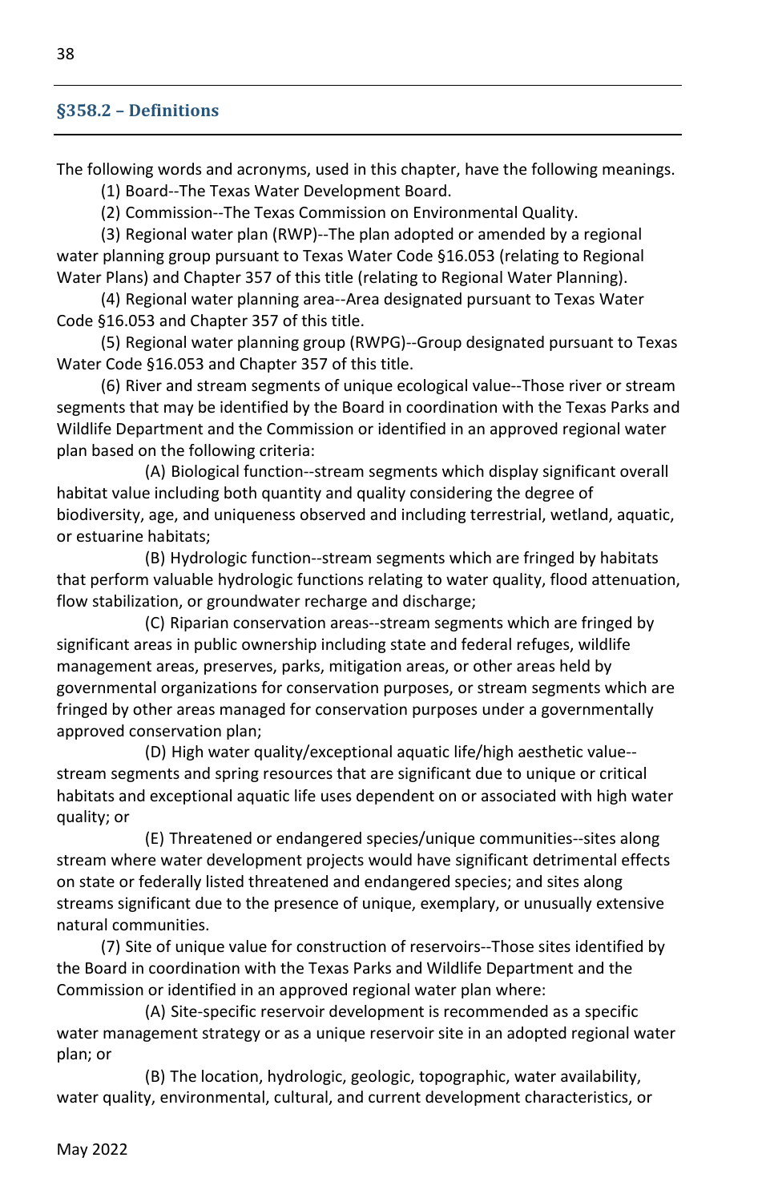## §358.2 – Definitions

The following words and acronyms, used in this chapter, have the following meanings.

(1) Board--The Texas Water Development Board.

(2) Commission--The Texas Commission on Environmental Quality.

(3) Regional water plan (RWP)--The plan adopted or amended by a regional water planning group pursuant to Texas Water Code §16.053 (relating to Regional Water Plans) and Chapter 357 of this title (relating to Regional Water Planning).

(4) Regional water planning area--Area designated pursuant to Texas Water Code §16.053 and Chapter 357 of this title.

(5) Regional water planning group (RWPG)--Group designated pursuant to Texas Water Code §16.053 and Chapter 357 of this title.

(6) River and stream segments of unique ecological value--Those river or stream segments that may be identified by the Board in coordination with the Texas Parks and Wildlife Department and the Commission or identified in an approved regional water plan based on the following criteria:

(A) Biological function--stream segments which display significant overall habitat value including both quantity and quality considering the degree of biodiversity, age, and uniqueness observed and including terrestrial, wetland, aquatic, or estuarine habitats;

(B) Hydrologic function--stream segments which are fringed by habitats that perform valuable hydrologic functions relating to water quality, flood attenuation, flow stabilization, or groundwater recharge and discharge;

(C) Riparian conservation areas--stream segments which are fringed by significant areas in public ownership including state and federal refuges, wildlife management areas, preserves, parks, mitigation areas, or other areas held by governmental organizations for conservation purposes, or stream segments which are fringed by other areas managed for conservation purposes under a governmentally approved conservation plan;

(D) High water quality/exceptional aquatic life/high aesthetic value--stream segments and spring resources that are significant due to unique or critical habitats and exceptional aquatic life uses dependent on or associated with high water quality; or

(E) Threatened or endangered species/unique communities--sites along stream where water development projects would have significant detrimental effects on state or federally listed threatened and endangered species; and sites along streams significant due to the presence of unique, exemplary, or unusually extensive natural communities.

(7) Site of unique value for construction of reservoirs--Those sites identified by the Board in coordination with the Texas Parks and Wildlife Department and the Commission or identified in an approved regional water plan where:

(A) Site-specific reservoir development is recommended as a specific water management strategy or as a unique reservoir site in an adopted regional water plan; or

(B) The location, hydrologic, geologic, topographic, water availability, water quality, environmental, cultural, and current development characteristics, or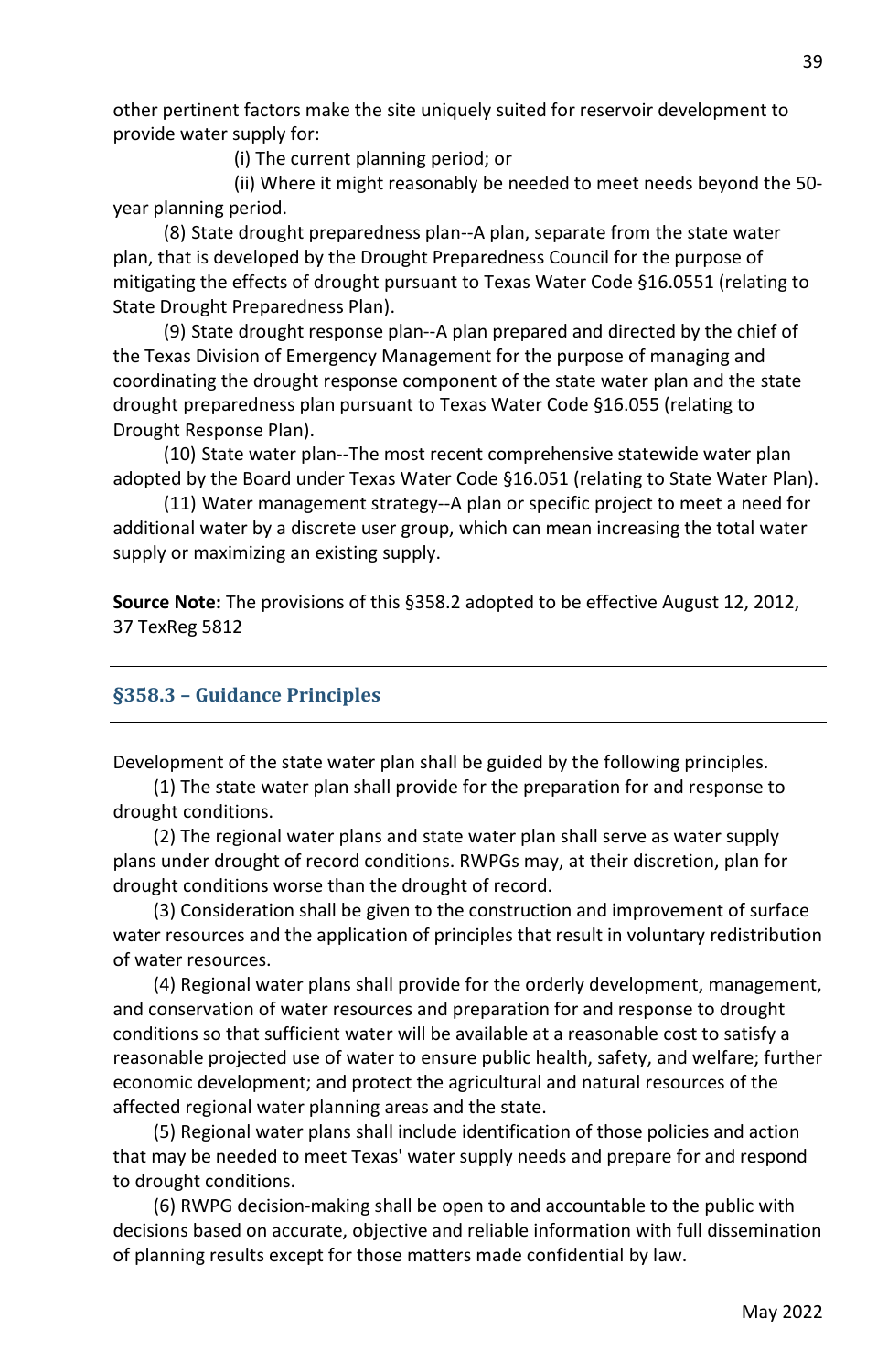other pertinent factors make the site uniquely suited for reservoir development to provide water supply for:

(i) The current planning period; or

(ii) Where it might reasonably be needed to meet needs beyond the 50-year planning period.

(8) State drought preparedness plan--A plan, separate from the state water plan, that is developed by the Drought Preparedness Council for the purpose of mitigating the effects of drought pursuant to Texas Water Code §16.0551 (relating to State Drought Preparedness Plan).

(9) State drought response plan--A plan prepared and directed by the chief of the Texas Division of Emergency Management for the purpose of managing and coordinating the drought response component of the state water plan and the state drought preparedness plan pursuant to Texas Water Code §16.055 (relating to Drought Response Plan).

(10) State water plan--The most recent comprehensive statewide water plan adopted by the Board under Texas Water Code §16.051 (relating to State Water Plan).

(11) Water management strategy--A plan or specific project to meet a need for additional water by a discrete user group, which can mean increasing the total water supply or maximizing an existing supply.

**Source Note:** The provisions of this §358.2 adopted to be effective August 12, 2012, 37 TexReg 5812

## §358.3 – Guidance Principles

Development of the state water plan shall be guided by the following principles.

(1) The state water plan shall provide for the preparation for and response to drought conditions.

(2) The regional water plans and state water plan shall serve as water supply plans under drought of record conditions. RWPGs may, at their discretion, plan for drought conditions worse than the drought of record.

(3) Consideration shall be given to the construction and improvement of surface water resources and the application of principles that result in voluntary redistribution of water resources.

(4) Regional water plans shall provide for the orderly development, management, and conservation of water resources and preparation for and response to drought conditions so that sufficient water will be available at a reasonable cost to satisfy a reasonable projected use of water to ensure public health, safety, and welfare; further economic development; and protect the agricultural and natural resources of the affected regional water planning areas and the state.

(5) Regional water plans shall include identification of those policies and action that may be needed to meet Texas' water supply needs and prepare for and respond to drought conditions.

(6) RWPG decision-making shall be open to and accountable to the public with decisions based on accurate, objective and reliable information with full dissemination of planning results except for those matters made confidential by law.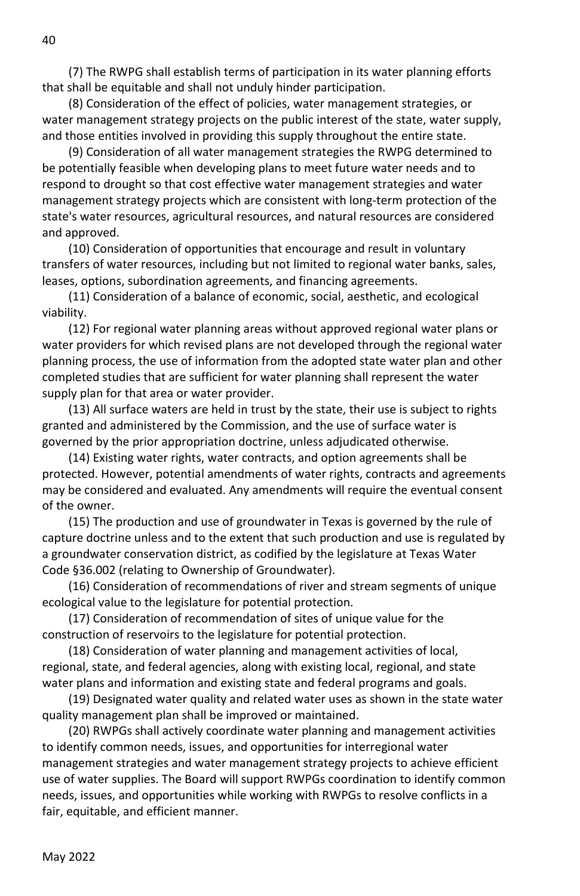(7) The RWPG shall establish terms of participation in its water planning efforts that shall be equitable and shall not unduly hinder participation.

(8) Consideration of the effect of policies, water management strategies, or water management strategy projects on the public interest of the state, water supply, and those entities involved in providing this supply throughout the entire state.

(9) Consideration of all water management strategies the RWPG determined to be potentially feasible when developing plans to meet future water needs and to respond to drought so that cost effective water management strategies and water management strategy projects which are consistent with long-term protection of the state's water resources, agricultural resources, and natural resources are considered and approved.

(10) Consideration of opportunities that encourage and result in voluntary transfers of water resources, including but not limited to regional water banks, sales, leases, options, subordination agreements, and financing agreements.

(11) Consideration of a balance of economic, social, aesthetic, and ecological viability.

(12) For regional water planning areas without approved regional water plans or water providers for which revised plans are not developed through the regional water planning process, the use of information from the adopted state water plan and other completed studies that are sufficient for water planning shall represent the water supply plan for that area or water provider.

(13) All surface waters are held in trust by the state, their use is subject to rights granted and administered by the Commission, and the use of surface water is governed by the prior appropriation doctrine, unless adjudicated otherwise.

(14) Existing water rights, water contracts, and option agreements shall be protected. However, potential amendments of water rights, contracts and agreements may be considered and evaluated. Any amendments will require the eventual consent of the owner.

(15) The production and use of groundwater in Texas is governed by the rule of capture doctrine unless and to the extent that such production and use is regulated by a groundwater conservation district, as codified by the legislature at Texas Water Code §36.002 (relating to Ownership of Groundwater).

(16) Consideration of recommendations of river and stream segments of unique ecological value to the legislature for potential protection.

(17) Consideration of recommendation of sites of unique value for the construction of reservoirs to the legislature for potential protection.

(18) Consideration of water planning and management activities of local, regional, state, and federal agencies, along with existing local, regional, and state water plans and information and existing state and federal programs and goals.

(19) Designated water quality and related water uses as shown in the state water quality management plan shall be improved or maintained.

(20) RWPGs shall actively coordinate water planning and management activities to identify common needs, issues, and opportunities for interregional water management strategies and water management strategy projects to achieve efficient use of water supplies. The Board will support RWPGs coordination to identify common needs, issues, and opportunities while working with RWPGs to resolve conflicts in a fair, equitable, and efficient manner.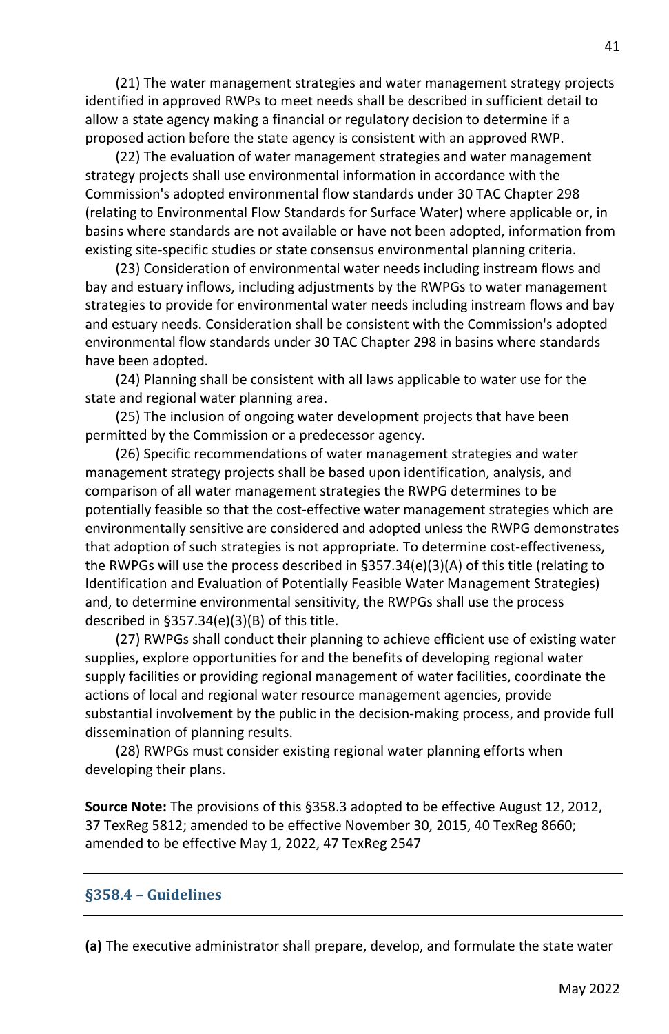(21) The water management strategies and water management strategy projects identified in approved RWPs to meet needs shall be described in sufficient detail to allow a state agency making a financial or regulatory decision to determine if a proposed action before the state agency is consistent with an approved RWP.

(22) The evaluation of water management strategies and water management strategy projects shall use environmental information in accordance with the Commission's adopted environmental flow standards under 30 TAC Chapter 298 (relating to Environmental Flow Standards for Surface Water) where applicable or, in basins where standards are not available or have not been adopted, information from existing site-specific studies or state consensus environmental planning criteria.

(23) Consideration of environmental water needs including instream flows and bay and estuary inflows, including adjustments by the RWPGs to water management strategies to provide for environmental water needs including instream flows and bay and estuary needs. Consideration shall be consistent with the Commission's adopted environmental flow standards under 30 TAC Chapter 298 in basins where standards have been adopted.

(24) Planning shall be consistent with all laws applicable to water use for the state and regional water planning area.

(25) The inclusion of ongoing water development projects that have been permitted by the Commission or a predecessor agency.

(26) Specific recommendations of water management strategies and water management strategy projects shall be based upon identification, analysis, and comparison of all water management strategies the RWPG determines to be potentially feasible so that the cost-effective water management strategies which are environmentally sensitive are considered and adopted unless the RWPG demonstrates that adoption of such strategies is not appropriate. To determine cost-effectiveness, the RWPGs will use the process described in §357.34(e)(3)(A) of this title (relating to Identification and Evaluation of Potentially Feasible Water Management Strategies) and, to determine environmental sensitivity, the RWPGs shall use the process described in §357.34(e)(3)(B) of this title.

(27) RWPGs shall conduct their planning to achieve efficient use of existing water supplies, explore opportunities for and the benefits of developing regional water supply facilities or providing regional management of water facilities, coordinate the actions of local and regional water resource management agencies, provide substantial involvement by the public in the decision-making process, and provide full dissemination of planning results.

(28) RWPGs must consider existing regional water planning efforts when developing their plans.

**Source Note:** The provisions of this §358.3 adopted to be effective August 12, 2012, 37 TexReg 5812; amended to be effective November 30, 2015, 40 TexReg 8660; amended to be effective May 1, 2022, 47 TexReg 2547

---

## §358.4 – Guidelines

---

**(a)** The executive administrator shall prepare, develop, and formulate the state water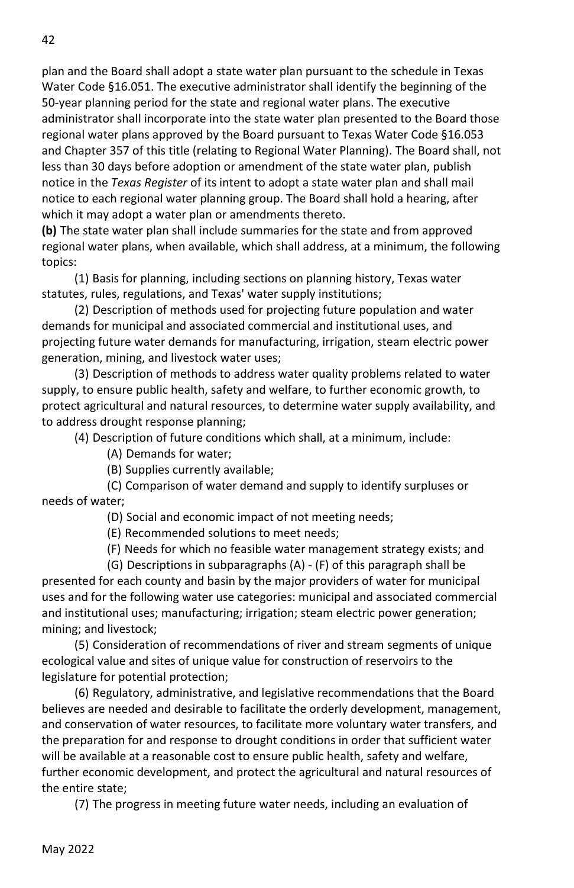plan and the Board shall adopt a state water plan pursuant to the schedule in Texas Water Code §16.051. The executive administrator shall identify the beginning of the 50-year planning period for the state and regional water plans. The executive administrator shall incorporate into the state water plan presented to the Board those regional water plans approved by the Board pursuant to Texas Water Code §16.053 and Chapter 357 of this title (relating to Regional Water Planning). The Board shall, not less than 30 days before adoption or amendment of the state water plan, publish notice in the *Texas Register* of its intent to adopt a state water plan and shall mail notice to each regional water planning group. The Board shall hold a hearing, after which it may adopt a water plan or amendments thereto.

**(b)** The state water plan shall include summaries for the state and from approved regional water plans, when available, which shall address, at a minimum, the following topics:

(1) Basis for planning, including sections on planning history, Texas water statutes, rules, regulations, and Texas' water supply institutions;

(2) Description of methods used for projecting future population and water demands for municipal and associated commercial and institutional uses, and projecting future water demands for manufacturing, irrigation, steam electric power generation, mining, and livestock water uses;

(3) Description of methods to address water quality problems related to water supply, to ensure public health, safety and welfare, to further economic growth, to protect agricultural and natural resources, to determine water supply availability, and to address drought response planning;

(4) Description of future conditions which shall, at a minimum, include:

(A) Demands for water;

(B) Supplies currently available;

(C) Comparison of water demand and supply to identify surpluses or needs of water;

(D) Social and economic impact of not meeting needs;

(E) Recommended solutions to meet needs;

(F) Needs for which no feasible water management strategy exists; and

(G) Descriptions in subparagraphs (A) - (F) of this paragraph shall be presented for each county and basin by the major providers of water for municipal uses and for the following water use categories: municipal and associated commercial and institutional uses; manufacturing; irrigation; steam electric power generation; mining; and livestock;

(5) Consideration of recommendations of river and stream segments of unique ecological value and sites of unique value for construction of reservoirs to the legislature for potential protection;

(6) Regulatory, administrative, and legislative recommendations that the Board believes are needed and desirable to facilitate the orderly development, management, and conservation of water resources, to facilitate more voluntary water transfers, and the preparation for and response to drought conditions in order that sufficient water will be available at a reasonable cost to ensure public health, safety and welfare, further economic development, and protect the agricultural and natural resources of the entire state;

(7) The progress in meeting future water needs, including an evaluation of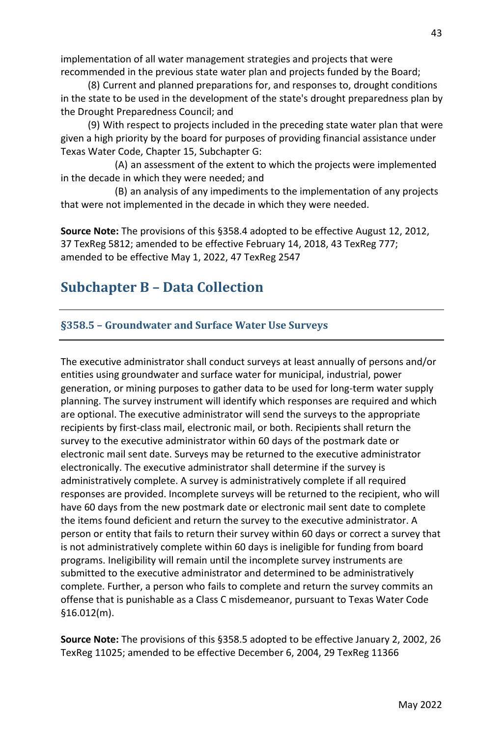implementation of all water management strategies and projects that were recommended in the previous state water plan and projects funded by the Board;

(8) Current and planned preparations for, and responses to, drought conditions in the state to be used in the development of the state's drought preparedness plan by the Drought Preparedness Council; and

(9) With respect to projects included in the preceding state water plan that were given a high priority by the board for purposes of providing financial assistance under Texas Water Code, Chapter 15, Subchapter G:

(A) an assessment of the extent to which the projects were implemented in the decade in which they were needed; and

(B) an analysis of any impediments to the implementation of any projects that were not implemented in the decade in which they were needed.

**Source Note:** The provisions of this §358.4 adopted to be effective August 12, 2012, 37 TexReg 5812; amended to be effective February 14, 2018, 43 TexReg 777; amended to be effective May 1, 2022, 47 TexReg 2547

## Subchapter B – Data Collection

### §358.5 – Groundwater and Surface Water Use Surveys

The executive administrator shall conduct surveys at least annually of persons and/or entities using groundwater and surface water for municipal, industrial, power generation, or mining purposes to gather data to be used for long-term water supply planning. The survey instrument will identify which responses are required and which are optional. The executive administrator will send the surveys to the appropriate recipients by first-class mail, electronic mail, or both. Recipients shall return the survey to the executive administrator within 60 days of the postmark date or electronic mail sent date. Surveys may be returned to the executive administrator electronically. The executive administrator shall determine if the survey is administratively complete. A survey is administratively complete if all required responses are provided. Incomplete surveys will be returned to the recipient, who will have 60 days from the new postmark date or electronic mail sent date to complete the items found deficient and return the survey to the executive administrator. A person or entity that fails to return their survey within 60 days or correct a survey that is not administratively complete within 60 days is ineligible for funding from board programs. Ineligibility will remain until the incomplete survey instruments are submitted to the executive administrator and determined to be administratively complete. Further, a person who fails to complete and return the survey commits an offense that is punishable as a Class C misdemeanor, pursuant to Texas Water Code §16.012(m).

**Source Note:** The provisions of this §358.5 adopted to be effective January 2, 2002, 26 TexReg 11025; amended to be effective December 6, 2004, 29 TexReg 11366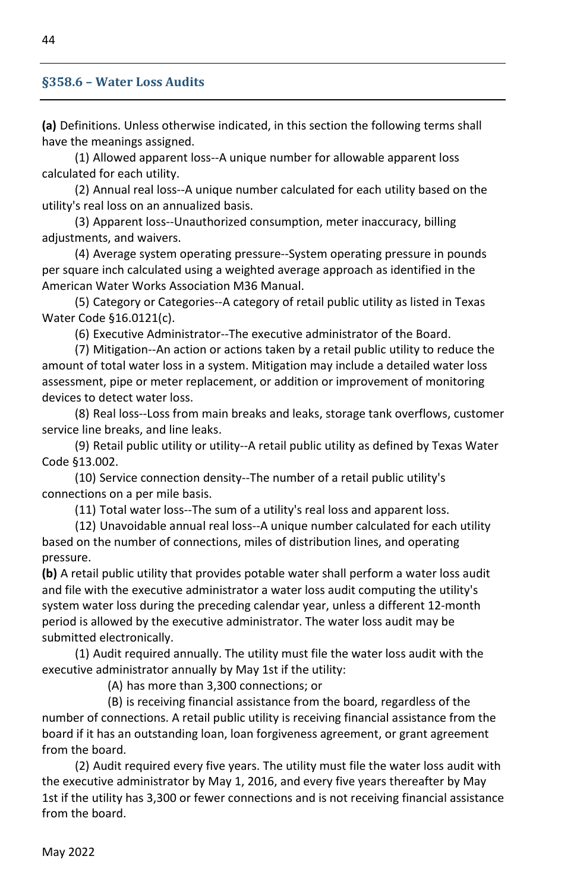## §358.6 – Water Loss Audits

**(a)** Definitions. Unless otherwise indicated, in this section the following terms shall have the meanings assigned.

(1) Allowed apparent loss--A unique number for allowable apparent loss calculated for each utility.

(2) Annual real loss--A unique number calculated for each utility based on the utility's real loss on an annualized basis.

(3) Apparent loss--Unauthorized consumption, meter inaccuracy, billing adjustments, and waivers.

(4) Average system operating pressure--System operating pressure in pounds per square inch calculated using a weighted average approach as identified in the American Water Works Association M36 Manual.

(5) Category or Categories--A category of retail public utility as listed in Texas Water Code §16.0121(c).

(6) Executive Administrator--The executive administrator of the Board.

(7) Mitigation--An action or actions taken by a retail public utility to reduce the amount of total water loss in a system. Mitigation may include a detailed water loss assessment, pipe or meter replacement, or addition or improvement of monitoring devices to detect water loss.

(8) Real loss--Loss from main breaks and leaks, storage tank overflows, customer service line breaks, and line leaks.

(9) Retail public utility or utility--A retail public utility as defined by Texas Water Code §13.002.

(10) Service connection density--The number of a retail public utility's connections on a per mile basis.

(11) Total water loss--The sum of a utility's real loss and apparent loss.

(12) Unavoidable annual real loss--A unique number calculated for each utility based on the number of connections, miles of distribution lines, and operating pressure.

**(b)** A retail public utility that provides potable water shall perform a water loss audit and file with the executive administrator a water loss audit computing the utility's system water loss during the preceding calendar year, unless a different 12-month period is allowed by the executive administrator. The water loss audit may be submitted electronically.

(1) Audit required annually. The utility must file the water loss audit with the executive administrator annually by May 1st if the utility:

(A) has more than 3,300 connections; or

(B) is receiving financial assistance from the board, regardless of the number of connections. A retail public utility is receiving financial assistance from the board if it has an outstanding loan, loan forgiveness agreement, or grant agreement from the board.

(2) Audit required every five years. The utility must file the water loss audit with the executive administrator by May 1, 2016, and every five years thereafter by May 1st if the utility has 3,300 or fewer connections and is not receiving financial assistance from the board.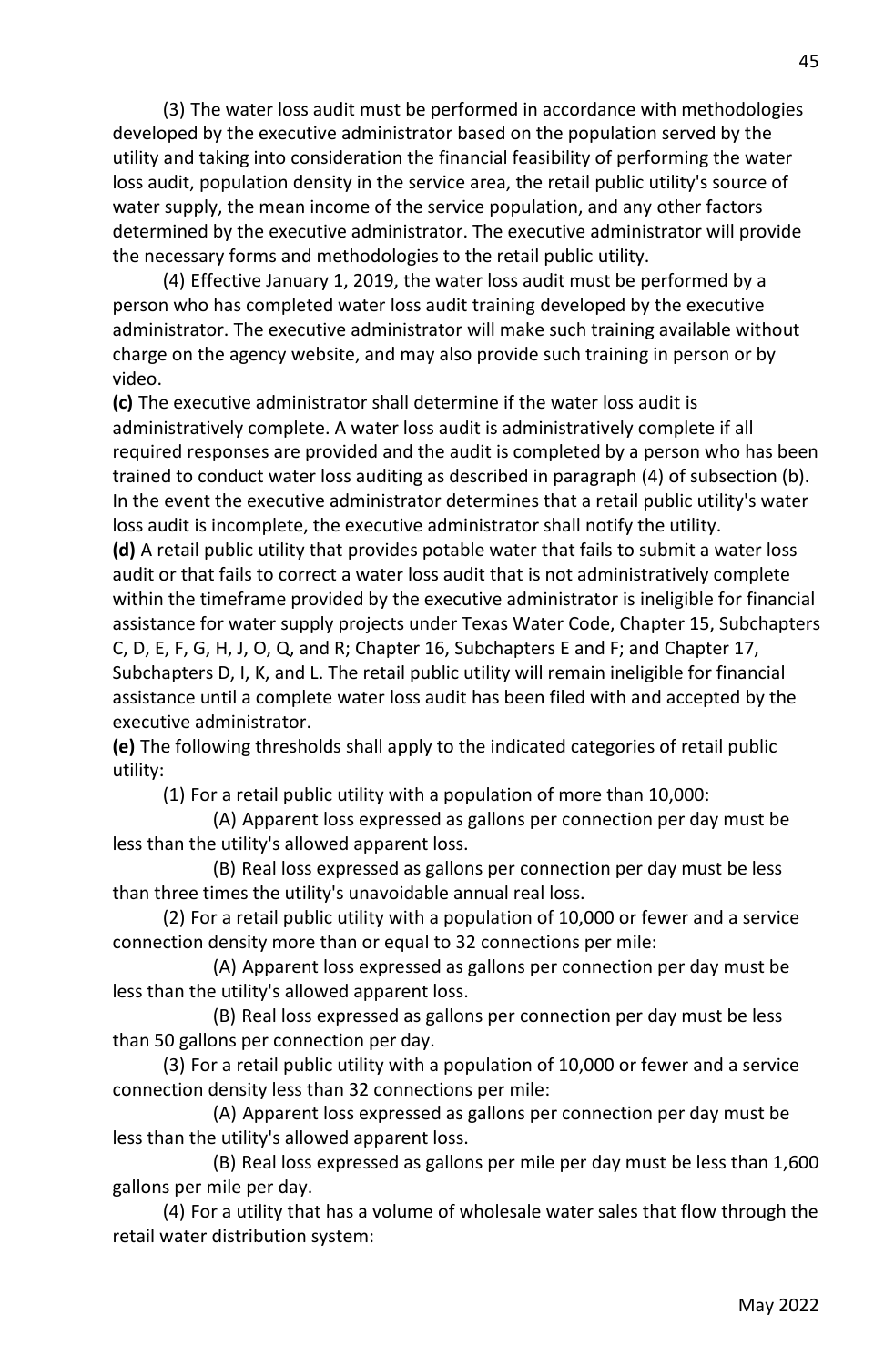(3) The water loss audit must be performed in accordance with methodologies developed by the executive administrator based on the population served by the utility and taking into consideration the financial feasibility of performing the water loss audit, population density in the service area, the retail public utility's source of water supply, the mean income of the service population, and any other factors determined by the executive administrator. The executive administrator will provide the necessary forms and methodologies to the retail public utility.

(4) Effective January 1, 2019, the water loss audit must be performed by a person who has completed water loss audit training developed by the executive administrator. The executive administrator will make such training available without charge on the agency website, and may also provide such training in person or by video.

**(c)** The executive administrator shall determine if the water loss audit is administratively complete. A water loss audit is administratively complete if all required responses are provided and the audit is completed by a person who has been trained to conduct water loss auditing as described in paragraph (4) of subsection (b). In the event the executive administrator determines that a retail public utility's water loss audit is incomplete, the executive administrator shall notify the utility.

**(d)** A retail public utility that provides potable water that fails to submit a water loss audit or that fails to correct a water loss audit that is not administratively complete within the timeframe provided by the executive administrator is ineligible for financial assistance for water supply projects under Texas Water Code, Chapter 15, Subchapters C, D, E, F, G, H, J, O, Q, and R; Chapter 16, Subchapters E and F; and Chapter 17, Subchapters D, I, K, and L. The retail public utility will remain ineligible for financial assistance until a complete water loss audit has been filed with and accepted by the executive administrator.

**(e)** The following thresholds shall apply to the indicated categories of retail public utility:

(1) For a retail public utility with a population of more than 10,000:

(A) Apparent loss expressed as gallons per connection per day must be less than the utility's allowed apparent loss.

(B) Real loss expressed as gallons per connection per day must be less than three times the utility's unavoidable annual real loss.

(2) For a retail public utility with a population of 10,000 or fewer and a service connection density more than or equal to 32 connections per mile:

(A) Apparent loss expressed as gallons per connection per day must be less than the utility's allowed apparent loss.

(B) Real loss expressed as gallons per connection per day must be less than 50 gallons per connection per day.

(3) For a retail public utility with a population of 10,000 or fewer and a service connection density less than 32 connections per mile:

(A) Apparent loss expressed as gallons per connection per day must be less than the utility's allowed apparent loss.

(B) Real loss expressed as gallons per mile per day must be less than 1,600 gallons per mile per day.

(4) For a utility that has a volume of wholesale water sales that flow through the retail water distribution system: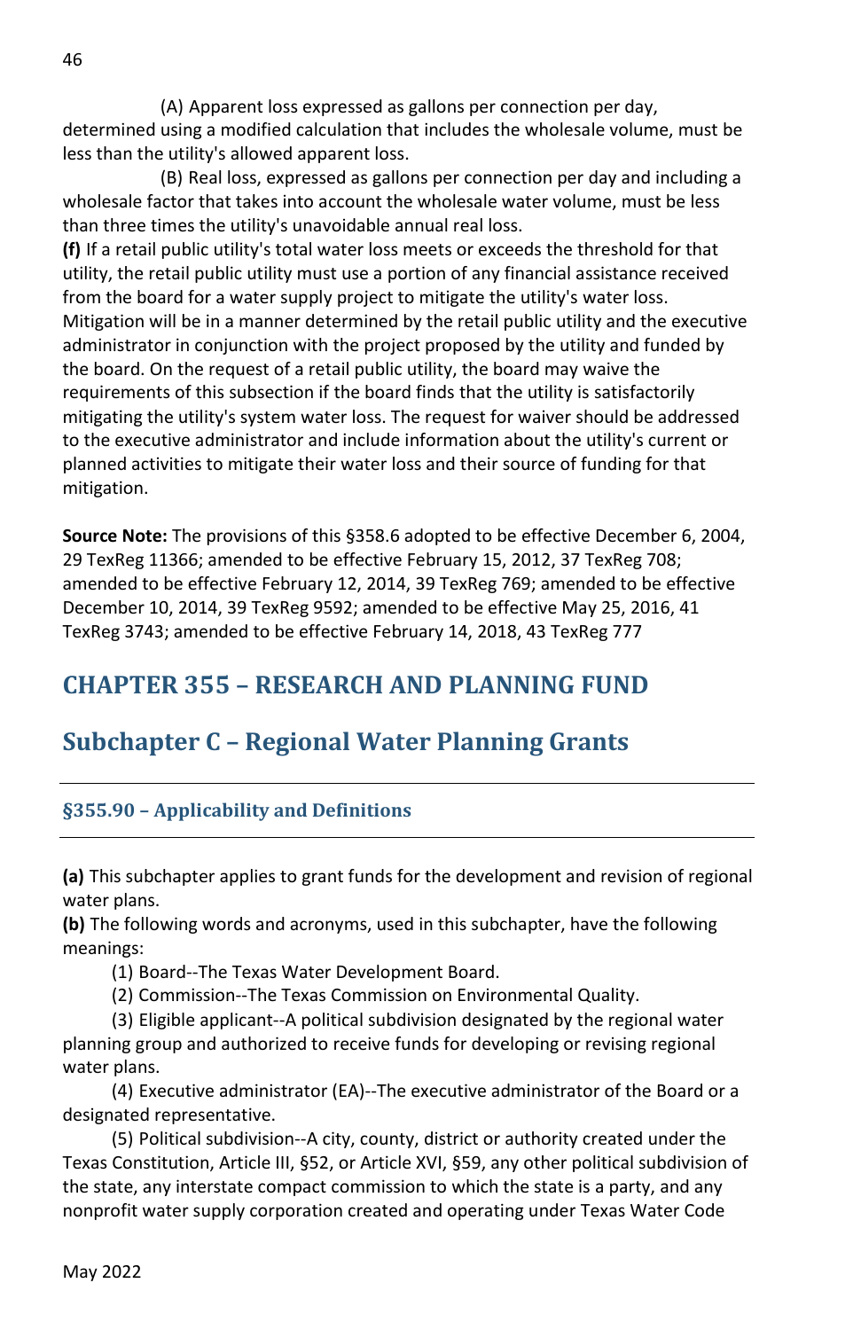(A) Apparent loss expressed as gallons per connection per day, determined using a modified calculation that includes the wholesale volume, must be less than the utility's allowed apparent loss.

(B) Real loss, expressed as gallons per connection per day and including a wholesale factor that takes into account the wholesale water volume, must be less than three times the utility's unavoidable annual real loss.

**(f)** If a retail public utility's total water loss meets or exceeds the threshold for that utility, the retail public utility must use a portion of any financial assistance received from the board for a water supply project to mitigate the utility's water loss. Mitigation will be in a manner determined by the retail public utility and the executive administrator in conjunction with the project proposed by the utility and funded by the board. On the request of a retail public utility, the board may waive the requirements of this subsection if the board finds that the utility is satisfactorily mitigating the utility's system water loss. The request for waiver should be addressed to the executive administrator and include information about the utility's current or planned activities to mitigate their water loss and their source of funding for that mitigation.

**Source Note:** The provisions of this §358.6 adopted to be effective December 6, 2004, 29 TexReg 11366; amended to be effective February 15, 2012, 37 TexReg 708; amended to be effective February 12, 2014, 39 TexReg 769; amended to be effective December 10, 2014, 39 TexReg 9592; amended to be effective May 25, 2016, 41 TexReg 3743; amended to be effective February 14, 2018, 43 TexReg 777

# CHAPTER 355 – RESEARCH AND PLANNING FUND

## Subchapter C – Regional Water Planning Grants

### §355.90 – Applicability and Definitions

**(a)** This subchapter applies to grant funds for the development and revision of regional water plans.

**(b)** The following words and acronyms, used in this subchapter, have the following meanings:

(1) Board--The Texas Water Development Board.

(2) Commission--The Texas Commission on Environmental Quality.

(3) Eligible applicant--A political subdivision designated by the regional water planning group and authorized to receive funds for developing or revising regional water plans.

(4) Executive administrator (EA)--The executive administrator of the Board or a designated representative.

(5) Political subdivision--A city, county, district or authority created under the Texas Constitution, Article III, §52, or Article XVI, §59, any other political subdivision of the state, any interstate compact commission to which the state is a party, and any nonprofit water supply corporation created and operating under Texas Water Code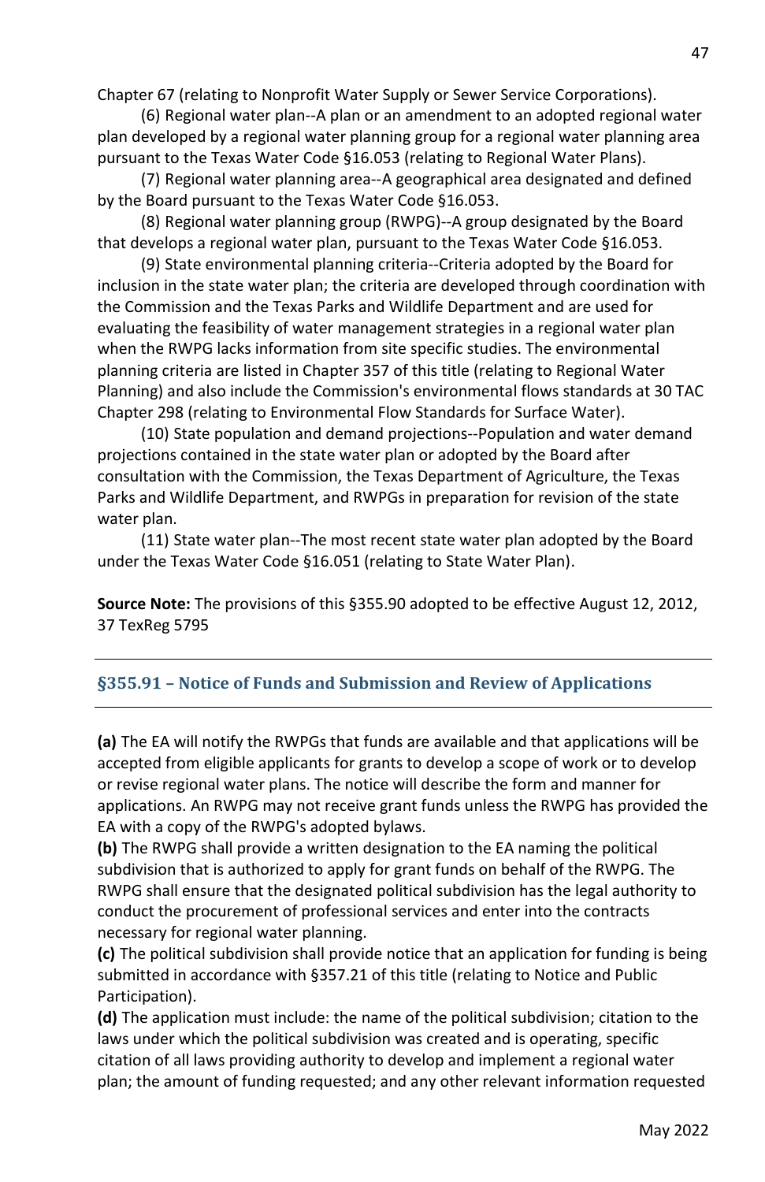Chapter 67 (relating to Nonprofit Water Supply or Sewer Service Corporations).

(6) Regional water plan--A plan or an amendment to an adopted regional water plan developed by a regional water planning group for a regional water planning area pursuant to the Texas Water Code §16.053 (relating to Regional Water Plans).

(7) Regional water planning area--A geographical area designated and defined by the Board pursuant to the Texas Water Code §16.053.

(8) Regional water planning group (RWPG)--A group designated by the Board that develops a regional water plan, pursuant to the Texas Water Code §16.053.

(9) State environmental planning criteria--Criteria adopted by the Board for inclusion in the state water plan; the criteria are developed through coordination with the Commission and the Texas Parks and Wildlife Department and are used for evaluating the feasibility of water management strategies in a regional water plan when the RWPG lacks information from site specific studies. The environmental planning criteria are listed in Chapter 357 of this title (relating to Regional Water Planning) and also include the Commission's environmental flows standards at 30 TAC Chapter 298 (relating to Environmental Flow Standards for Surface Water).

(10) State population and demand projections--Population and water demand projections contained in the state water plan or adopted by the Board after consultation with the Commission, the Texas Department of Agriculture, the Texas Parks and Wildlife Department, and RWPGs in preparation for revision of the state water plan.

(11) State water plan--The most recent state water plan adopted by the Board under the Texas Water Code §16.051 (relating to State Water Plan).

**Source Note:** The provisions of this §355.90 adopted to be effective August 12, 2012, 37 TexReg 5795

---

## §355.91 – Notice of Funds and Submission and Review of Applications

---

**(a)** The EA will notify the RWPGs that funds are available and that applications will be accepted from eligible applicants for grants to develop a scope of work or to develop or revise regional water plans. The notice will describe the form and manner for applications. An RWPG may not receive grant funds unless the RWPG has provided the EA with a copy of the RWPG's adopted bylaws.

**(b)** The RWPG shall provide a written designation to the EA naming the political subdivision that is authorized to apply for grant funds on behalf of the RWPG. The RWPG shall ensure that the designated political subdivision has the legal authority to conduct the procurement of professional services and enter into the contracts necessary for regional water planning.

**(c)** The political subdivision shall provide notice that an application for funding is being submitted in accordance with §357.21 of this title (relating to Notice and Public Participation).

**(d)** The application must include: the name of the political subdivision; citation to the laws under which the political subdivision was created and is operating, specific citation of all laws providing authority to develop and implement a regional water plan; the amount of funding requested; and any other relevant information requested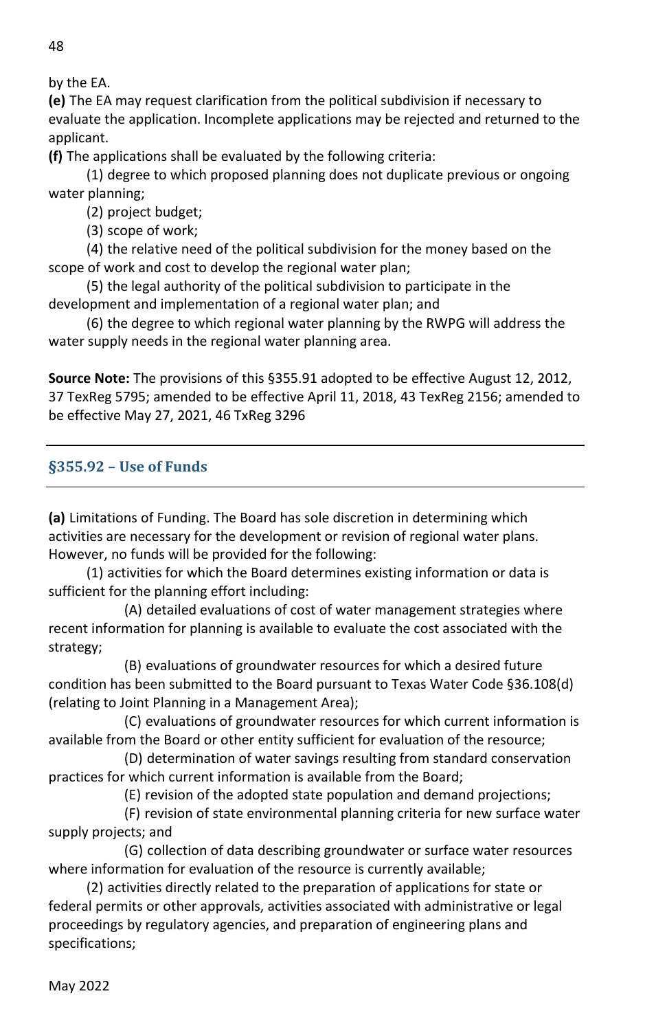by the EA.

**(e)** The EA may request clarification from the political subdivision if necessary to evaluate the application. Incomplete applications may be rejected and returned to the applicant.

**(f)** The applications shall be evaluated by the following criteria:

(1) degree to which proposed planning does not duplicate previous or ongoing water planning;

(2) project budget;

(3) scope of work;

(4) the relative need of the political subdivision for the money based on the scope of work and cost to develop the regional water plan;

(5) the legal authority of the political subdivision to participate in the development and implementation of a regional water plan; and

(6) the degree to which regional water planning by the RWPG will address the water supply needs in the regional water planning area.

**Source Note:** The provisions of this §355.91 adopted to be effective August 12, 2012, 37 TexReg 5795; amended to be effective April 11, 2018, 43 TexReg 2156; amended to be effective May 27, 2021, 46 TxReg 3296

---

### §355.92 – Use of Funds

---

**(a)** Limitations of Funding. The Board has sole discretion in determining which activities are necessary for the development or revision of regional water plans. However, no funds will be provided for the following:

(1) activities for which the Board determines existing information or data is sufficient for the planning effort including:

(A) detailed evaluations of cost of water management strategies where recent information for planning is available to evaluate the cost associated with the strategy;

(B) evaluations of groundwater resources for which a desired future condition has been submitted to the Board pursuant to Texas Water Code §36.108(d) (relating to Joint Planning in a Management Area);

(C) evaluations of groundwater resources for which current information is available from the Board or other entity sufficient for evaluation of the resource;

(D) determination of water savings resulting from standard conservation practices for which current information is available from the Board;

(E) revision of the adopted state population and demand projections;

(F) revision of state environmental planning criteria for new surface water supply projects; and

(G) collection of data describing groundwater or surface water resources where information for evaluation of the resource is currently available;

(2) activities directly related to the preparation of applications for state or federal permits or other approvals, activities associated with administrative or legal proceedings by regulatory agencies, and preparation of engineering plans and specifications;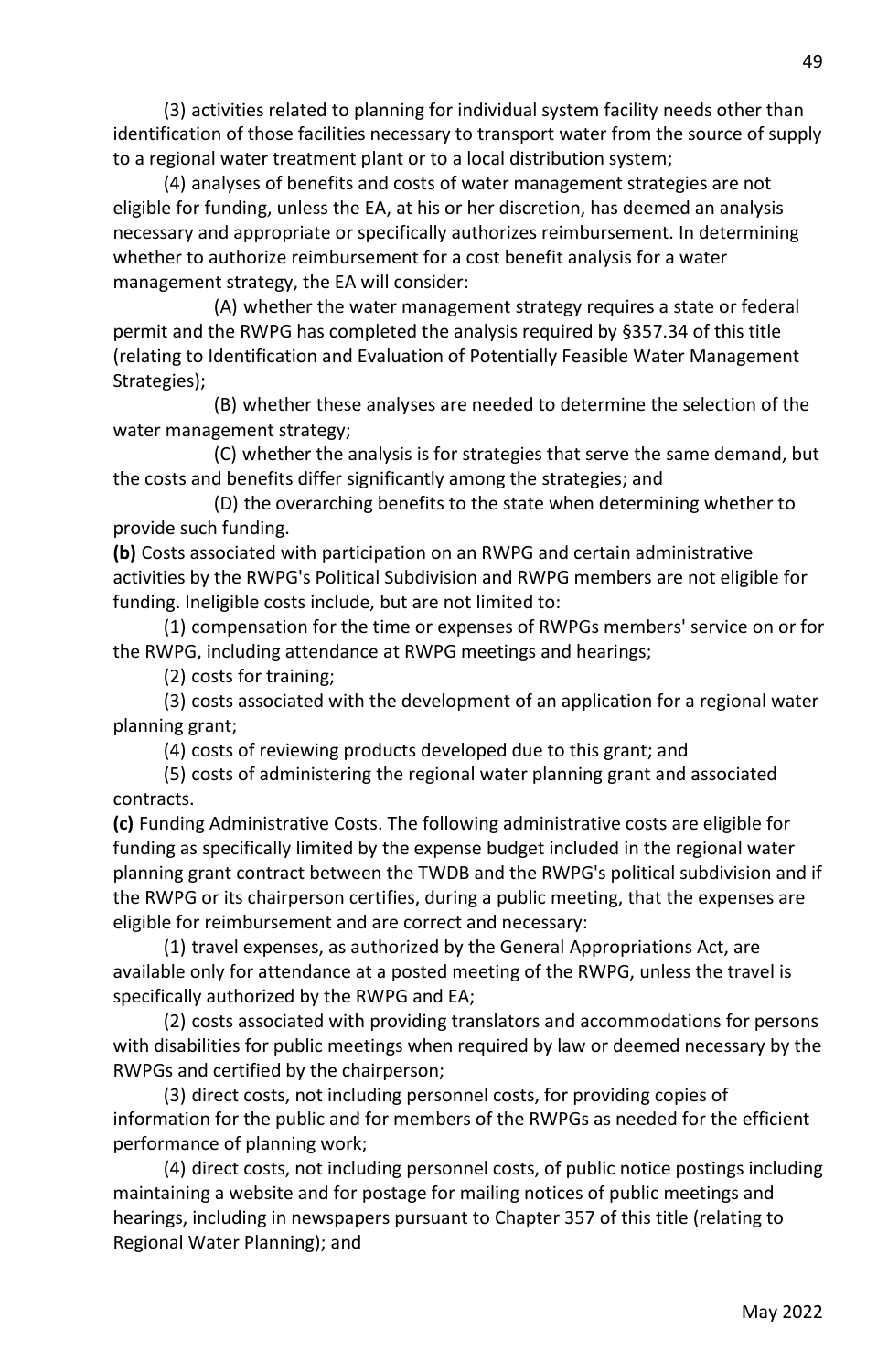(3) activities related to planning for individual system facility needs other than identification of those facilities necessary to transport water from the source of supply to a regional water treatment plant or to a local distribution system;

(4) analyses of benefits and costs of water management strategies are not eligible for funding, unless the EA, at his or her discretion, has deemed an analysis necessary and appropriate or specifically authorizes reimbursement. In determining whether to authorize reimbursement for a cost benefit analysis for a water management strategy, the EA will consider:

(A) whether the water management strategy requires a state or federal permit and the RWPG has completed the analysis required by §357.34 of this title (relating to Identification and Evaluation of Potentially Feasible Water Management Strategies);

(B) whether these analyses are needed to determine the selection of the water management strategy;

(C) whether the analysis is for strategies that serve the same demand, but the costs and benefits differ significantly among the strategies; and

(D) the overarching benefits to the state when determining whether to provide such funding.

**(b)** Costs associated with participation on an RWPG and certain administrative activities by the RWPG's Political Subdivision and RWPG members are not eligible for funding. Ineligible costs include, but are not limited to:

(1) compensation for the time or expenses of RWPGs members' service on or for the RWPG, including attendance at RWPG meetings and hearings;

(2) costs for training;

(3) costs associated with the development of an application for a regional water planning grant;

(4) costs of reviewing products developed due to this grant; and

(5) costs of administering the regional water planning grant and associated contracts.

**(c)** Funding Administrative Costs. The following administrative costs are eligible for funding as specifically limited by the expense budget included in the regional water planning grant contract between the TWDB and the RWPG's political subdivision and if the RWPG or its chairperson certifies, during a public meeting, that the expenses are eligible for reimbursement and are correct and necessary:

(1) travel expenses, as authorized by the General Appropriations Act, are available only for attendance at a posted meeting of the RWPG, unless the travel is specifically authorized by the RWPG and EA;

(2) costs associated with providing translators and accommodations for persons with disabilities for public meetings when required by law or deemed necessary by the RWPGs and certified by the chairperson;

(3) direct costs, not including personnel costs, for providing copies of information for the public and for members of the RWPGs as needed for the efficient performance of planning work;

(4) direct costs, not including personnel costs, of public notice postings including maintaining a website and for postage for mailing notices of public meetings and hearings, including in newspapers pursuant to Chapter 357 of this title (relating to Regional Water Planning); and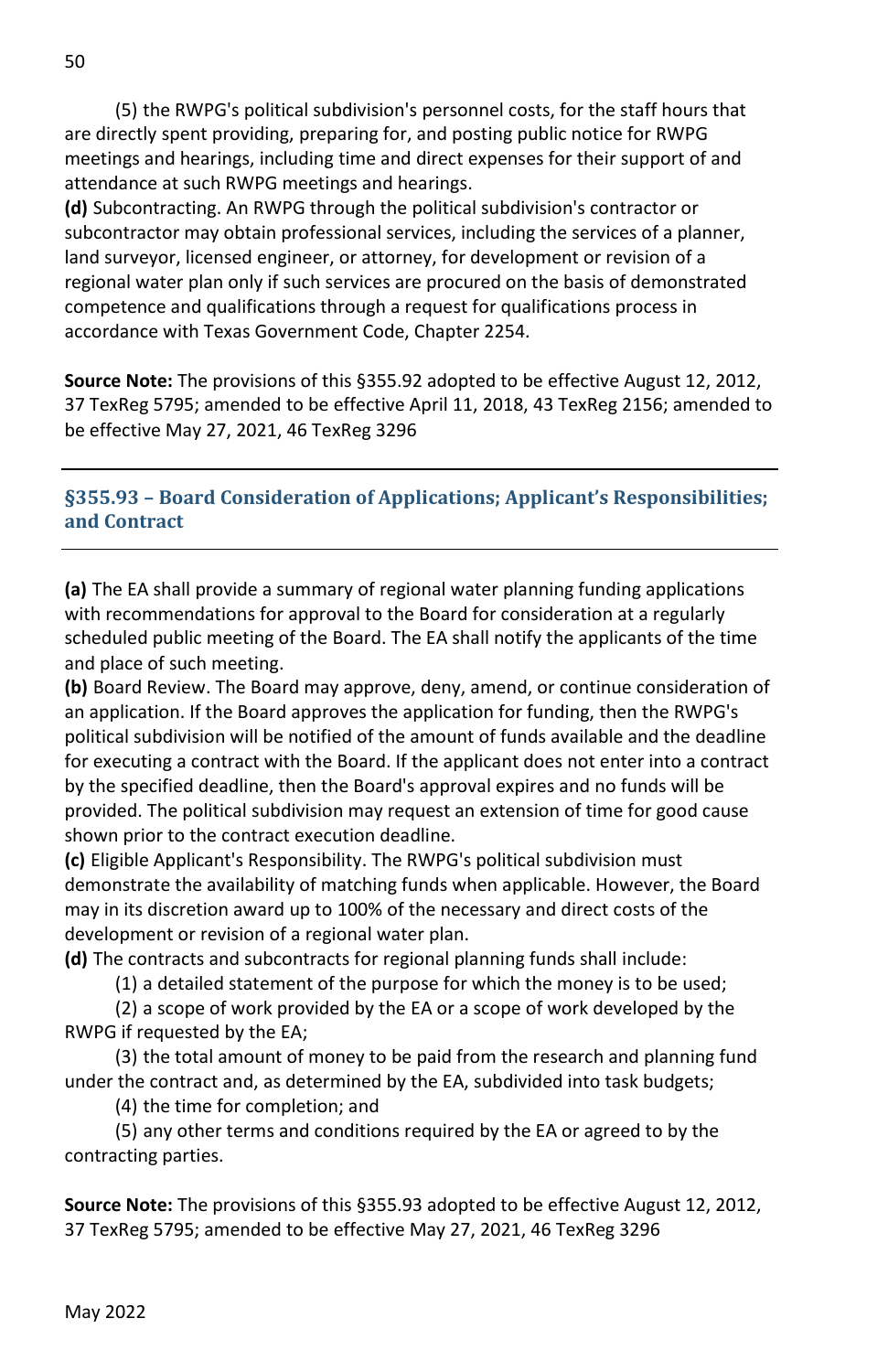(5) the RWPG's political subdivision's personnel costs, for the staff hours that are directly spent providing, preparing for, and posting public notice for RWPG meetings and hearings, including time and direct expenses for their support of and attendance at such RWPG meetings and hearings.

**(d)** Subcontracting. An RWPG through the political subdivision's contractor or subcontractor may obtain professional services, including the services of a planner, land surveyor, licensed engineer, or attorney, for development or revision of a regional water plan only if such services are procured on the basis of demonstrated competence and qualifications through a request for qualifications process in accordance with Texas Government Code, Chapter 2254.

**Source Note:** The provisions of this §355.92 adopted to be effective August 12, 2012, 37 TexReg 5795; amended to be effective April 11, 2018, 43 TexReg 2156; amended to be effective May 27, 2021, 46 TexReg 3296

---

### §355.93 – Board Consideration of Applications; Applicant's Responsibilities; and Contract

---

**(a)** The EA shall provide a summary of regional water planning funding applications with recommendations for approval to the Board for consideration at a regularly scheduled public meeting of the Board. The EA shall notify the applicants of the time and place of such meeting.

**(b)** Board Review. The Board may approve, deny, amend, or continue consideration of an application. If the Board approves the application for funding, then the RWPG's political subdivision will be notified of the amount of funds available and the deadline for executing a contract with the Board. If the applicant does not enter into a contract by the specified deadline, then the Board's approval expires and no funds will be provided. The political subdivision may request an extension of time for good cause shown prior to the contract execution deadline.

**(c)** Eligible Applicant's Responsibility. The RWPG's political subdivision must demonstrate the availability of matching funds when applicable. However, the Board may in its discretion award up to 100% of the necessary and direct costs of the development or revision of a regional water plan.

**(d)** The contracts and subcontracts for regional planning funds shall include:

(1) a detailed statement of the purpose for which the money is to be used;

(2) a scope of work provided by the EA or a scope of work developed by the RWPG if requested by the EA;

(3) the total amount of money to be paid from the research and planning fund under the contract and, as determined by the EA, subdivided into task budgets;

(4) the time for completion; and

(5) any other terms and conditions required by the EA or agreed to by the contracting parties.

**Source Note:** The provisions of this §355.93 adopted to be effective August 12, 2012, 37 TexReg 5795; amended to be effective May 27, 2021, 46 TexReg 3296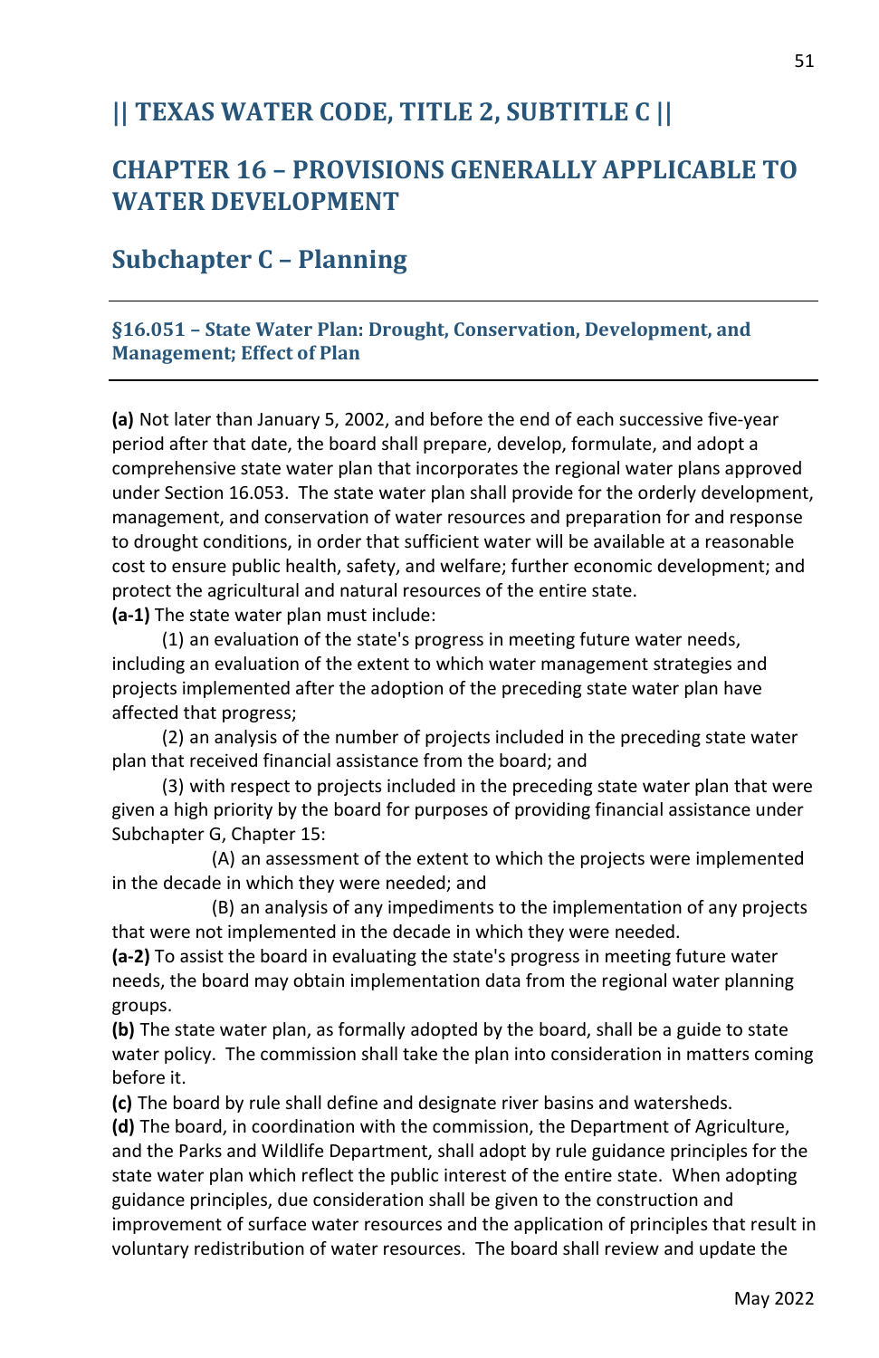# || TEXAS WATER CODE, TITLE 2, SUBTITLE C ||

## CHAPTER 16 – PROVISIONS GENERALLY APPLICABLE TO WATER DEVELOPMENT

## Subchapter C – Planning

### §16.051 – State Water Plan: Drought, Conservation, Development, and Management; Effect of Plan

**(a)** Not later than January 5, 2002, and before the end of each successive five-year period after that date, the board shall prepare, develop, formulate, and adopt a comprehensive state water plan that incorporates the regional water plans approved under Section 16.053. The state water plan shall provide for the orderly development, management, and conservation of water resources and preparation for and response to drought conditions, in order that sufficient water will be available at a reasonable cost to ensure public health, safety, and welfare; further economic development; and protect the agricultural and natural resources of the entire state.

**(a-1)** The state water plan must include:

(1) an evaluation of the state's progress in meeting future water needs, including an evaluation of the extent to which water management strategies and projects implemented after the adoption of the preceding state water plan have affected that progress;

(2) an analysis of the number of projects included in the preceding state water plan that received financial assistance from the board; and

(3) with respect to projects included in the preceding state water plan that were given a high priority by the board for purposes of providing financial assistance under Subchapter G, Chapter 15:

(A) an assessment of the extent to which the projects were implemented in the decade in which they were needed; and

(B) an analysis of any impediments to the implementation of any projects that were not implemented in the decade in which they were needed.

**(a-2)** To assist the board in evaluating the state's progress in meeting future water needs, the board may obtain implementation data from the regional water planning groups.

**(b)** The state water plan, as formally adopted by the board, shall be a guide to state water policy. The commission shall take the plan into consideration in matters coming before it.

**(c)** The board by rule shall define and designate river basins and watersheds.

**(d)** The board, in coordination with the commission, the Department of Agriculture, and the Parks and Wildlife Department, shall adopt by rule guidance principles for the state water plan which reflect the public interest of the entire state. When adopting guidance principles, due consideration shall be given to the construction and improvement of surface water resources and the application of principles that result in voluntary redistribution of water resources. The board shall review and update the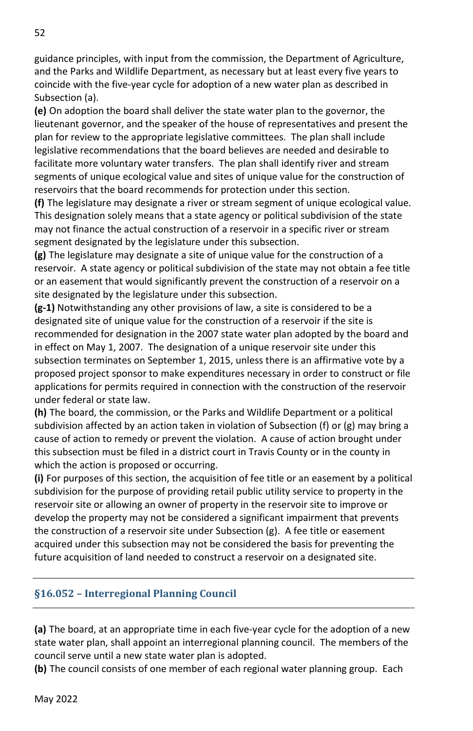guidance principles, with input from the commission, the Department of Agriculture, and the Parks and Wildlife Department, as necessary but at least every five years to coincide with the five-year cycle for adoption of a new water plan as described in Subsection (a).

**(e)** On adoption the board shall deliver the state water plan to the governor, the lieutenant governor, and the speaker of the house of representatives and present the plan for review to the appropriate legislative committees. The plan shall include legislative recommendations that the board believes are needed and desirable to facilitate more voluntary water transfers. The plan shall identify river and stream segments of unique ecological value and sites of unique value for the construction of reservoirs that the board recommends for protection under this section.

**(f)** The legislature may designate a river or stream segment of unique ecological value. This designation solely means that a state agency or political subdivision of the state may not finance the actual construction of a reservoir in a specific river or stream segment designated by the legislature under this subsection.

**(g)** The legislature may designate a site of unique value for the construction of a reservoir. A state agency or political subdivision of the state may not obtain a fee title or an easement that would significantly prevent the construction of a reservoir on a site designated by the legislature under this subsection.

**(g-1)** Notwithstanding any other provisions of law, a site is considered to be a designated site of unique value for the construction of a reservoir if the site is recommended for designation in the 2007 state water plan adopted by the board and in effect on May 1, 2007. The designation of a unique reservoir site under this subsection terminates on September 1, 2015, unless there is an affirmative vote by a proposed project sponsor to make expenditures necessary in order to construct or file applications for permits required in connection with the construction of the reservoir under federal or state law.

**(h)** The board, the commission, or the Parks and Wildlife Department or a political subdivision affected by an action taken in violation of Subsection (f) or (g) may bring a cause of action to remedy or prevent the violation. A cause of action brought under this subsection must be filed in a district court in Travis County or in the county in which the action is proposed or occurring.

**(i)** For purposes of this section, the acquisition of fee title or an easement by a political subdivision for the purpose of providing retail public utility service to property in the reservoir site or allowing an owner of property in the reservoir site to improve or develop the property may not be considered a significant impairment that prevents the construction of a reservoir site under Subsection (g). A fee title or easement acquired under this subsection may not be considered the basis for preventing the future acquisition of land needed to construct a reservoir on a designated site.

## §16.052 – Interregional Planning Council

**(a)** The board, at an appropriate time in each five-year cycle for the adoption of a new state water plan, shall appoint an interregional planning council. The members of the council serve until a new state water plan is adopted.

**(b)** The council consists of one member of each regional water planning group. Each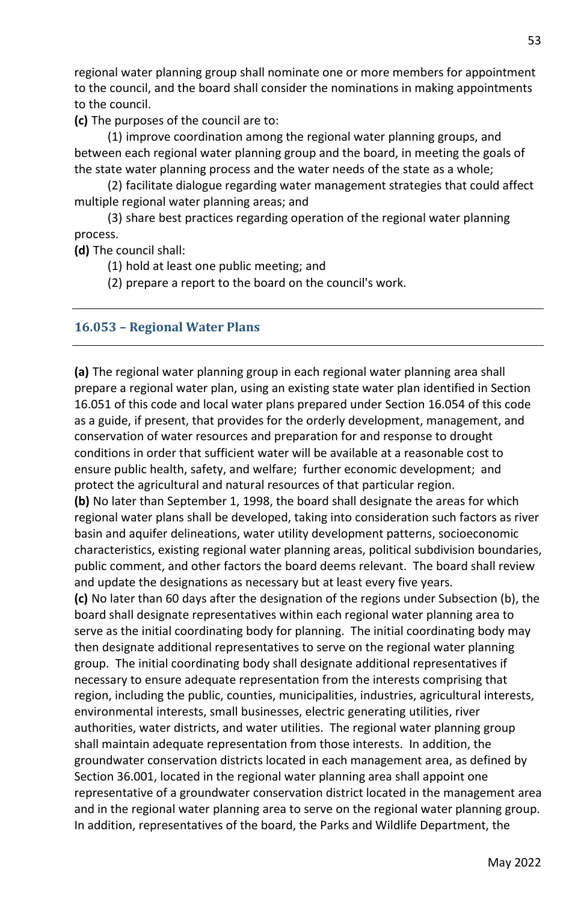regional water planning group shall nominate one or more members for appointment to the council, and the board shall consider the nominations in making appointments to the council.

**(c)** The purposes of the council are to:

(1) improve coordination among the regional water planning groups, and between each regional water planning group and the board, in meeting the goals of the state water planning process and the water needs of the state as a whole;

(2) facilitate dialogue regarding water management strategies that could affect multiple regional water planning areas; and

(3) share best practices regarding operation of the regional water planning process.

**(d)** The council shall:

(1) hold at least one public meeting; and

(2) prepare a report to the board on the council's work.

---

## 16.053 – Regional Water Plans

---

**(a)** The regional water planning group in each regional water planning area shall prepare a regional water plan, using an existing state water plan identified in Section 16.051 of this code and local water plans prepared under Section 16.054 of this code as a guide, if present, that provides for the orderly development, management, and conservation of water resources and preparation for and response to drought conditions in order that sufficient water will be available at a reasonable cost to ensure public health, safety, and welfare; further economic development; and protect the agricultural and natural resources of that particular region.

**(b)** No later than September 1, 1998, the board shall designate the areas for which regional water plans shall be developed, taking into consideration such factors as river basin and aquifer delineations, water utility development patterns, socioeconomic characteristics, existing regional water planning areas, political subdivision boundaries, public comment, and other factors the board deems relevant. The board shall review and update the designations as necessary but at least every five years.

**(c)** No later than 60 days after the designation of the regions under Subsection (b), the board shall designate representatives within each regional water planning area to serve as the initial coordinating body for planning. The initial coordinating body may then designate additional representatives to serve on the regional water planning group. The initial coordinating body shall designate additional representatives if necessary to ensure adequate representation from the interests comprising that region, including the public, counties, municipalities, industries, agricultural interests, environmental interests, small businesses, electric generating utilities, river authorities, water districts, and water utilities. The regional water planning group shall maintain adequate representation from those interests. In addition, the groundwater conservation districts located in each management area, as defined by Section 36.001, located in the regional water planning area shall appoint one representative of a groundwater conservation district located in the management area and in the regional water planning area to serve on the regional water planning group. In addition, representatives of the board, the Parks and Wildlife Department, the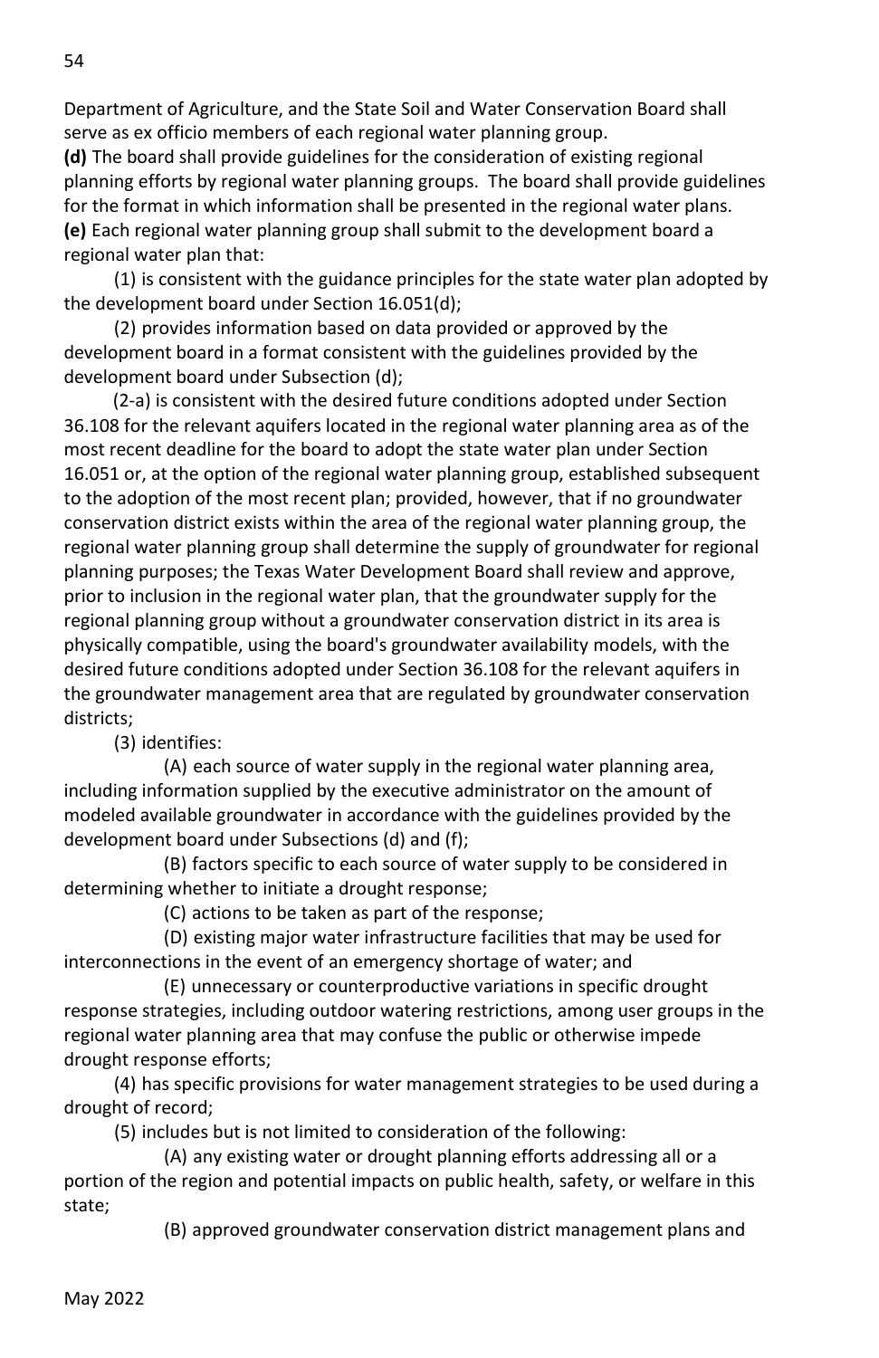Department of Agriculture, and the State Soil and Water Conservation Board shall serve as ex officio members of each regional water planning group.

**(d)** The board shall provide guidelines for the consideration of existing regional planning efforts by regional water planning groups. The board shall provide guidelines for the format in which information shall be presented in the regional water plans.

**(e)** Each regional water planning group shall submit to the development board a regional water plan that:

(1) is consistent with the guidance principles for the state water plan adopted by the development board under Section 16.051(d);

(2) provides information based on data provided or approved by the development board in a format consistent with the guidelines provided by the development board under Subsection (d);

(2-a) is consistent with the desired future conditions adopted under Section 36.108 for the relevant aquifers located in the regional water planning area as of the most recent deadline for the board to adopt the state water plan under Section 16.051 or, at the option of the regional water planning group, established subsequent to the adoption of the most recent plan; provided, however, that if no groundwater conservation district exists within the area of the regional water planning group, the regional water planning group shall determine the supply of groundwater for regional planning purposes; the Texas Water Development Board shall review and approve, prior to inclusion in the regional water plan, that the groundwater supply for the regional planning group without a groundwater conservation district in its area is physically compatible, using the board's groundwater availability models, with the desired future conditions adopted under Section 36.108 for the relevant aquifers in the groundwater management area that are regulated by groundwater conservation districts;

(3) identifies:

(A) each source of water supply in the regional water planning area, including information supplied by the executive administrator on the amount of modeled available groundwater in accordance with the guidelines provided by the development board under Subsections (d) and (f);

(B) factors specific to each source of water supply to be considered in determining whether to initiate a drought response;

(C) actions to be taken as part of the response;

(D) existing major water infrastructure facilities that may be used for interconnections in the event of an emergency shortage of water; and

(E) unnecessary or counterproductive variations in specific drought response strategies, including outdoor watering restrictions, among user groups in the regional water planning area that may confuse the public or otherwise impede drought response efforts;

(4) has specific provisions for water management strategies to be used during a drought of record;

(5) includes but is not limited to consideration of the following:

(A) any existing water or drought planning efforts addressing all or a portion of the region and potential impacts on public health, safety, or welfare in this state;

(B) approved groundwater conservation district management plans and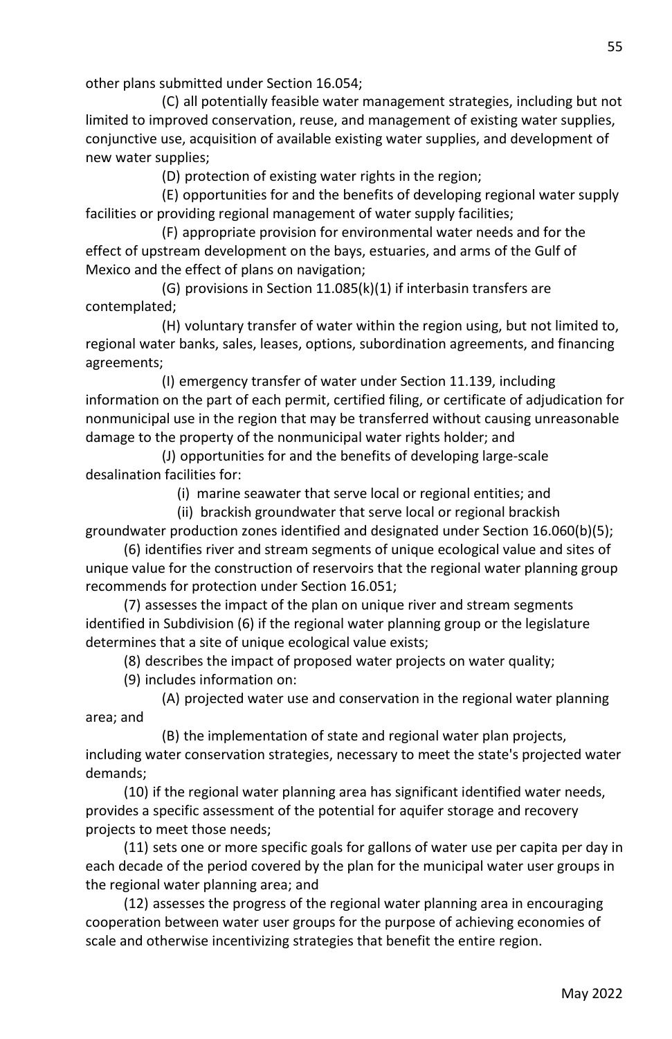other plans submitted under Section 16.054;

(C) all potentially feasible water management strategies, including but not limited to improved conservation, reuse, and management of existing water supplies, conjunctive use, acquisition of available existing water supplies, and development of new water supplies;

(D) protection of existing water rights in the region;

(E) opportunities for and the benefits of developing regional water supply facilities or providing regional management of water supply facilities;

(F) appropriate provision for environmental water needs and for the effect of upstream development on the bays, estuaries, and arms of the Gulf of Mexico and the effect of plans on navigation;

(G) provisions in Section 11.085(k)(1) if interbasin transfers are contemplated;

(H) voluntary transfer of water within the region using, but not limited to, regional water banks, sales, leases, options, subordination agreements, and financing agreements;

(I) emergency transfer of water under Section 11.139, including information on the part of each permit, certified filing, or certificate of adjudication for nonmunicipal use in the region that may be transferred without causing unreasonable damage to the property of the nonmunicipal water rights holder; and

(J) opportunities for and the benefits of developing large-scale desalination facilities for:

(i) marine seawater that serve local or regional entities; and

(ii) brackish groundwater that serve local or regional brackish groundwater production zones identified and designated under Section 16.060(b)(5);

(6) identifies river and stream segments of unique ecological value and sites of unique value for the construction of reservoirs that the regional water planning group recommends for protection under Section 16.051;

(7) assesses the impact of the plan on unique river and stream segments identified in Subdivision (6) if the regional water planning group or the legislature determines that a site of unique ecological value exists;

(8) describes the impact of proposed water projects on water quality;

(9) includes information on:

(A) projected water use and conservation in the regional water planning area; and

(B) the implementation of state and regional water plan projects, including water conservation strategies, necessary to meet the state's projected water demands;

(10) if the regional water planning area has significant identified water needs, provides a specific assessment of the potential for aquifer storage and recovery projects to meet those needs;

(11) sets one or more specific goals for gallons of water use per capita per day in each decade of the period covered by the plan for the municipal water user groups in the regional water planning area; and

(12) assesses the progress of the regional water planning area in encouraging cooperation between water user groups for the purpose of achieving economies of scale and otherwise incentivizing strategies that benefit the entire region.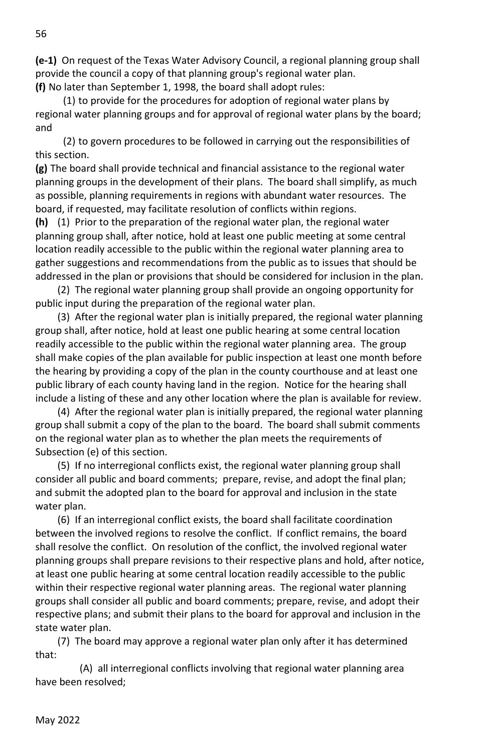**(e-1)** On request of the Texas Water Advisory Council, a regional planning group shall provide the council a copy of that planning group's regional water plan.

**(f)** No later than September 1, 1998, the board shall adopt rules:

(1) to provide for the procedures for adoption of regional water plans by regional water planning groups and for approval of regional water plans by the board; and

(2) to govern procedures to be followed in carrying out the responsibilities of this section.

**(g)** The board shall provide technical and financial assistance to the regional water planning groups in the development of their plans. The board shall simplify, as much as possible, planning requirements in regions with abundant water resources. The board, if requested, may facilitate resolution of conflicts within regions.

**(h)** (1) Prior to the preparation of the regional water plan, the regional water planning group shall, after notice, hold at least one public meeting at some central location readily accessible to the public within the regional water planning area to gather suggestions and recommendations from the public as to issues that should be addressed in the plan or provisions that should be considered for inclusion in the plan.

(2) The regional water planning group shall provide an ongoing opportunity for public input during the preparation of the regional water plan.

(3) After the regional water plan is initially prepared, the regional water planning group shall, after notice, hold at least one public hearing at some central location readily accessible to the public within the regional water planning area. The group shall make copies of the plan available for public inspection at least one month before the hearing by providing a copy of the plan in the county courthouse and at least one public library of each county having land in the region. Notice for the hearing shall include a listing of these and any other location where the plan is available for review.

(4) After the regional water plan is initially prepared, the regional water planning group shall submit a copy of the plan to the board. The board shall submit comments on the regional water plan as to whether the plan meets the requirements of Subsection (e) of this section.

(5) If no interregional conflicts exist, the regional water planning group shall consider all public and board comments; prepare, revise, and adopt the final plan; and submit the adopted plan to the board for approval and inclusion in the state water plan.

(6) If an interregional conflict exists, the board shall facilitate coordination between the involved regions to resolve the conflict. If conflict remains, the board shall resolve the conflict. On resolution of the conflict, the involved regional water planning groups shall prepare revisions to their respective plans and hold, after notice, at least one public hearing at some central location readily accessible to the public within their respective regional water planning areas. The regional water planning groups shall consider all public and board comments; prepare, revise, and adopt their respective plans; and submit their plans to the board for approval and inclusion in the state water plan.

(7) The board may approve a regional water plan only after it has determined that:

(A) all interregional conflicts involving that regional water planning area have been resolved;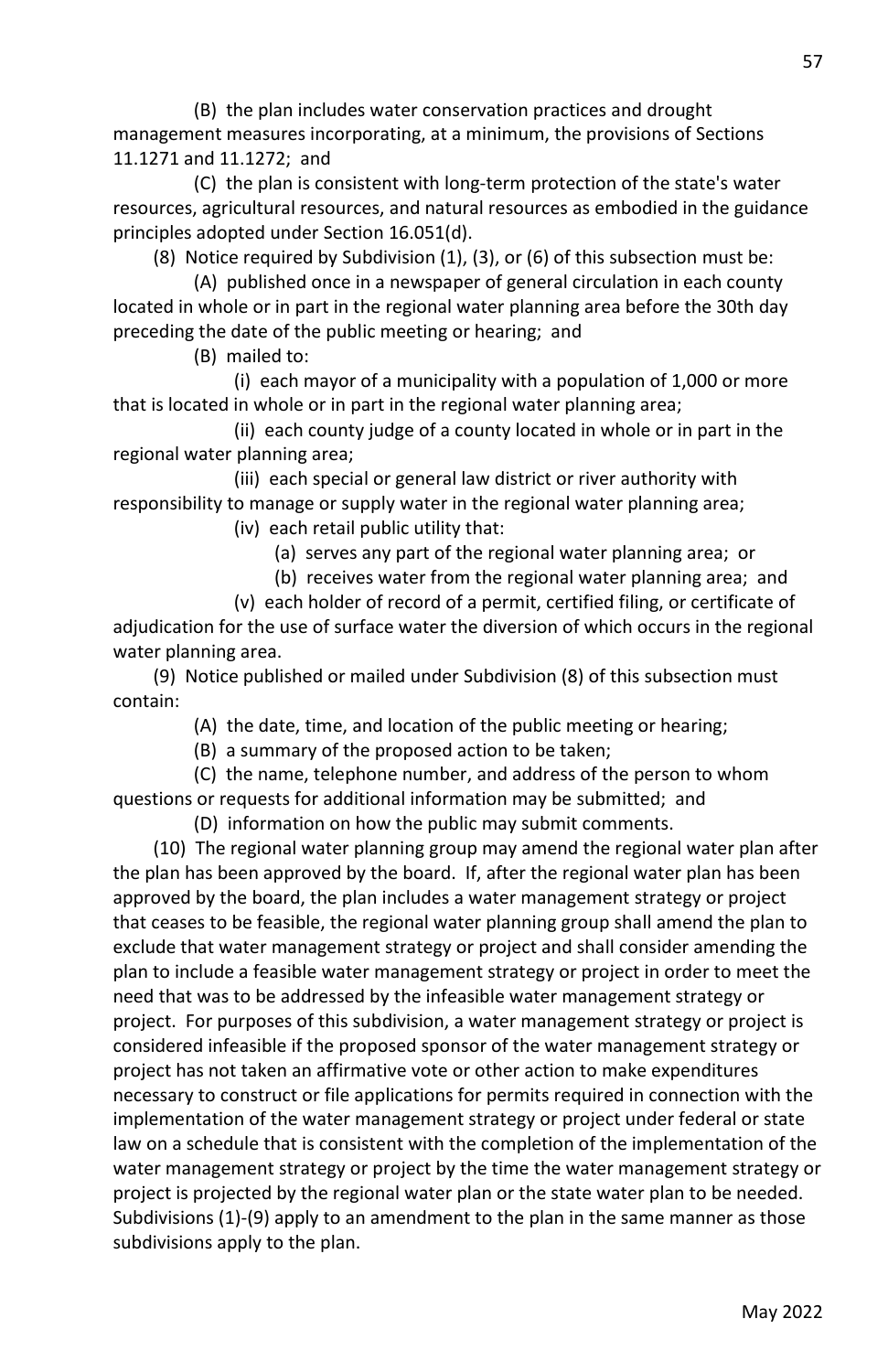(B) the plan includes water conservation practices and drought management measures incorporating, at a minimum, the provisions of Sections 11.1271 and 11.1272; and

(C) the plan is consistent with long-term protection of the state's water resources, agricultural resources, and natural resources as embodied in the guidance principles adopted under Section 16.051(d).

(8) Notice required by Subdivision (1), (3), or (6) of this subsection must be:

(A) published once in a newspaper of general circulation in each county located in whole or in part in the regional water planning area before the 30th day preceding the date of the public meeting or hearing; and

(B) mailed to:

(i) each mayor of a municipality with a population of 1,000 or more that is located in whole or in part in the regional water planning area;

(ii) each county judge of a county located in whole or in part in the regional water planning area;

(iii) each special or general law district or river authority with responsibility to manage or supply water in the regional water planning area;

(iv) each retail public utility that:

(a) serves any part of the regional water planning area; or

(b) receives water from the regional water planning area; and

(v) each holder of record of a permit, certified filing, or certificate of adjudication for the use of surface water the diversion of which occurs in the regional water planning area.

(9) Notice published or mailed under Subdivision (8) of this subsection must contain:

(A) the date, time, and location of the public meeting or hearing;

(B) a summary of the proposed action to be taken;

(C) the name, telephone number, and address of the person to whom questions or requests for additional information may be submitted; and

(D) information on how the public may submit comments.

(10) The regional water planning group may amend the regional water plan after the plan has been approved by the board. If, after the regional water plan has been approved by the board, the plan includes a water management strategy or project that ceases to be feasible, the regional water planning group shall amend the plan to exclude that water management strategy or project and shall consider amending the plan to include a feasible water management strategy or project in order to meet the need that was to be addressed by the infeasible water management strategy or project. For purposes of this subdivision, a water management strategy or project is considered infeasible if the proposed sponsor of the water management strategy or project has not taken an affirmative vote or other action to make expenditures necessary to construct or file applications for permits required in connection with the implementation of the water management strategy or project under federal or state law on a schedule that is consistent with the completion of the implementation of the water management strategy or project by the time the water management strategy or project is projected by the regional water plan or the state water plan to be needed. Subdivisions (1)-(9) apply to an amendment to the plan in the same manner as those subdivisions apply to the plan.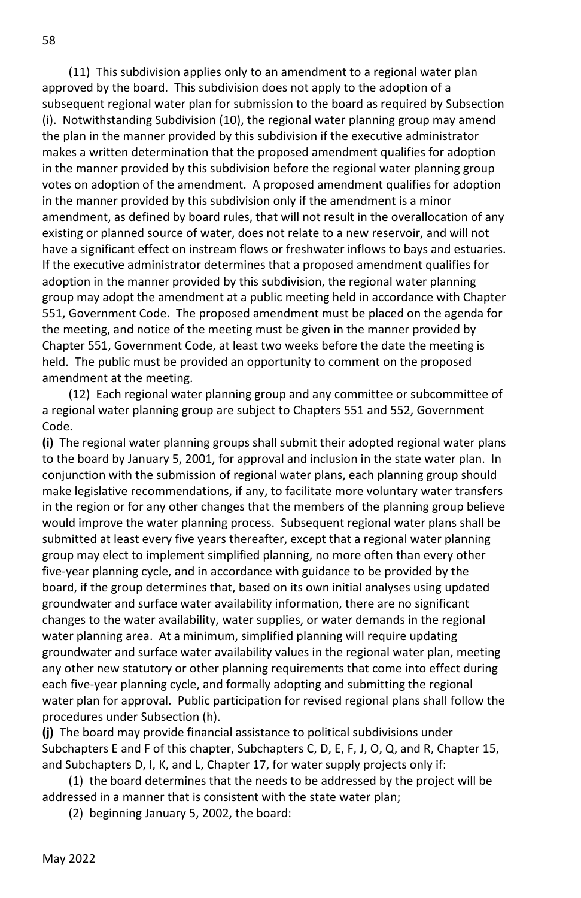(11) This subdivision applies only to an amendment to a regional water plan approved by the board. This subdivision does not apply to the adoption of a subsequent regional water plan for submission to the board as required by Subsection (i). Notwithstanding Subdivision (10), the regional water planning group may amend the plan in the manner provided by this subdivision if the executive administrator makes a written determination that the proposed amendment qualifies for adoption in the manner provided by this subdivision before the regional water planning group votes on adoption of the amendment. A proposed amendment qualifies for adoption in the manner provided by this subdivision only if the amendment is a minor amendment, as defined by board rules, that will not result in the overallocation of any existing or planned source of water, does not relate to a new reservoir, and will not have a significant effect on instream flows or freshwater inflows to bays and estuaries. If the executive administrator determines that a proposed amendment qualifies for adoption in the manner provided by this subdivision, the regional water planning group may adopt the amendment at a public meeting held in accordance with Chapter 551, Government Code. The proposed amendment must be placed on the agenda for the meeting, and notice of the meeting must be given in the manner provided by Chapter 551, Government Code, at least two weeks before the date the meeting is held. The public must be provided an opportunity to comment on the proposed amendment at the meeting.

(12) Each regional water planning group and any committee or subcommittee of a regional water planning group are subject to Chapters 551 and 552, Government Code.

**(i)** The regional water planning groups shall submit their adopted regional water plans to the board by January 5, 2001, for approval and inclusion in the state water plan. In conjunction with the submission of regional water plans, each planning group should make legislative recommendations, if any, to facilitate more voluntary water transfers in the region or for any other changes that the members of the planning group believe would improve the water planning process. Subsequent regional water plans shall be submitted at least every five years thereafter, except that a regional water planning group may elect to implement simplified planning, no more often than every other five-year planning cycle, and in accordance with guidance to be provided by the board, if the group determines that, based on its own initial analyses using updated groundwater and surface water availability information, there are no significant changes to the water availability, water supplies, or water demands in the regional water planning area. At a minimum, simplified planning will require updating groundwater and surface water availability values in the regional water plan, meeting any other new statutory or other planning requirements that come into effect during each five-year planning cycle, and formally adopting and submitting the regional water plan for approval. Public participation for revised regional plans shall follow the procedures under Subsection (h).

**(j)** The board may provide financial assistance to political subdivisions under Subchapters E and F of this chapter, Subchapters C, D, E, F, J, O, Q, and R, Chapter 15, and Subchapters D, I, K, and L, Chapter 17, for water supply projects only if:

(1) the board determines that the needs to be addressed by the project will be addressed in a manner that is consistent with the state water plan;

(2) beginning January 5, 2002, the board: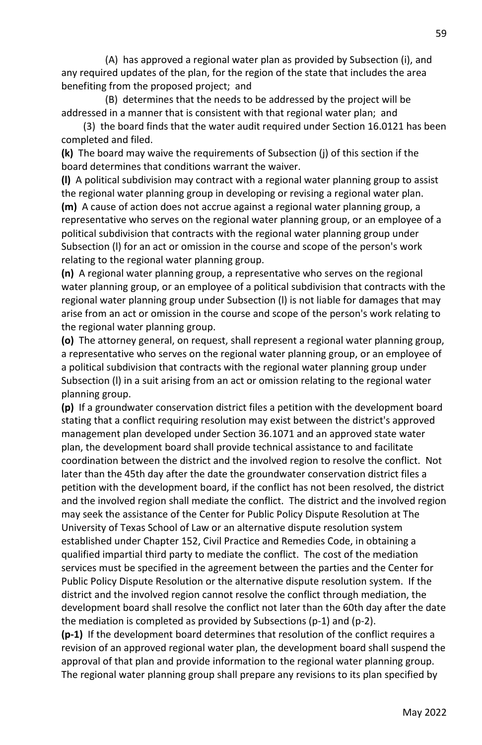(A) has approved a regional water plan as provided by Subsection (i), and any required updates of the plan, for the region of the state that includes the area benefiting from the proposed project; and

(B) determines that the needs to be addressed by the project will be addressed in a manner that is consistent with that regional water plan; and

(3) the board finds that the water audit required under Section 16.0121 has been completed and filed.

**(k)** The board may waive the requirements of Subsection (j) of this section if the board determines that conditions warrant the waiver.

**(l)** A political subdivision may contract with a regional water planning group to assist the regional water planning group in developing or revising a regional water plan.

**(m)** A cause of action does not accrue against a regional water planning group, a representative who serves on the regional water planning group, or an employee of a political subdivision that contracts with the regional water planning group under Subsection (l) for an act or omission in the course and scope of the person's work relating to the regional water planning group.

**(n)** A regional water planning group, a representative who serves on the regional water planning group, or an employee of a political subdivision that contracts with the regional water planning group under Subsection (l) is not liable for damages that may arise from an act or omission in the course and scope of the person's work relating to the regional water planning group.

**(o)** The attorney general, on request, shall represent a regional water planning group, a representative who serves on the regional water planning group, or an employee of a political subdivision that contracts with the regional water planning group under Subsection (l) in a suit arising from an act or omission relating to the regional water planning group.

**(p)** If a groundwater conservation district files a petition with the development board stating that a conflict requiring resolution may exist between the district's approved management plan developed under Section 36.1071 and an approved state water plan, the development board shall provide technical assistance to and facilitate coordination between the district and the involved region to resolve the conflict. Not later than the 45th day after the date the groundwater conservation district files a petition with the development board, if the conflict has not been resolved, the district and the involved region shall mediate the conflict. The district and the involved region may seek the assistance of the Center for Public Policy Dispute Resolution at The University of Texas School of Law or an alternative dispute resolution system established under Chapter 152, Civil Practice and Remedies Code, in obtaining a qualified impartial third party to mediate the conflict. The cost of the mediation services must be specified in the agreement between the parties and the Center for Public Policy Dispute Resolution or the alternative dispute resolution system. If the district and the involved region cannot resolve the conflict through mediation, the development board shall resolve the conflict not later than the 60th day after the date the mediation is completed as provided by Subsections (p-1) and (p-2).

**(p-1)** If the development board determines that resolution of the conflict requires a revision of an approved regional water plan, the development board shall suspend the approval of that plan and provide information to the regional water planning group. The regional water planning group shall prepare any revisions to its plan specified by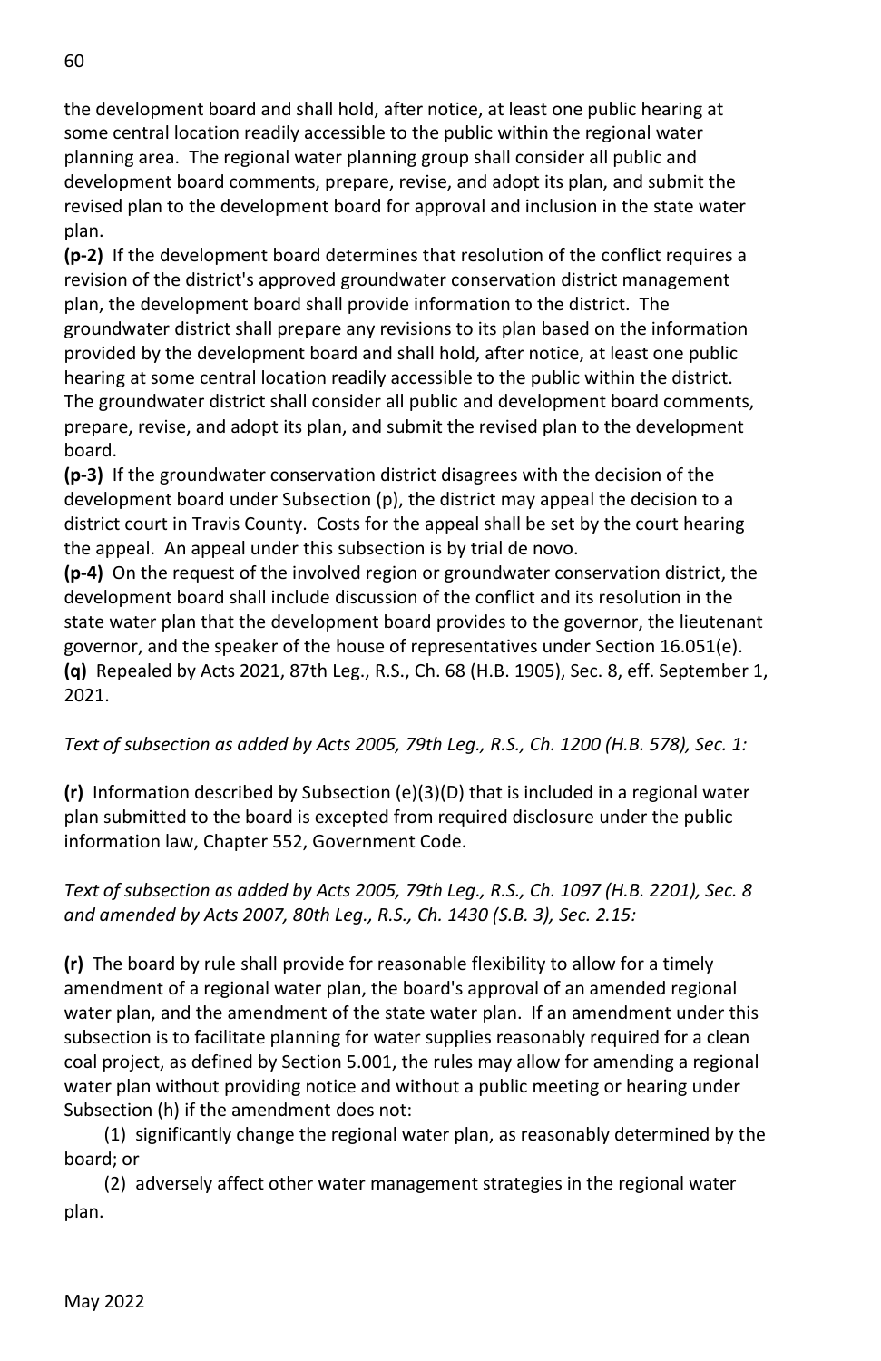the development board and shall hold, after notice, at least one public hearing at some central location readily accessible to the public within the regional water planning area. The regional water planning group shall consider all public and development board comments, prepare, revise, and adopt its plan, and submit the revised plan to the development board for approval and inclusion in the state water plan.

**(p-2)** If the development board determines that resolution of the conflict requires a revision of the district's approved groundwater conservation district management plan, the development board shall provide information to the district. The groundwater district shall prepare any revisions to its plan based on the information provided by the development board and shall hold, after notice, at least one public hearing at some central location readily accessible to the public within the district. The groundwater district shall consider all public and development board comments, prepare, revise, and adopt its plan, and submit the revised plan to the development board.

**(p-3)** If the groundwater conservation district disagrees with the decision of the development board under Subsection (p), the district may appeal the decision to a district court in Travis County. Costs for the appeal shall be set by the court hearing the appeal. An appeal under this subsection is by trial de novo.

**(p-4)** On the request of the involved region or groundwater conservation district, the development board shall include discussion of the conflict and its resolution in the state water plan that the development board provides to the governor, the lieutenant governor, and the speaker of the house of representatives under Section 16.051(e).

**(q)** Repealed by Acts 2021, 87th Leg., R.S., Ch. 68 (H.B. 1905), Sec. 8, eff. September 1, 2021.

*Text of subsection as added by Acts 2005, 79th Leg., R.S., Ch. 1200 (H.B. 578), Sec. 1:*

**(r)** Information described by Subsection (e)(3)(D) that is included in a regional water plan submitted to the board is excepted from required disclosure under the public information law, Chapter 552, Government Code.

*Text of subsection as added by Acts 2005, 79th Leg., R.S., Ch. 1097 (H.B. 2201), Sec. 8 and amended by Acts 2007, 80th Leg., R.S., Ch. 1430 (S.B. 3), Sec. 2.15:*

**(r)** The board by rule shall provide for reasonable flexibility to allow for a timely amendment of a regional water plan, the board's approval of an amended regional water plan, and the amendment of the state water plan. If an amendment under this subsection is to facilitate planning for water supplies reasonably required for a clean coal project, as defined by Section 5.001, the rules may allow for amending a regional water plan without providing notice and without a public meeting or hearing under Subsection (h) if the amendment does not:

(1) significantly change the regional water plan, as reasonably determined by the board; or

(2) adversely affect other water management strategies in the regional water plan.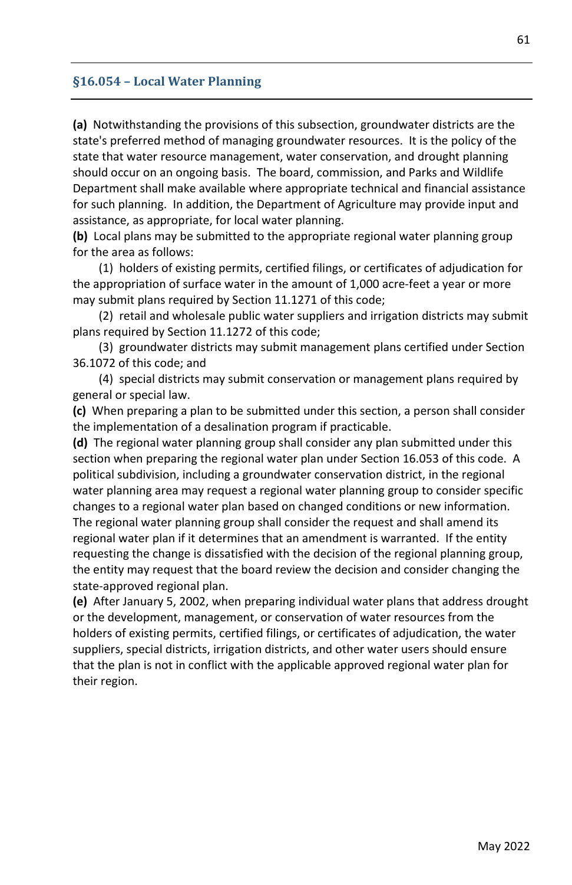## §16.054 – Local Water Planning

**(a)** Notwithstanding the provisions of this subsection, groundwater districts are the state's preferred method of managing groundwater resources. It is the policy of the state that water resource management, water conservation, and drought planning should occur on an ongoing basis. The board, commission, and Parks and Wildlife Department shall make available where appropriate technical and financial assistance for such planning. In addition, the Department of Agriculture may provide input and assistance, as appropriate, for local water planning.

**(b)** Local plans may be submitted to the appropriate regional water planning group for the area as follows:

(1) holders of existing permits, certified filings, or certificates of adjudication for the appropriation of surface water in the amount of 1,000 acre-feet a year or more may submit plans required by Section 11.1271 of this code;

(2) retail and wholesale public water suppliers and irrigation districts may submit plans required by Section 11.1272 of this code;

(3) groundwater districts may submit management plans certified under Section 36.1072 of this code; and

(4) special districts may submit conservation or management plans required by general or special law.

**(c)** When preparing a plan to be submitted under this section, a person shall consider the implementation of a desalination program if practicable.

**(d)** The regional water planning group shall consider any plan submitted under this section when preparing the regional water plan under Section 16.053 of this code. A political subdivision, including a groundwater conservation district, in the regional water planning area may request a regional water planning group to consider specific changes to a regional water plan based on changed conditions or new information. The regional water planning group shall consider the request and shall amend its regional water plan if it determines that an amendment is warranted. If the entity requesting the change is dissatisfied with the decision of the regional planning group, the entity may request that the board review the decision and consider changing the state-approved regional plan.

**(e)** After January 5, 2002, when preparing individual water plans that address drought or the development, management, or conservation of water resources from the holders of existing permits, certified filings, or certificates of adjudication, the water suppliers, special districts, irrigation districts, and other water users should ensure that the plan is not in conflict with the applicable approved regional water plan for their region.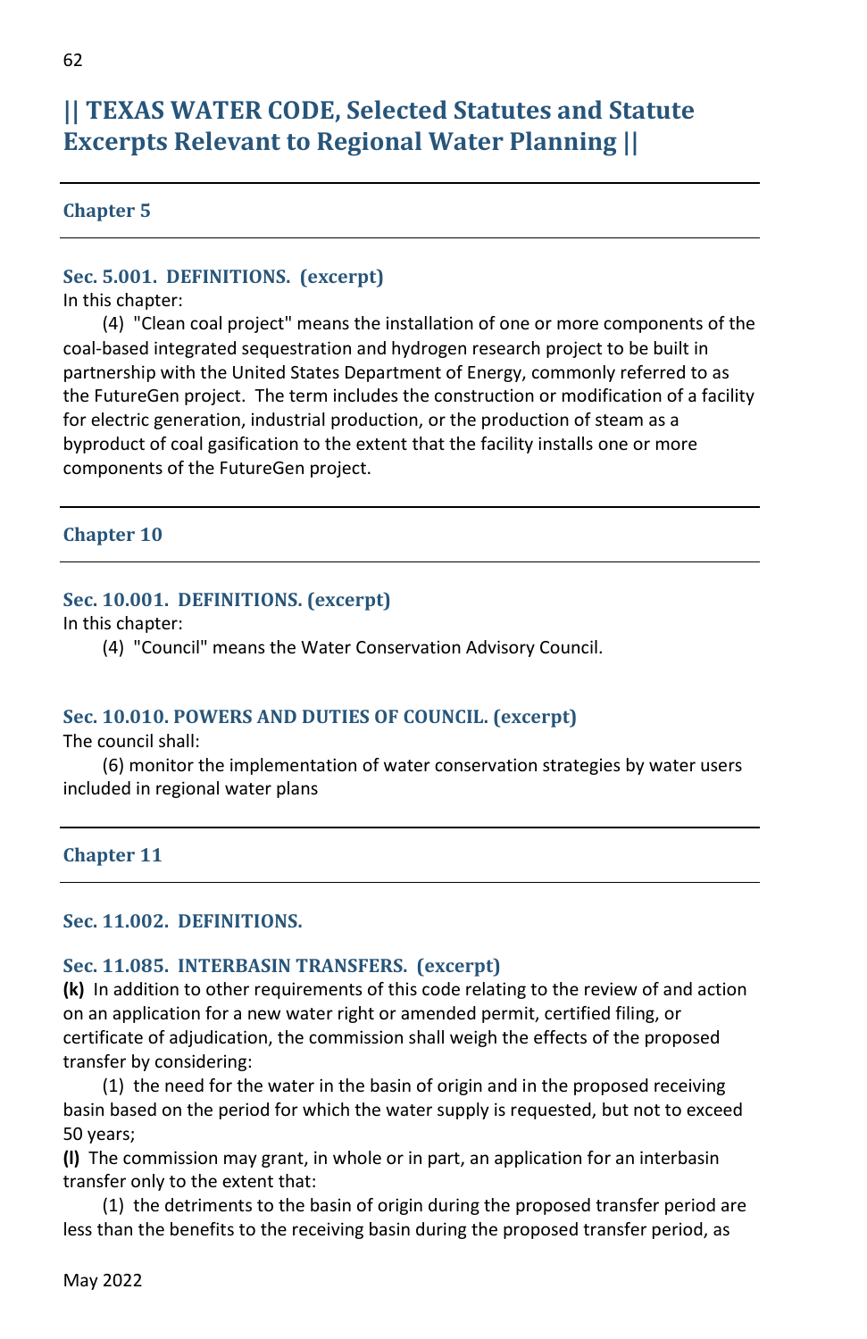# || TEXAS WATER CODE, Selected Statutes and Statute Excerpts Relevant to Regional Water Planning ||

## Chapter 5

### Sec. 5.001. DEFINITIONS. (excerpt)

In this chapter:

(4) "Clean coal project" means the installation of one or more components of the coal-based integrated sequestration and hydrogen research project to be built in partnership with the United States Department of Energy, commonly referred to as the FutureGen project. The term includes the construction or modification of a facility for electric generation, industrial production, or the production of steam as a byproduct of coal gasification to the extent that the facility installs one or more components of the FutureGen project.

## Chapter 10

### Sec. 10.001. DEFINITIONS. (excerpt)

In this chapter:

(4) "Council" means the Water Conservation Advisory Council.

### Sec. 10.010. POWERS AND DUTIES OF COUNCIL. (excerpt)

The council shall:

(6) monitor the implementation of water conservation strategies by water users included in regional water plans

## Chapter 11

### Sec. 11.002. DEFINITIONS.

### Sec. 11.085. INTERBASIN TRANSFERS. (excerpt)

**(k)** In addition to other requirements of this code relating to the review of and action on an application for a new water right or amended permit, certified filing, or certificate of adjudication, the commission shall weigh the effects of the proposed transfer by considering:

(1) the need for the water in the basin of origin and in the proposed receiving basin based on the period for which the water supply is requested, but not to exceed 50 years;

**(l)** The commission may grant, in whole or in part, an application for an interbasin transfer only to the extent that:

(1) the detriments to the basin of origin during the proposed transfer period are less than the benefits to the receiving basin during the proposed transfer period, as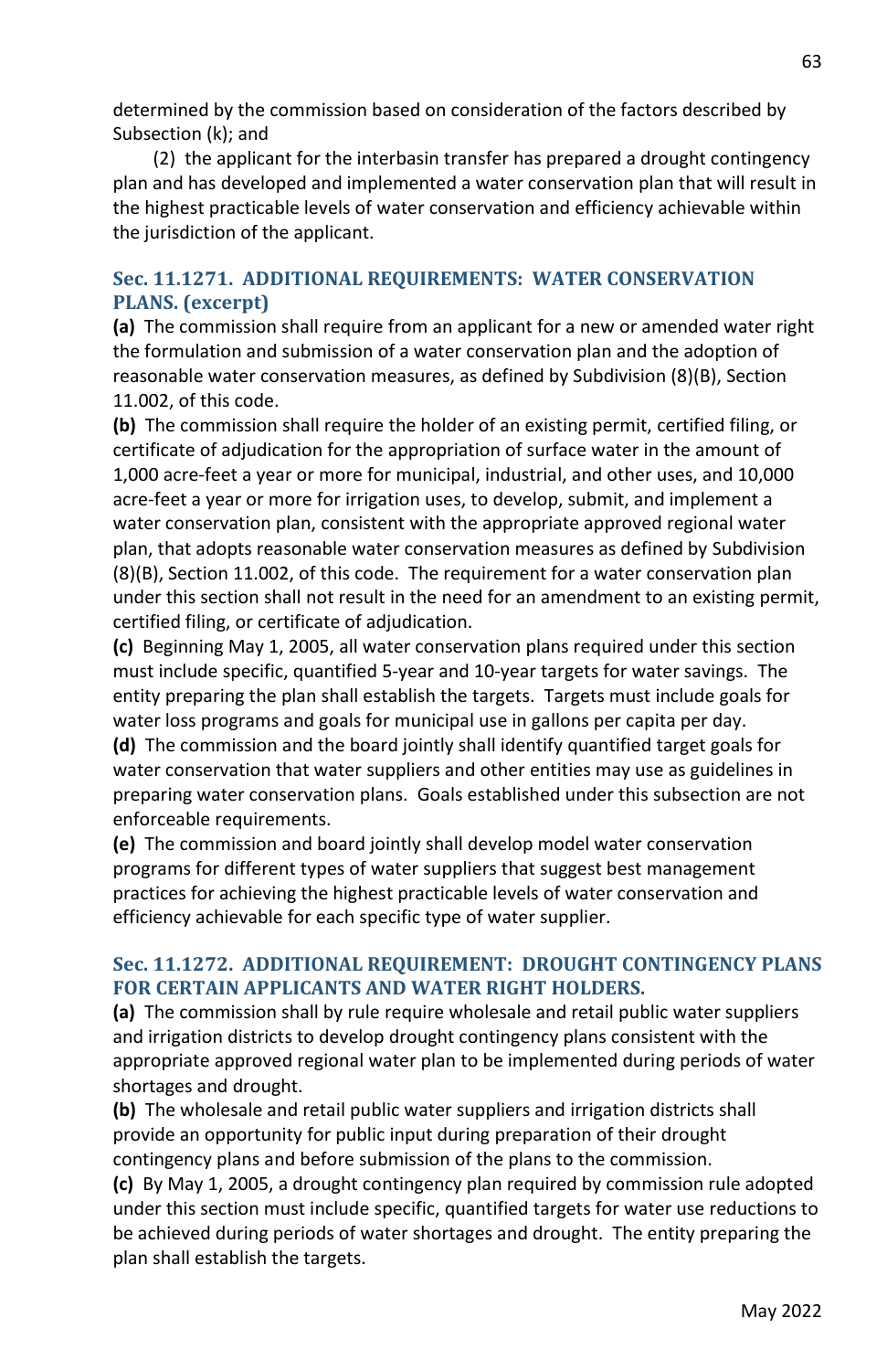determined by the commission based on consideration of the factors described by Subsection (k); and

(2) the applicant for the interbasin transfer has prepared a drought contingency plan and has developed and implemented a water conservation plan that will result in the highest practicable levels of water conservation and efficiency achievable within the jurisdiction of the applicant.

### Sec. 11.1271. ADDITIONAL REQUIREMENTS: WATER CONSERVATION PLANS. (excerpt)

**(a)** The commission shall require from an applicant for a new or amended water right the formulation and submission of a water conservation plan and the adoption of reasonable water conservation measures, as defined by Subdivision (8)(B), Section 11.002, of this code.

**(b)** The commission shall require the holder of an existing permit, certified filing, or certificate of adjudication for the appropriation of surface water in the amount of 1,000 acre-feet a year or more for municipal, industrial, and other uses, and 10,000 acre-feet a year or more for irrigation uses, to develop, submit, and implement a water conservation plan, consistent with the appropriate approved regional water plan, that adopts reasonable water conservation measures as defined by Subdivision (8)(B), Section 11.002, of this code. The requirement for a water conservation plan under this section shall not result in the need for an amendment to an existing permit, certified filing, or certificate of adjudication.

**(c)** Beginning May 1, 2005, all water conservation plans required under this section must include specific, quantified 5-year and 10-year targets for water savings. The entity preparing the plan shall establish the targets. Targets must include goals for water loss programs and goals for municipal use in gallons per capita per day.

**(d)** The commission and the board jointly shall identify quantified target goals for water conservation that water suppliers and other entities may use as guidelines in preparing water conservation plans. Goals established under this subsection are not enforceable requirements.

**(e)** The commission and board jointly shall develop model water conservation programs for different types of water suppliers that suggest best management practices for achieving the highest practicable levels of water conservation and efficiency achievable for each specific type of water supplier.

### Sec. 11.1272. ADDITIONAL REQUIREMENT: DROUGHT CONTINGENCY PLANS FOR CERTAIN APPLICANTS AND WATER RIGHT HOLDERS.

**(a)** The commission shall by rule require wholesale and retail public water suppliers and irrigation districts to develop drought contingency plans consistent with the appropriate approved regional water plan to be implemented during periods of water shortages and drought.

**(b)** The wholesale and retail public water suppliers and irrigation districts shall provide an opportunity for public input during preparation of their drought contingency plans and before submission of the plans to the commission.

**(c)** By May 1, 2005, a drought contingency plan required by commission rule adopted under this section must include specific, quantified targets for water use reductions to be achieved during periods of water shortages and drought. The entity preparing the plan shall establish the targets.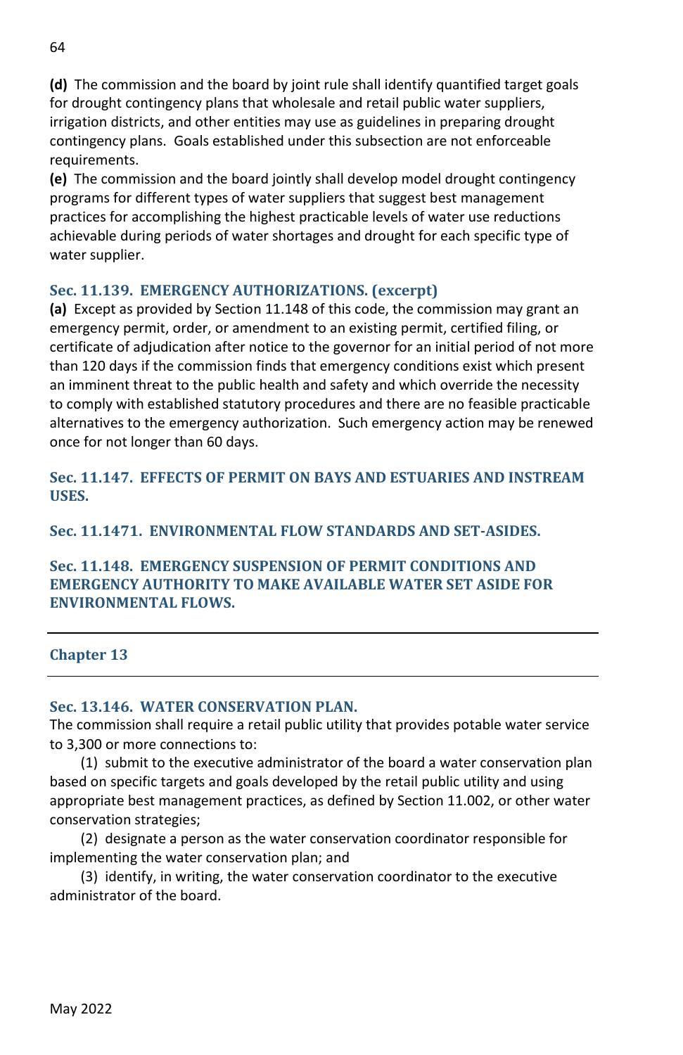**(d)** The commission and the board by joint rule shall identify quantified target goals for drought contingency plans that wholesale and retail public water suppliers, irrigation districts, and other entities may use as guidelines in preparing drought contingency plans. Goals established under this subsection are not enforceable requirements.

**(e)** The commission and the board jointly shall develop model drought contingency programs for different types of water suppliers that suggest best management practices for accomplishing the highest practicable levels of water use reductions achievable during periods of water shortages and drought for each specific type of water supplier.

### Sec. 11.139. EMERGENCY AUTHORIZATIONS. (excerpt)

**(a)** Except as provided by Section 11.148 of this code, the commission may grant an emergency permit, order, or amendment to an existing permit, certified filing, or certificate of adjudication after notice to the governor for an initial period of not more than 120 days if the commission finds that emergency conditions exist which present an imminent threat to the public health and safety and which override the necessity to comply with established statutory procedures and there are no feasible practicable alternatives to the emergency authorization. Such emergency action may be renewed once for not longer than 60 days.

### Sec. 11.147. EFFECTS OF PERMIT ON BAYS AND ESTUARIES AND INSTREAM USES.

### Sec. 11.1471. ENVIRONMENTAL FLOW STANDARDS AND SET-ASIDES.

### Sec. 11.148. EMERGENCY SUSPENSION OF PERMIT CONDITIONS AND EMERGENCY AUTHORITY TO MAKE AVAILABLE WATER SET ASIDE FOR ENVIRONMENTAL FLOWS.

---

## Chapter 13

---

### Sec. 13.146. WATER CONSERVATION PLAN.

The commission shall require a retail public utility that provides potable water service to 3,300 or more connections to:

(1) submit to the executive administrator of the board a water conservation plan based on specific targets and goals developed by the retail public utility and using appropriate best management practices, as defined by Section 11.002, or other water conservation strategies;

(2) designate a person as the water conservation coordinator responsible for implementing the water conservation plan; and

(3) identify, in writing, the water conservation coordinator to the executive administrator of the board.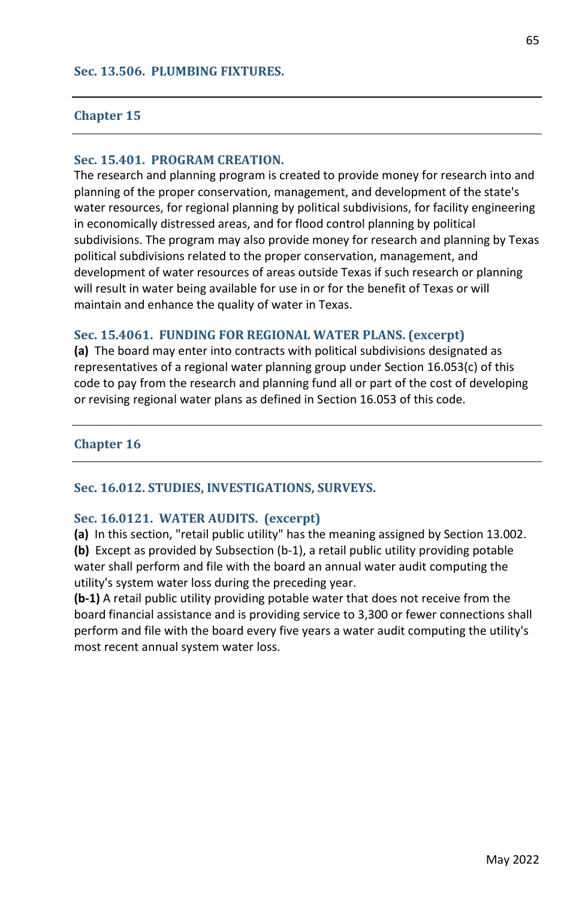### Sec. 13.506. PLUMBING FIXTURES.

---

## Chapter 15

---

### Sec. 15.401. PROGRAM CREATION.

The research and planning program is created to provide money for research into and planning of the proper conservation, management, and development of the state's water resources, for regional planning by political subdivisions, for facility engineering in economically distressed areas, and for flood control planning by political subdivisions. The program may also provide money for research and planning by Texas political subdivisions related to the proper conservation, management, and development of water resources of areas outside Texas if such research or planning will result in water being available for use in or for the benefit of Texas or will maintain and enhance the quality of water in Texas.

### Sec. 15.4061. FUNDING FOR REGIONAL WATER PLANS. (excerpt)

**(a)** The board may enter into contracts with political subdivisions designated as representatives of a regional water planning group under Section 16.053(c) of this code to pay from the research and planning fund all or part of the cost of developing or revising regional water plans as defined in Section 16.053 of this code.

---

## Chapter 16

---

### Sec. 16.012. STUDIES, INVESTIGATIONS, SURVEYS.

### Sec. 16.0121. WATER AUDITS. (excerpt)

**(a)** In this section, "retail public utility" has the meaning assigned by Section 13.002.
**(b)** Except as provided by Subsection (b-1), a retail public utility providing potable water shall perform and file with the board an annual water audit computing the utility's system water loss during the preceding year.
**(b-1)** A retail public utility providing potable water that does not receive from the board financial assistance and is providing service to 3,300 or fewer connections shall perform and file with the board every five years a water audit computing the utility's most recent annual system water loss.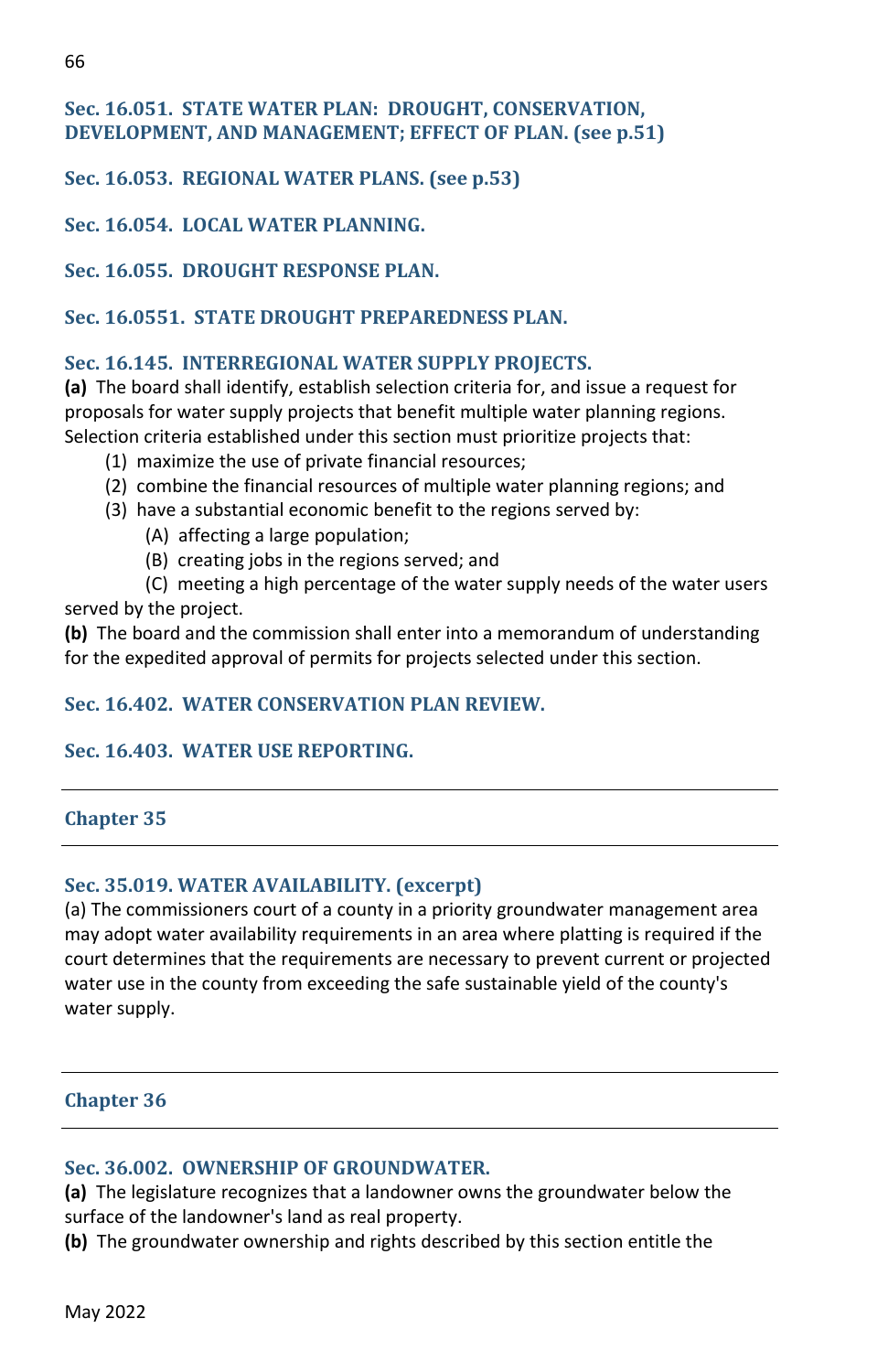### Sec. 16.051. STATE WATER PLAN: DROUGHT, CONSERVATION, DEVELOPMENT, AND MANAGEMENT; EFFECT OF PLAN. (see p.51)

### Sec. 16.053. REGIONAL WATER PLANS. (see p.53)

### Sec. 16.054. LOCAL WATER PLANNING.

### Sec. 16.055. DROUGHT RESPONSE PLAN.

### Sec. 16.0551. STATE DROUGHT PREPAREDNESS PLAN.

### Sec. 16.145. INTERREGIONAL WATER SUPPLY PROJECTS.

**(a)** The board shall identify, establish selection criteria for, and issue a request for proposals for water supply projects that benefit multiple water planning regions. Selection criteria established under this section must prioritize projects that:

- (1) maximize the use of private financial resources;
- (2) combine the financial resources of multiple water planning regions; and
- (3) have a substantial economic benefit to the regions served by:
  - (A) affecting a large population;
  - (B) creating jobs in the regions served; and
  - (C) meeting a high percentage of the water supply needs of the water users served by the project.

**(b)** The board and the commission shall enter into a memorandum of understanding for the expedited approval of permits for projects selected under this section.

### Sec. 16.402. WATER CONSERVATION PLAN REVIEW.

### Sec. 16.403. WATER USE REPORTING.

---

## Chapter 35

---

### Sec. 35.019. WATER AVAILABILITY. (excerpt)

(a) The commissioners court of a county in a priority groundwater management area may adopt water availability requirements in an area where platting is required if the court determines that the requirements are necessary to prevent current or projected water use in the county from exceeding the safe sustainable yield of the county's water supply.

---

## Chapter 36

---

### Sec. 36.002. OWNERSHIP OF GROUNDWATER.

**(a)** The legislature recognizes that a landowner owns the groundwater below the surface of the landowner's land as real property.

**(b)** The groundwater ownership and rights described by this section entitle the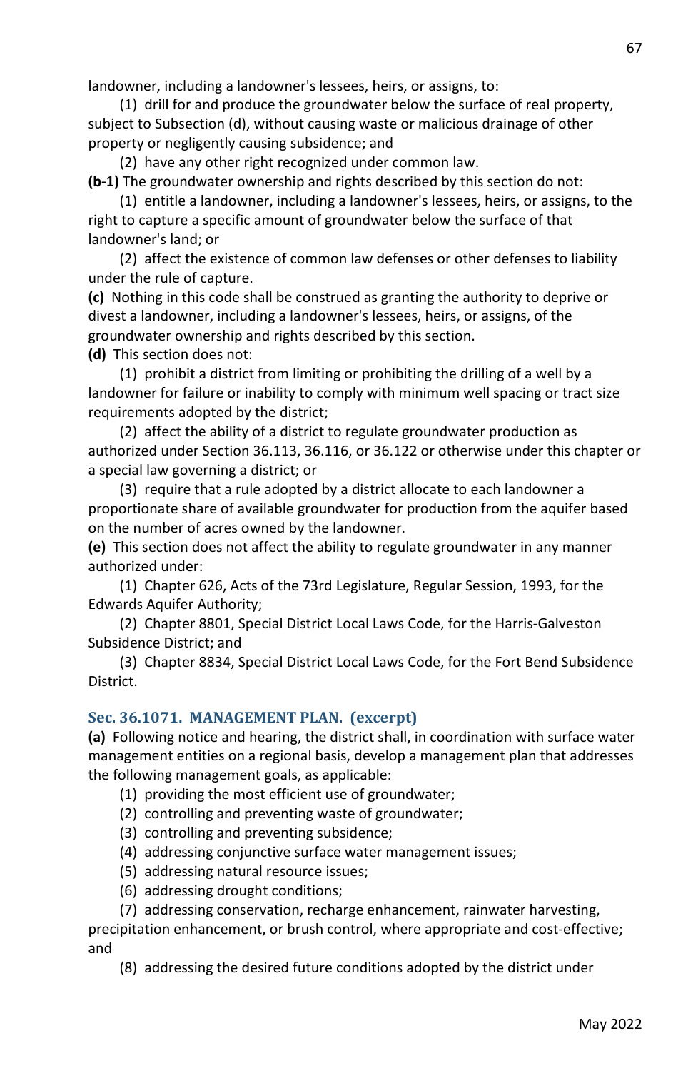landowner, including a landowner's lessees, heirs, or assigns, to:

(1) drill for and produce the groundwater below the surface of real property, subject to Subsection (d), without causing waste or malicious drainage of other property or negligently causing subsidence; and

(2) have any other right recognized under common law.

**(b-1)** The groundwater ownership and rights described by this section do not:

(1) entitle a landowner, including a landowner's lessees, heirs, or assigns, to the right to capture a specific amount of groundwater below the surface of that landowner's land; or

(2) affect the existence of common law defenses or other defenses to liability under the rule of capture.

**(c)** Nothing in this code shall be construed as granting the authority to deprive or divest a landowner, including a landowner's lessees, heirs, or assigns, of the groundwater ownership and rights described by this section.

**(d)** This section does not:

(1) prohibit a district from limiting or prohibiting the drilling of a well by a landowner for failure or inability to comply with minimum well spacing or tract size requirements adopted by the district;

(2) affect the ability of a district to regulate groundwater production as authorized under Section 36.113, 36.116, or 36.122 or otherwise under this chapter or a special law governing a district; or

(3) require that a rule adopted by a district allocate to each landowner a proportionate share of available groundwater for production from the aquifer based on the number of acres owned by the landowner.

**(e)** This section does not affect the ability to regulate groundwater in any manner authorized under:

(1) Chapter 626, Acts of the 73rd Legislature, Regular Session, 1993, for the Edwards Aquifer Authority;

(2) Chapter 8801, Special District Local Laws Code, for the Harris-Galveston Subsidence District; and

(3) Chapter 8834, Special District Local Laws Code, for the Fort Bend Subsidence District.

### Sec. 36.1071. MANAGEMENT PLAN. (excerpt)

**(a)** Following notice and hearing, the district shall, in coordination with surface water management entities on a regional basis, develop a management plan that addresses the following management goals, as applicable:

(1) providing the most efficient use of groundwater;

(2) controlling and preventing waste of groundwater;

(3) controlling and preventing subsidence;

(4) addressing conjunctive surface water management issues;

(5) addressing natural resource issues;

(6) addressing drought conditions;

(7) addressing conservation, recharge enhancement, rainwater harvesting, precipitation enhancement, or brush control, where appropriate and cost-effective; and

(8) addressing the desired future conditions adopted by the district under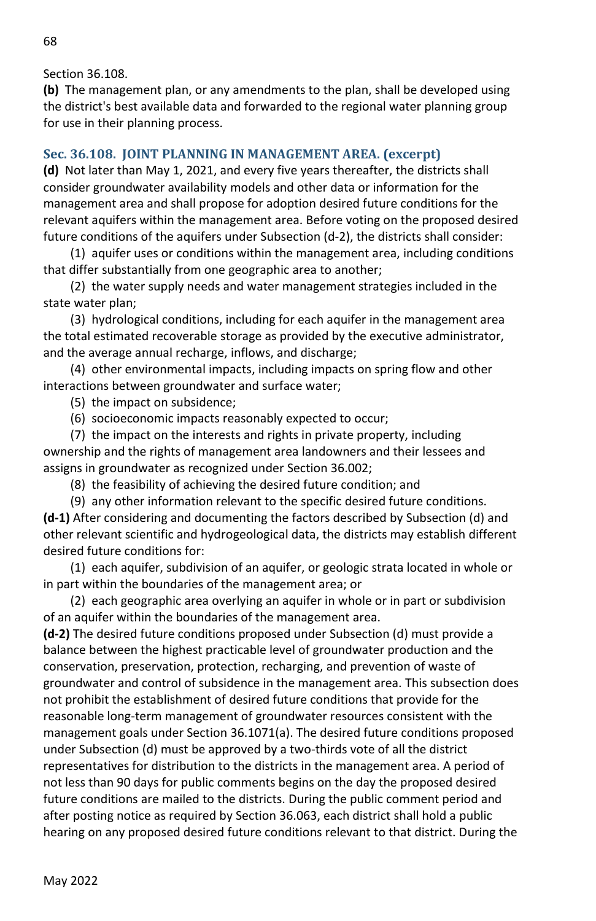Section 36.108.

**(b)** The management plan, or any amendments to the plan, shall be developed using the district's best available data and forwarded to the regional water planning group for use in their planning process.

### Sec. 36.108. JOINT PLANNING IN MANAGEMENT AREA. (excerpt)

**(d)** Not later than May 1, 2021, and every five years thereafter, the districts shall consider groundwater availability models and other data or information for the management area and shall propose for adoption desired future conditions for the relevant aquifers within the management area. Before voting on the proposed desired future conditions of the aquifers under Subsection (d-2), the districts shall consider:

(1) aquifer uses or conditions within the management area, including conditions that differ substantially from one geographic area to another;

(2) the water supply needs and water management strategies included in the state water plan;

(3) hydrological conditions, including for each aquifer in the management area the total estimated recoverable storage as provided by the executive administrator, and the average annual recharge, inflows, and discharge;

(4) other environmental impacts, including impacts on spring flow and other interactions between groundwater and surface water;

(5) the impact on subsidence;

(6) socioeconomic impacts reasonably expected to occur;

(7) the impact on the interests and rights in private property, including ownership and the rights of management area landowners and their lessees and assigns in groundwater as recognized under Section 36.002;

(8) the feasibility of achieving the desired future condition; and

(9) any other information relevant to the specific desired future conditions.

**(d-1)** After considering and documenting the factors described by Subsection (d) and other relevant scientific and hydrogeological data, the districts may establish different desired future conditions for:

(1) each aquifer, subdivision of an aquifer, or geologic strata located in whole or in part within the boundaries of the management area; or

(2) each geographic area overlying an aquifer in whole or in part or subdivision of an aquifer within the boundaries of the management area.

**(d-2)** The desired future conditions proposed under Subsection (d) must provide a balance between the highest practicable level of groundwater production and the conservation, preservation, protection, recharging, and prevention of waste of groundwater and control of subsidence in the management area. This subsection does not prohibit the establishment of desired future conditions that provide for the reasonable long-term management of groundwater resources consistent with the management goals under Section 36.1071(a). The desired future conditions proposed under Subsection (d) must be approved by a two-thirds vote of all the district representatives for distribution to the districts in the management area. A period of not less than 90 days for public comments begins on the day the proposed desired future conditions are mailed to the districts. During the public comment period and after posting notice as required by Section 36.063, each district shall hold a public hearing on any proposed desired future conditions relevant to that district. During the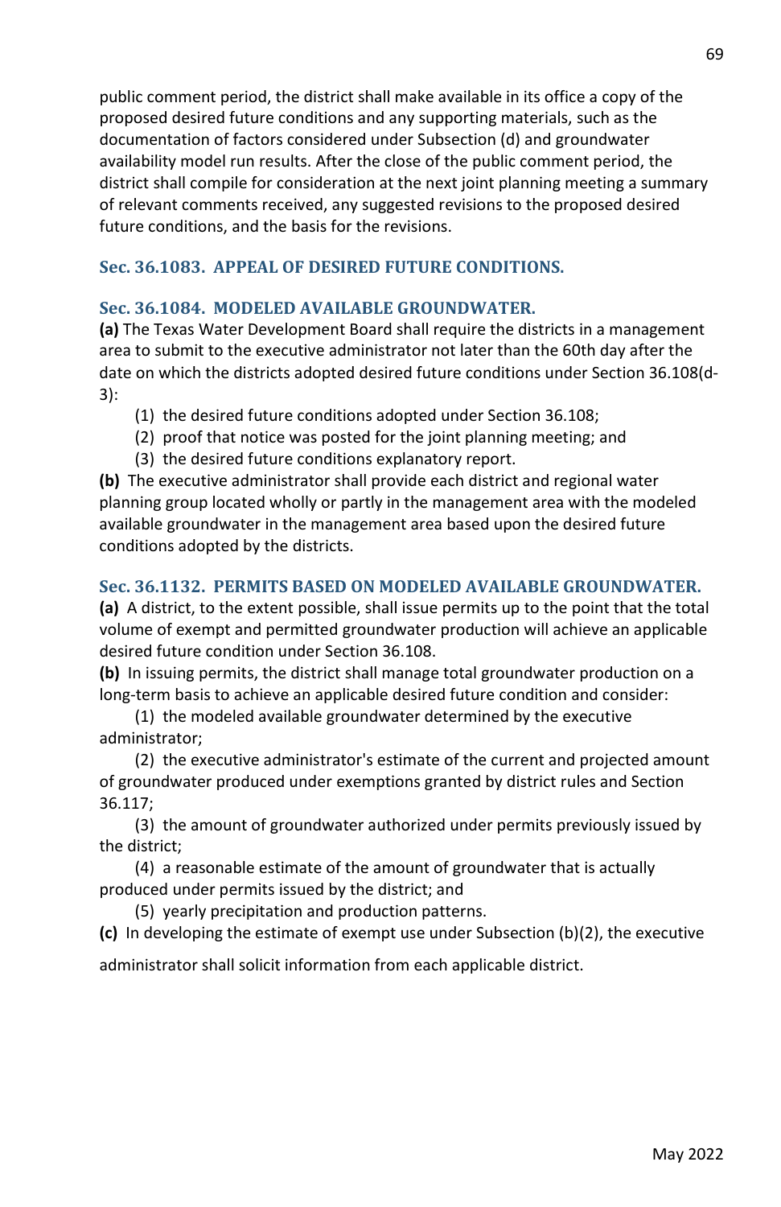public comment period, the district shall make available in its office a copy of the proposed desired future conditions and any supporting materials, such as the documentation of factors considered under Subsection (d) and groundwater availability model run results. After the close of the public comment period, the district shall compile for consideration at the next joint planning meeting a summary of relevant comments received, any suggested revisions to the proposed desired future conditions, and the basis for the revisions.

### Sec. 36.1083. APPEAL OF DESIRED FUTURE CONDITIONS.

### Sec. 36.1084. MODELED AVAILABLE GROUNDWATER.

**(a)** The Texas Water Development Board shall require the districts in a management area to submit to the executive administrator not later than the 60th day after the date on which the districts adopted desired future conditions under Section 36.108(d-3):

(1) the desired future conditions adopted under Section 36.108;

(2) proof that notice was posted for the joint planning meeting; and

(3) the desired future conditions explanatory report.

**(b)** The executive administrator shall provide each district and regional water planning group located wholly or partly in the management area with the modeled available groundwater in the management area based upon the desired future conditions adopted by the districts.

### Sec. 36.1132. PERMITS BASED ON MODELED AVAILABLE GROUNDWATER.

**(a)** A district, to the extent possible, shall issue permits up to the point that the total volume of exempt and permitted groundwater production will achieve an applicable desired future condition under Section 36.108.

**(b)** In issuing permits, the district shall manage total groundwater production on a long-term basis to achieve an applicable desired future condition and consider:

(1) the modeled available groundwater determined by the executive administrator;

(2) the executive administrator's estimate of the current and projected amount of groundwater produced under exemptions granted by district rules and Section 36.117;

(3) the amount of groundwater authorized under permits previously issued by the district;

(4) a reasonable estimate of the amount of groundwater that is actually produced under permits issued by the district; and

(5) yearly precipitation and production patterns.

**(c)** In developing the estimate of exempt use under Subsection (b)(2), the executive administrator shall solicit information from each applicable district.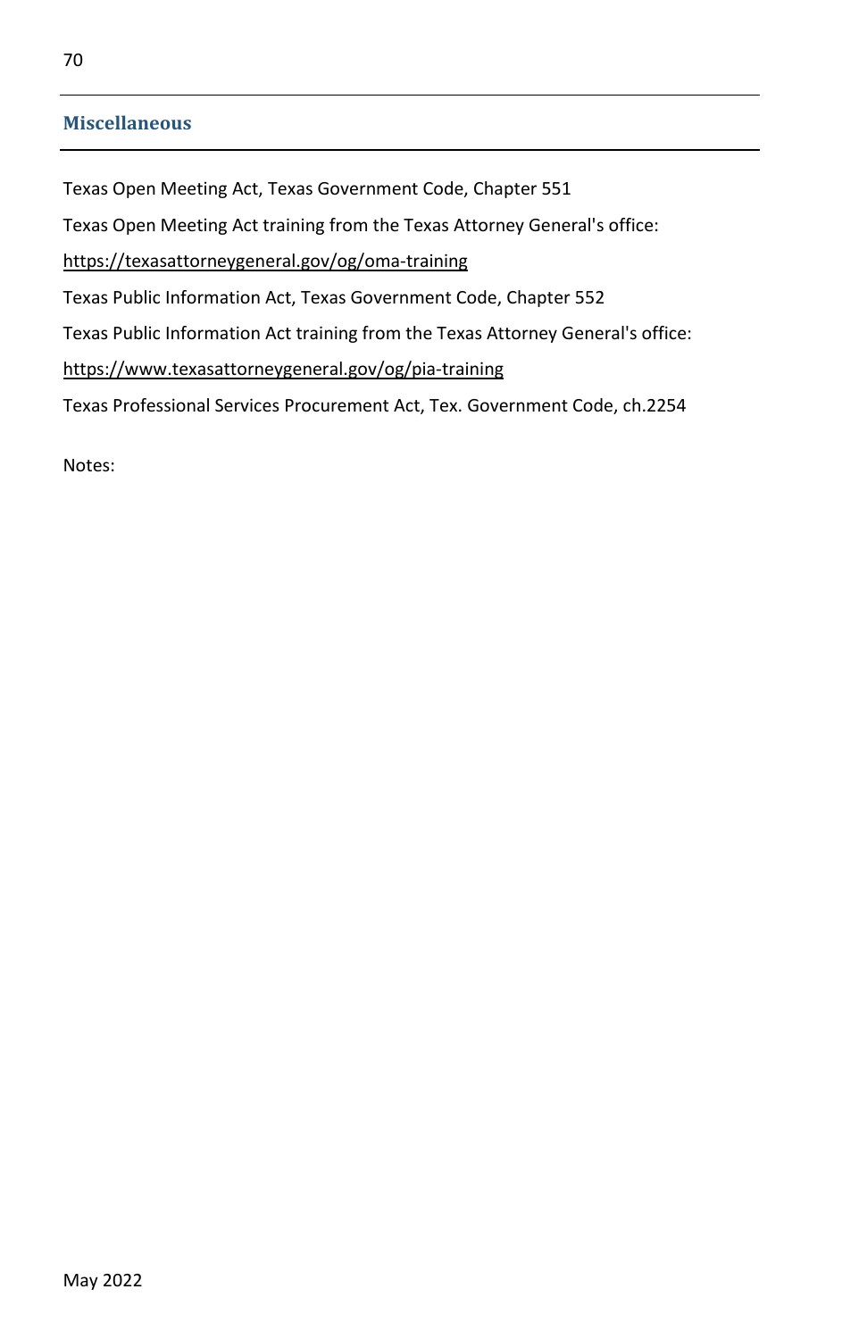## Miscellaneous

Texas Open Meeting Act, Texas Government Code, Chapter 551

Texas Open Meeting Act training from the Texas Attorney General's office:

https://texasattorneygeneral.gov/og/oma-training

Texas Public Information Act, Texas Government Code, Chapter 552

Texas Public Information Act training from the Texas Attorney General's office:

https://www.texasattorneygeneral.gov/og/pia-training

Texas Professional Services Procurement Act, Tex. Government Code, ch.2254

Notes: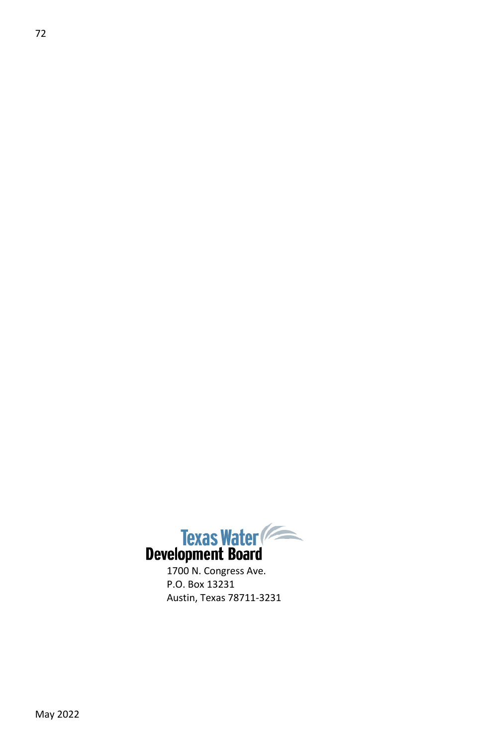Texas Water Development Board

1700 N. Congress Ave.
P.O. Box 13231
Austin, Texas 78711-3231

May 2022